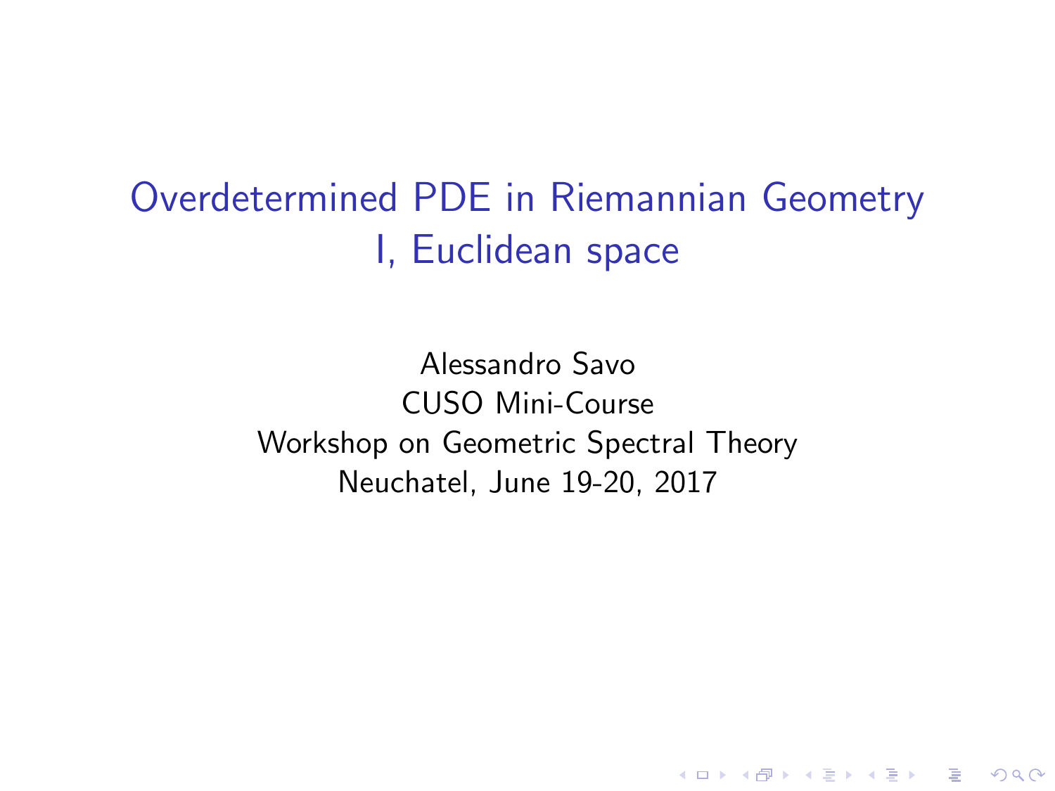# Overdetermined PDE in Riemannian Geometry
## I, Euclidean space

Alessandro Savo
CUSO Mini-Course
Workshop on Geometric Spectral Theory
Neuchatel, June 19-20, 2017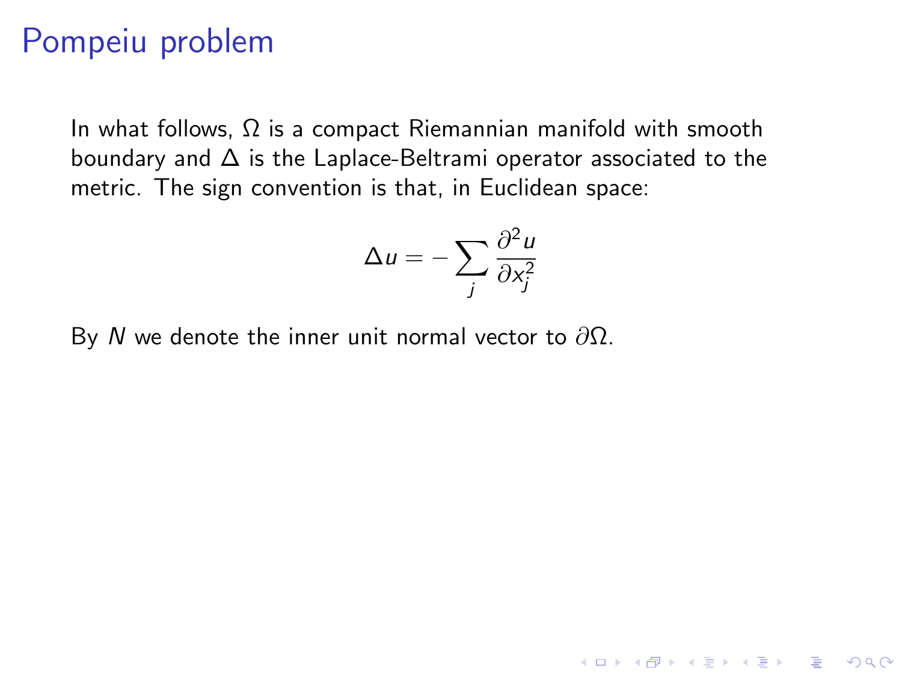# Pompeiu problem

In what follows, $\Omega$ is a compact Riemannian manifold with smooth boundary and $\Delta$ is the Laplace-Beltrami operator associated to the metric. The sign convention is that, in Euclidean space:

$$\Delta u = -\sum_j \frac{\partial^2 u}{\partial x_j^2}$$

By $N$ we denote the inner unit normal vector to $\partial\Omega$.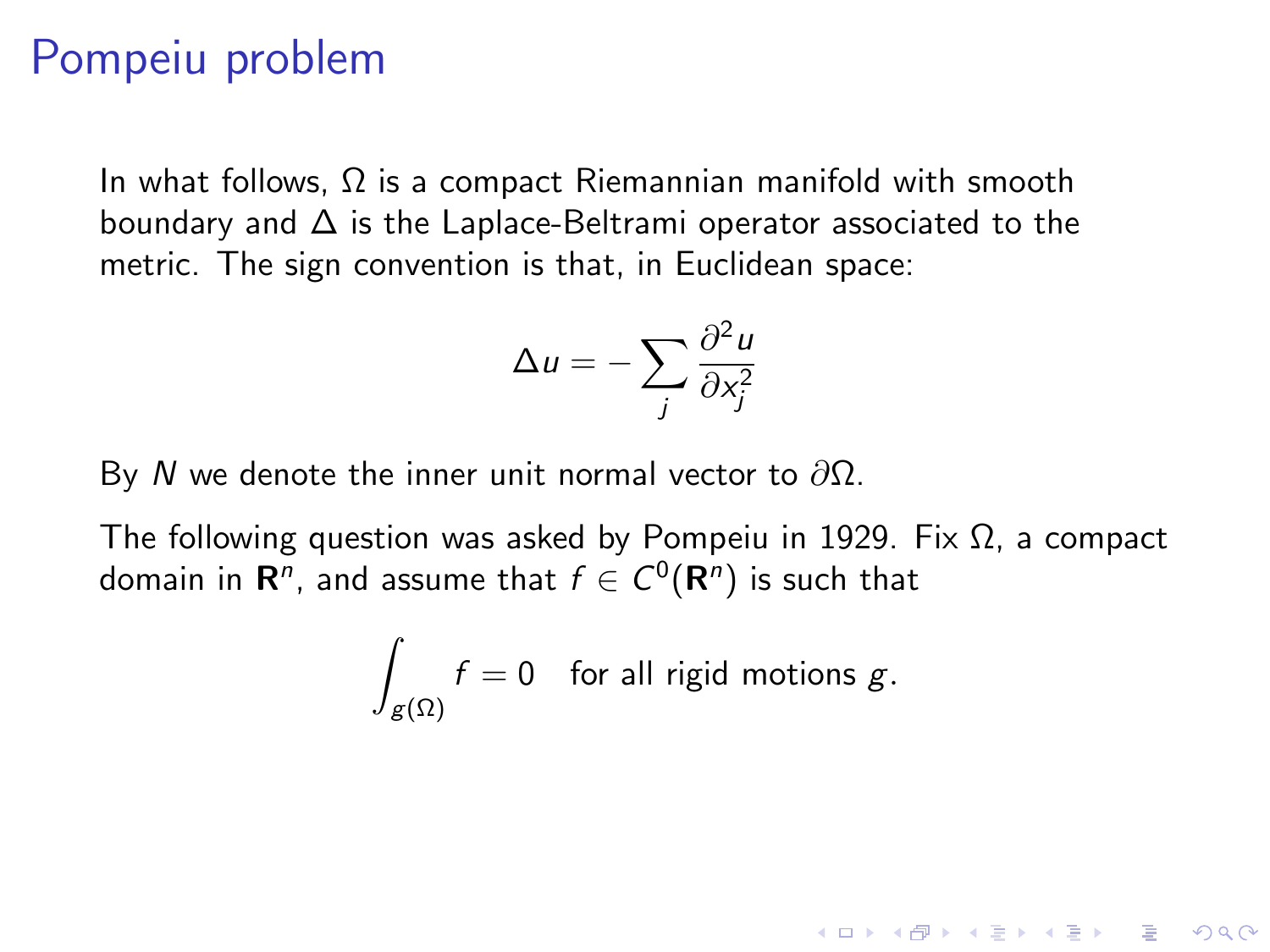# Pompeiu problem

In what follows, $\Omega$ is a compact Riemannian manifold with smooth boundary and $\Delta$ is the Laplace-Beltrami operator associated to the metric. The sign convention is that, in Euclidean space:

$$\Delta u = -\sum_j \frac{\partial^2 u}{\partial x_j^2}$$

By $N$ we denote the inner unit normal vector to $\partial\Omega$.

The following question was asked by Pompeiu in 1929. Fix $\Omega$, a compact domain in $\mathbf{R}^n$, and assume that $f \in C^0(\mathbf{R}^n)$ is such that

$$\int_{g(\Omega)} f = 0 \quad \text{for all rigid motions } g.$$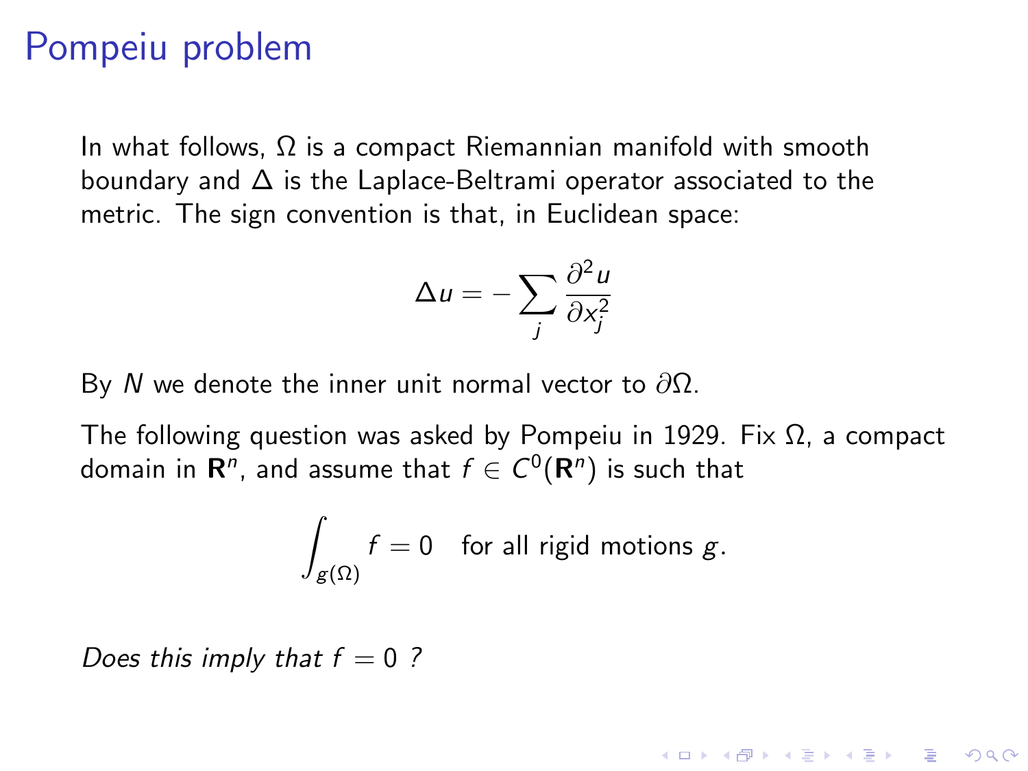# Pompeiu problem

In what follows, $\Omega$ is a compact Riemannian manifold with smooth boundary and $\Delta$ is the Laplace-Beltrami operator associated to the metric. The sign convention is that, in Euclidean space:

$$\Delta u = - \sum_j \frac{\partial^2 u}{\partial x_j^2}$$

By $N$ we denote the inner unit normal vector to $\partial\Omega$.

The following question was asked by Pompeiu in 1929. Fix $\Omega$, a compact domain in $\mathbf{R}^n$, and assume that $f \in C^0(\mathbf{R}^n)$ is such that

$$\int_{g(\Omega)} f = 0 \quad \text{for all rigid motions } g.$$

*Does this imply that $f = 0$ ?*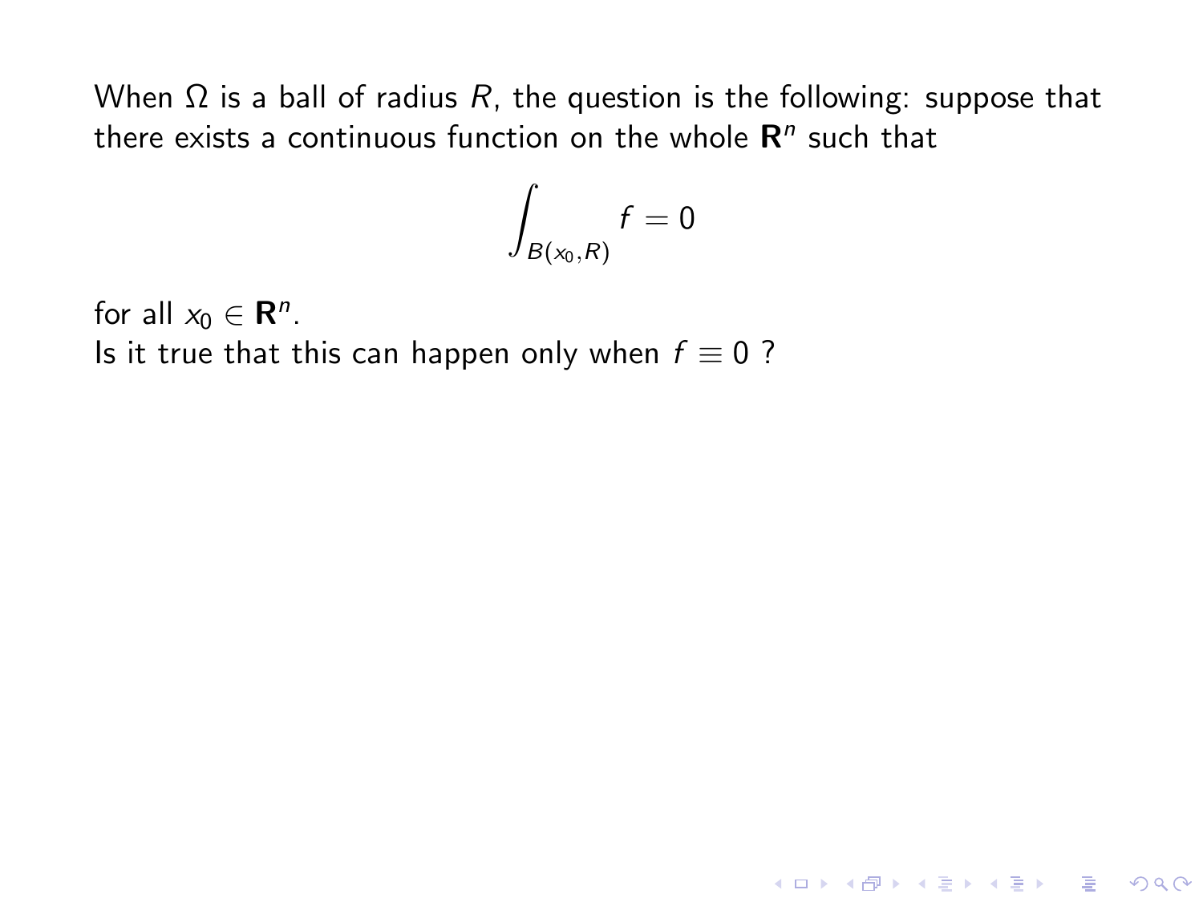When $\Omega$ is a ball of radius $R$, the question is the following: suppose that there exists a continuous function on the whole $\mathbf{R}^n$ such that

$$\int_{B(x_0,R)} f = 0$$

for all $x_0 \in \mathbf{R}^n$.

Is it true that this can happen only when $f \equiv 0$ ?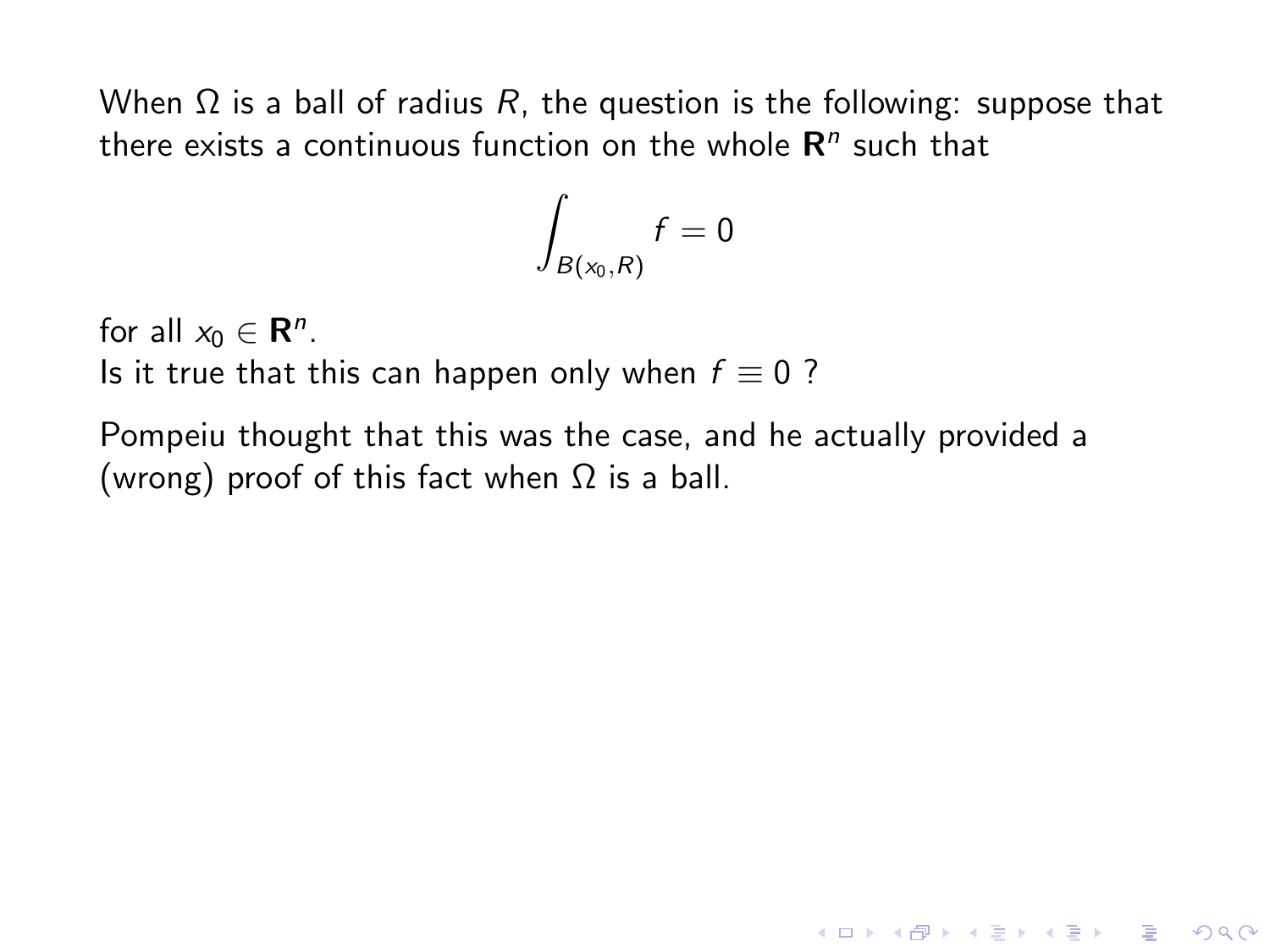When $\Omega$ is a ball of radius $R$, the question is the following: suppose that there exists a continuous function on the whole $\mathbf{R}^n$ such that

$$\int_{B(x_0,R)} f = 0$$

for all $x_0 \in \mathbf{R}^n$.

Is it true that this can happen only when $f \equiv 0$ ?

Pompeiu thought that this was the case, and he actually provided a (wrong) proof of this fact when $\Omega$ is a ball.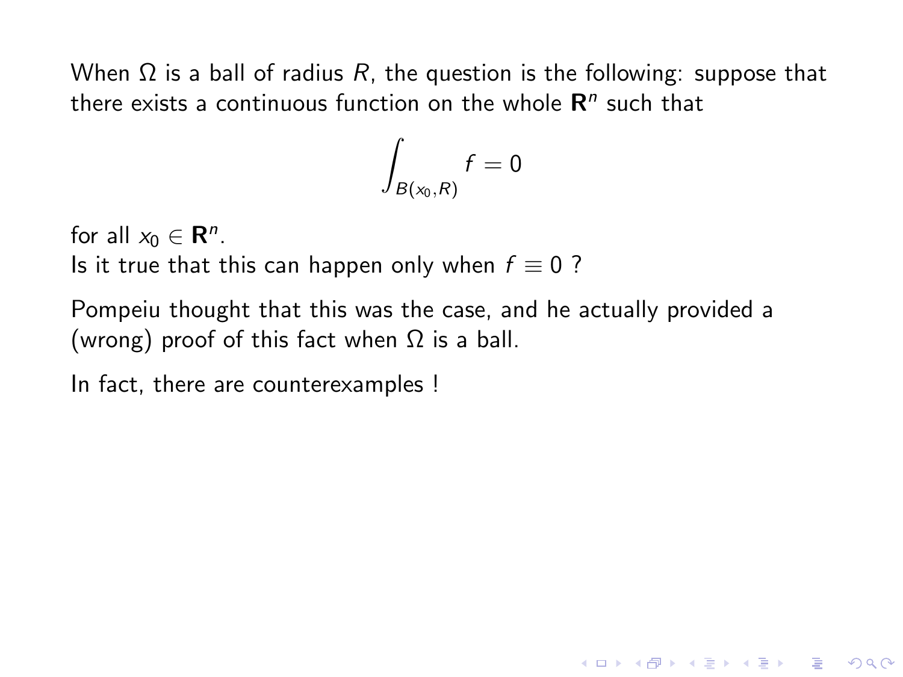When $\Omega$ is a ball of radius $R$, the question is the following: suppose that there exists a continuous function on the whole $\mathbf{R}^n$ such that

$$\int_{B(x_0,R)} f = 0$$

for all $x_0 \in \mathbf{R}^n$.
Is it true that this can happen only when $f \equiv 0$ ?

Pompeiu thought that this was the case, and he actually provided a (wrong) proof of this fact when $\Omega$ is a ball.

In fact, there are counterexamples !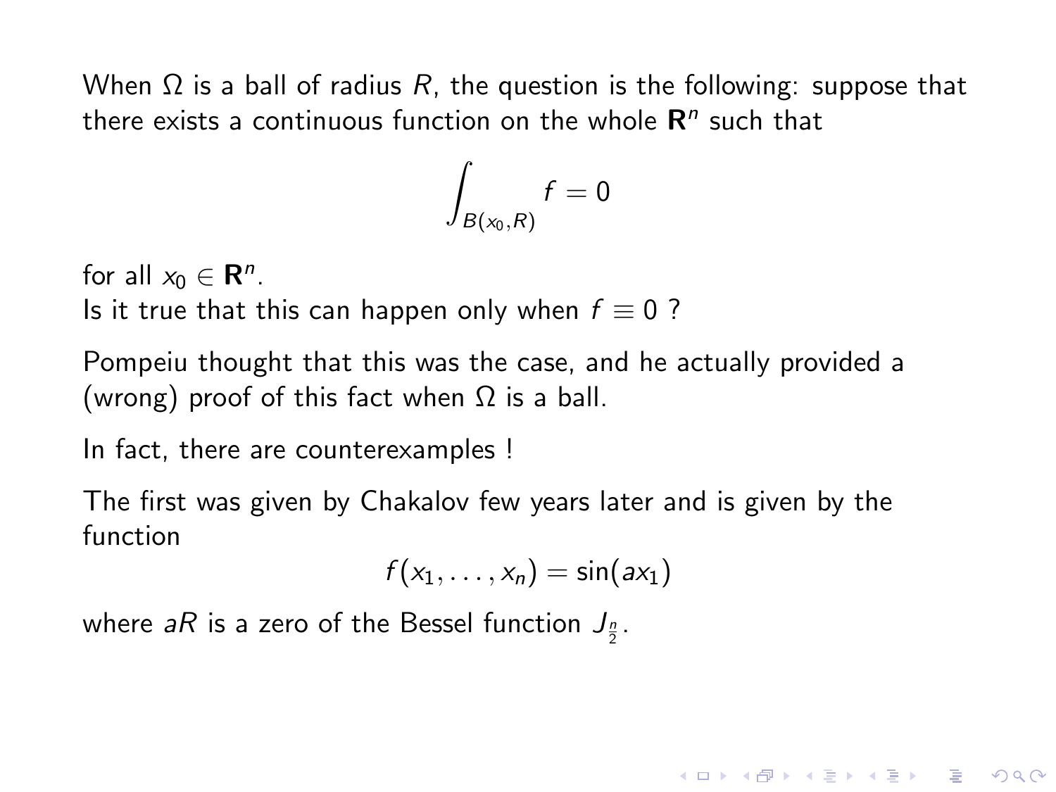When $\Omega$ is a ball of radius $R$, the question is the following: suppose that there exists a continuous function on the whole $\mathbf{R}^n$ such that

$$\int_{B(x_0,R)} f = 0$$

for all $x_0 \in \mathbf{R}^n$.
Is it true that this can happen only when $f \equiv 0$ ?

Pompeiu thought that this was the case, and he actually provided a (wrong) proof of this fact when $\Omega$ is a ball.

In fact, there are counterexamples !

The first was given by Chakalov few years later and is given by the function

$$f(x_1, \ldots, x_n) = \sin(ax_1)$$

where $aR$ is a zero of the Bessel function $J_{\frac{n}{2}}$.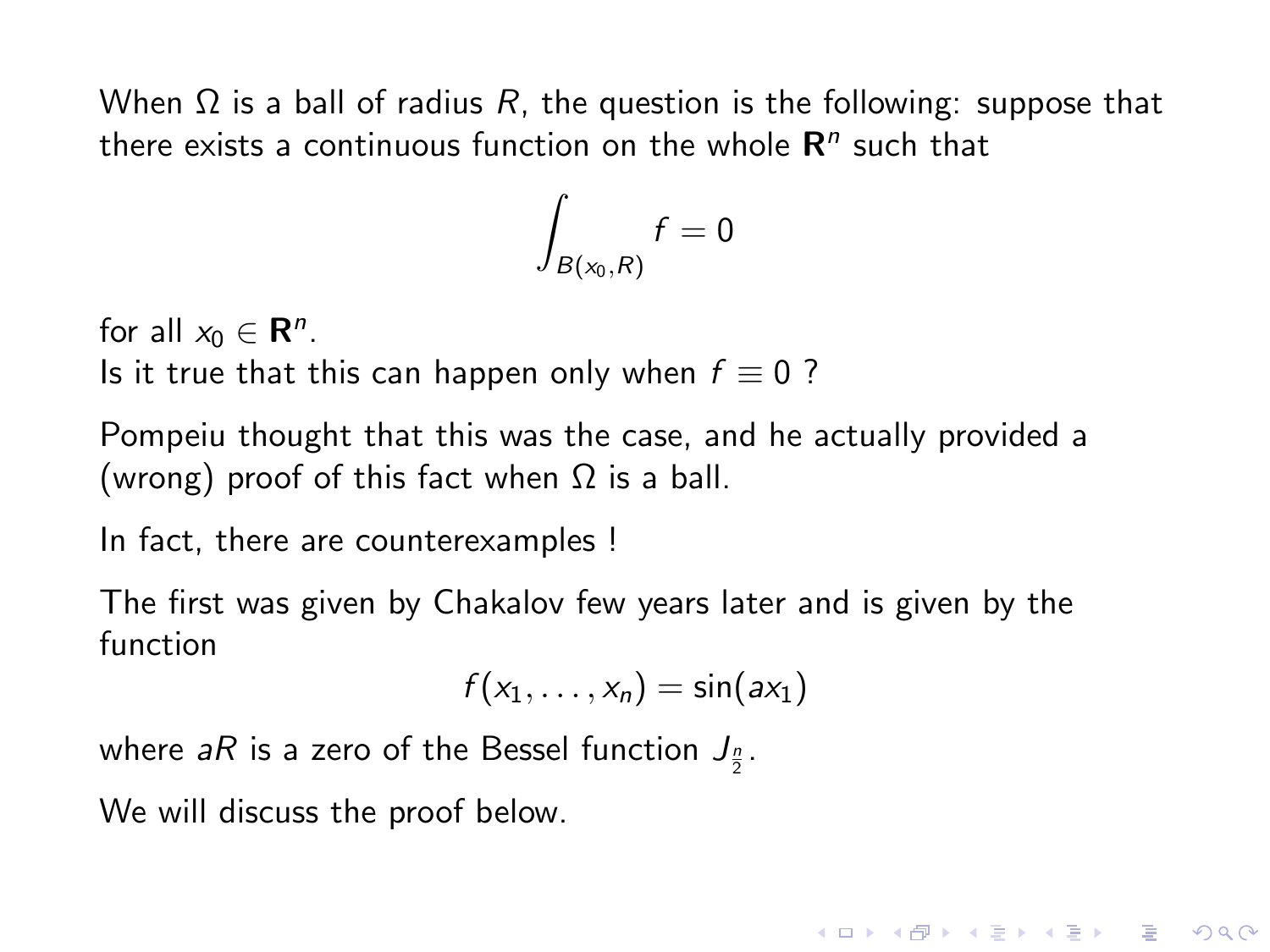When $\Omega$ is a ball of radius $R$, the question is the following: suppose that there exists a continuous function on the whole $\mathbf{R}^n$ such that

$$\int_{B(x_0,R)} f = 0$$

for all $x_0 \in \mathbf{R}^n$.
Is it true that this can happen only when $f \equiv 0$ ?

Pompeiu thought that this was the case, and he actually provided a (wrong) proof of this fact when $\Omega$ is a ball.

In fact, there are counterexamples !

The first was given by Chakalov few years later and is given by the function

$$f(x_1, \ldots, x_n) = \sin(ax_1)$$

where $aR$ is a zero of the Bessel function $J_{\frac{n}{2}}$.

We will discuss the proof below.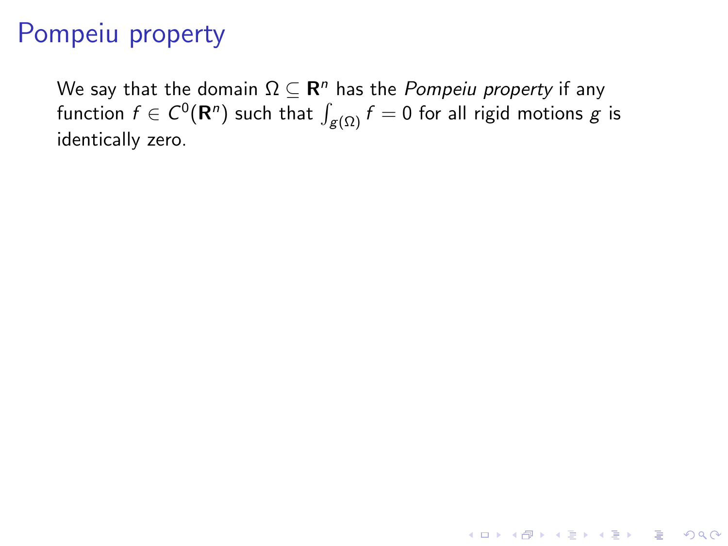# Pompeiu property

We say that the domain $\Omega \subseteq \mathbf{R}^n$ has the *Pompeiu property* if any function $f \in C^0(\mathbf{R}^n)$ such that $\int_{g(\Omega)} f = 0$ for all rigid motions $g$ is identically zero.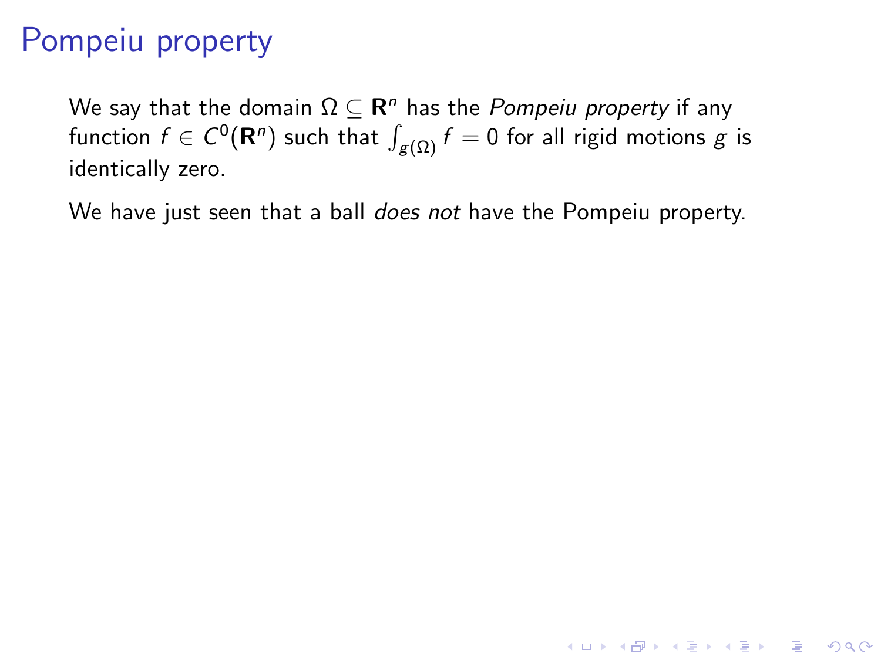# Pompeiu property

We say that the domain $\Omega \subseteq \mathbf{R}^n$ has the *Pompeiu property* if any function $f \in C^0(\mathbf{R}^n)$ such that $\int_{g(\Omega)} f = 0$ for all rigid motions $g$ is identically zero.

We have just seen that a ball *does not* have the Pompeiu property.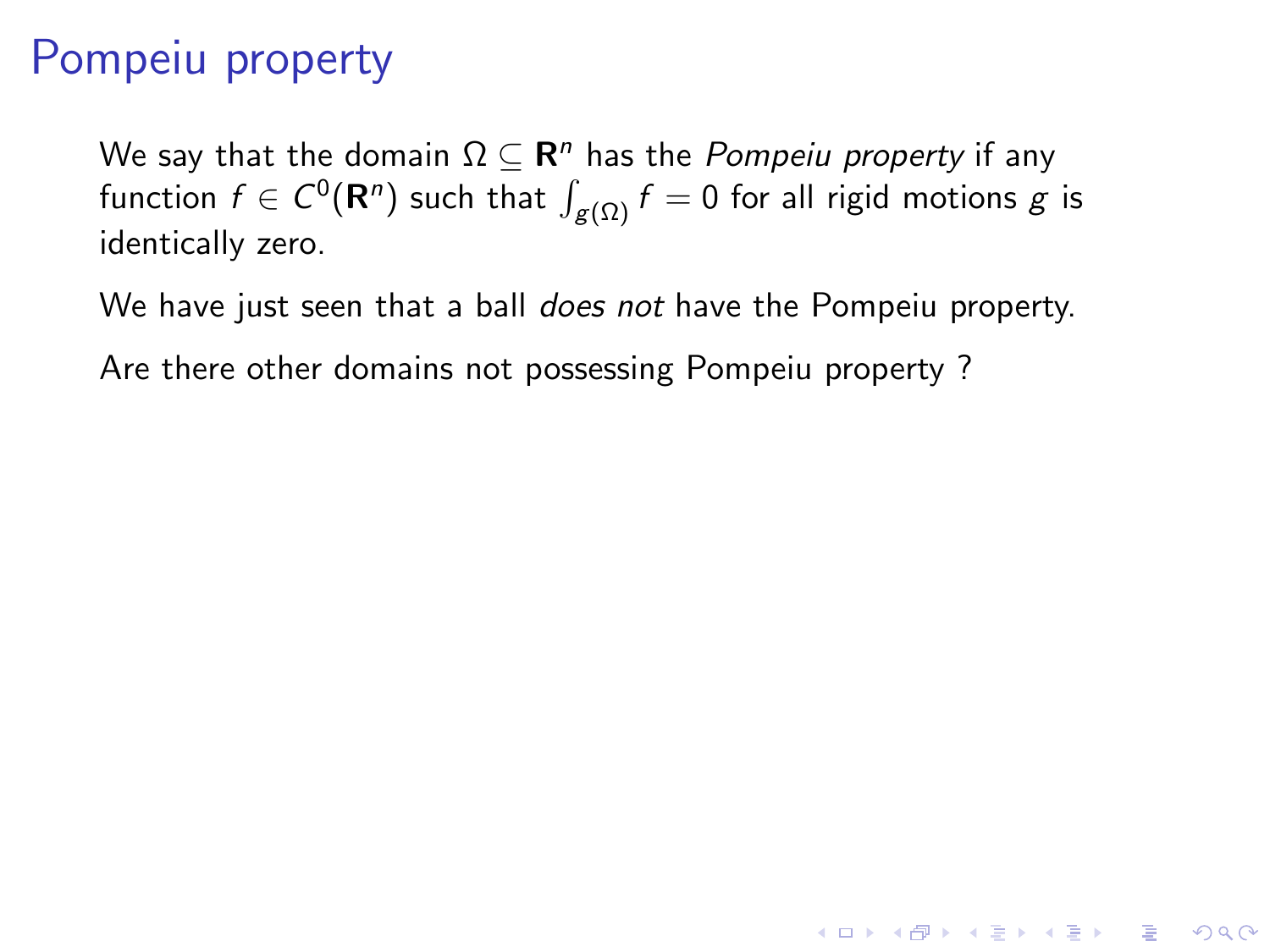# Pompeiu property

We say that the domain $\Omega \subseteq \mathbf{R}^n$ has the *Pompeiu property* if any function $f \in C^0(\mathbf{R}^n)$ such that $\int_{g(\Omega)} f = 0$ for all rigid motions $g$ is identically zero.

We have just seen that a ball *does not* have the Pompeiu property.

Are there other domains not possessing Pompeiu property ?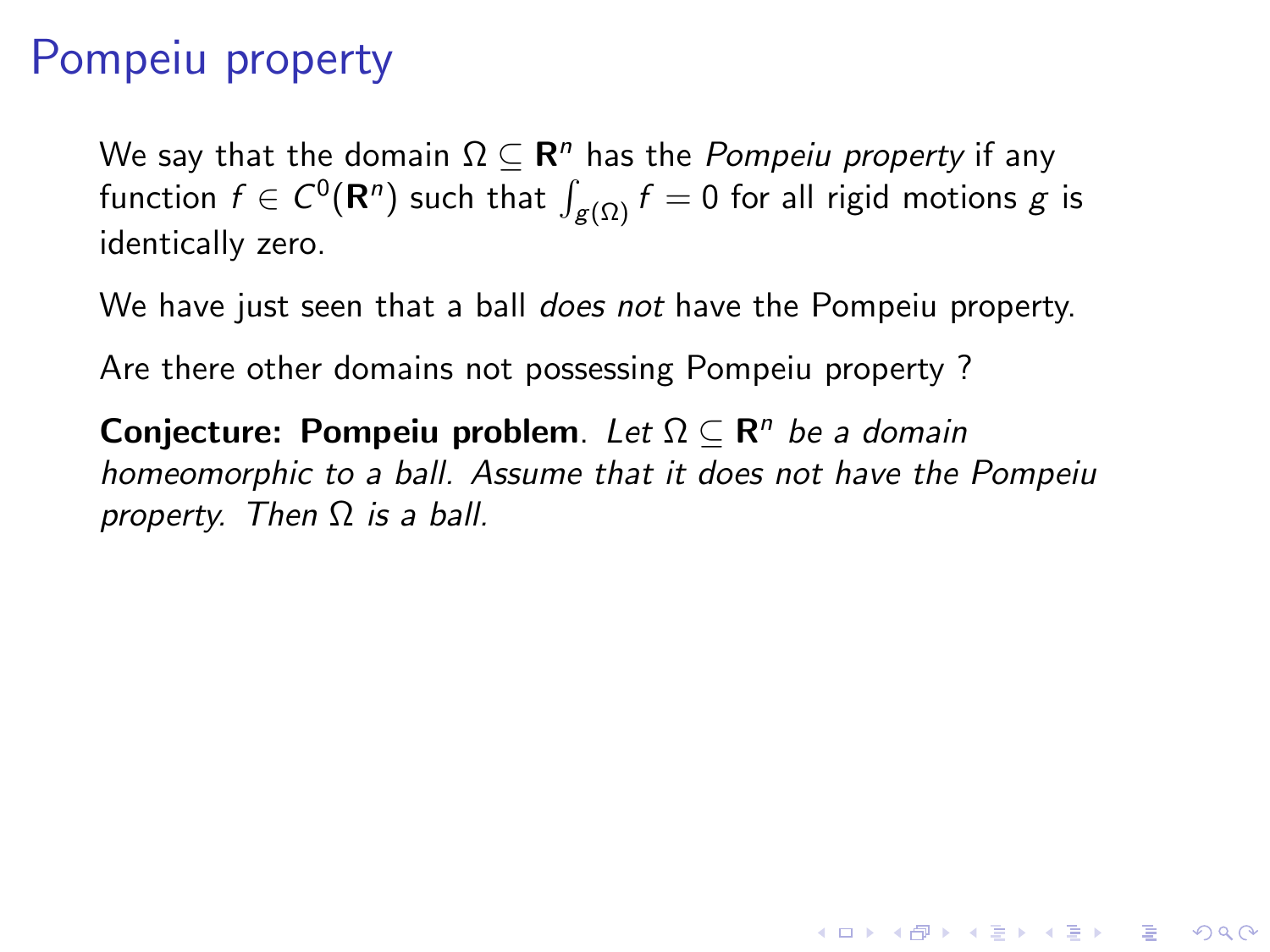# Pompeiu property

We say that the domain $\Omega \subseteq \mathbf{R}^n$ has the *Pompeiu property* if any function $f \in C^0(\mathbf{R}^n)$ such that $\int_{g(\Omega)} f = 0$ for all rigid motions $g$ is identically zero.

We have just seen that a ball *does not* have the Pompeiu property.

Are there other domains not possessing Pompeiu property ?

**Conjecture: Pompeiu problem**. *Let $\Omega \subseteq \mathbf{R}^n$ be a domain homeomorphic to a ball. Assume that it does not have the Pompeiu property. Then $\Omega$ is a ball.*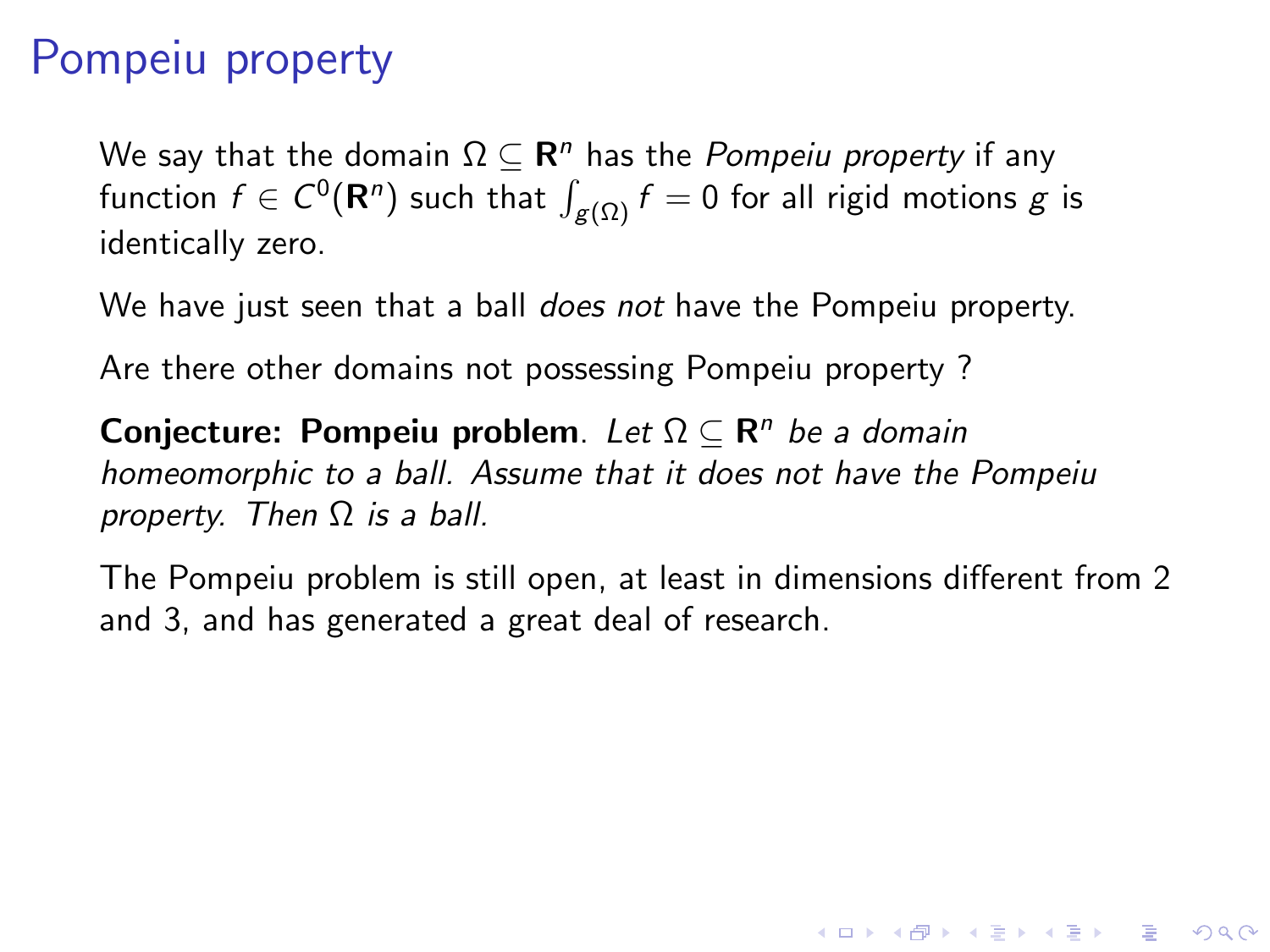# Pompeiu property

We say that the domain $\Omega \subseteq \mathbf{R}^n$ has the *Pompeiu property* if any function $f \in C^0(\mathbf{R}^n)$ such that $\int_{g(\Omega)} f = 0$ for all rigid motions $g$ is identically zero.

We have just seen that a ball *does not* have the Pompeiu property.

Are there other domains not possessing Pompeiu property ?

**Conjecture: Pompeiu problem**. *Let $\Omega \subseteq \mathbf{R}^n$ be a domain homeomorphic to a ball. Assume that it does not have the Pompeiu property. Then $\Omega$ is a ball.*

The Pompeiu problem is still open, at least in dimensions different from 2 and 3, and has generated a great deal of research.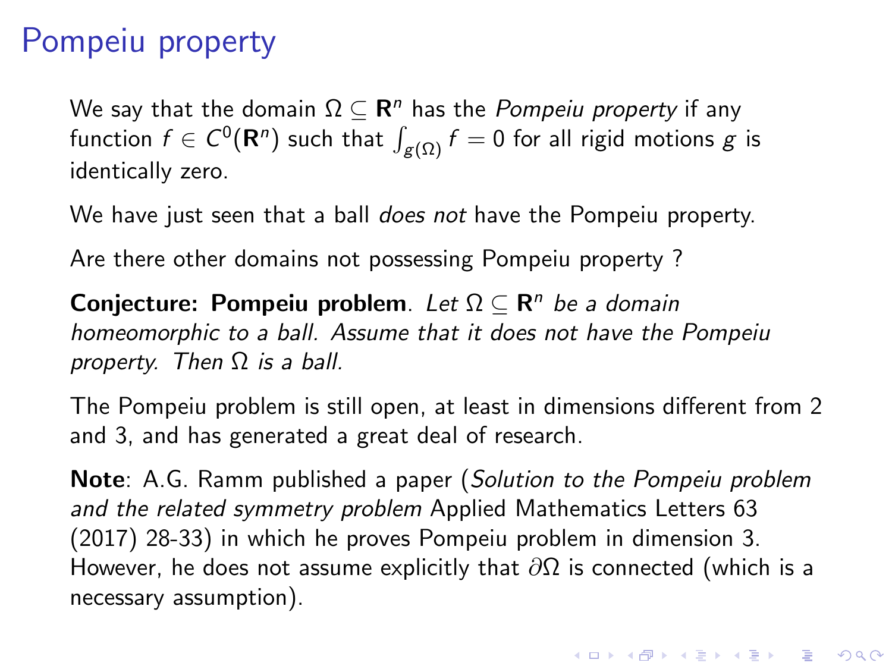# Pompeiu property

We say that the domain $\Omega \subseteq \mathbf{R}^n$ has the *Pompeiu property* if any function $f \in C^0(\mathbf{R}^n)$ such that $\int_{g(\Omega)} f = 0$ for all rigid motions $g$ is identically zero.

We have just seen that a ball *does not* have the Pompeiu property.

Are there other domains not possessing Pompeiu property ?

**Conjecture: Pompeiu problem**. *Let $\Omega \subseteq \mathbf{R}^n$ be a domain homeomorphic to a ball. Assume that it does not have the Pompeiu property. Then $\Omega$ is a ball.*

The Pompeiu problem is still open, at least in dimensions different from 2 and 3, and has generated a great deal of research.

**Note**: A.G. Ramm published a paper (*Solution to the Pompeiu problem and the related symmetry problem* Applied Mathematics Letters 63 (2017) 28-33) in which he proves Pompeiu problem in dimension 3. However, he does not assume explicitly that $\partial\Omega$ is connected (which is a necessary assumption).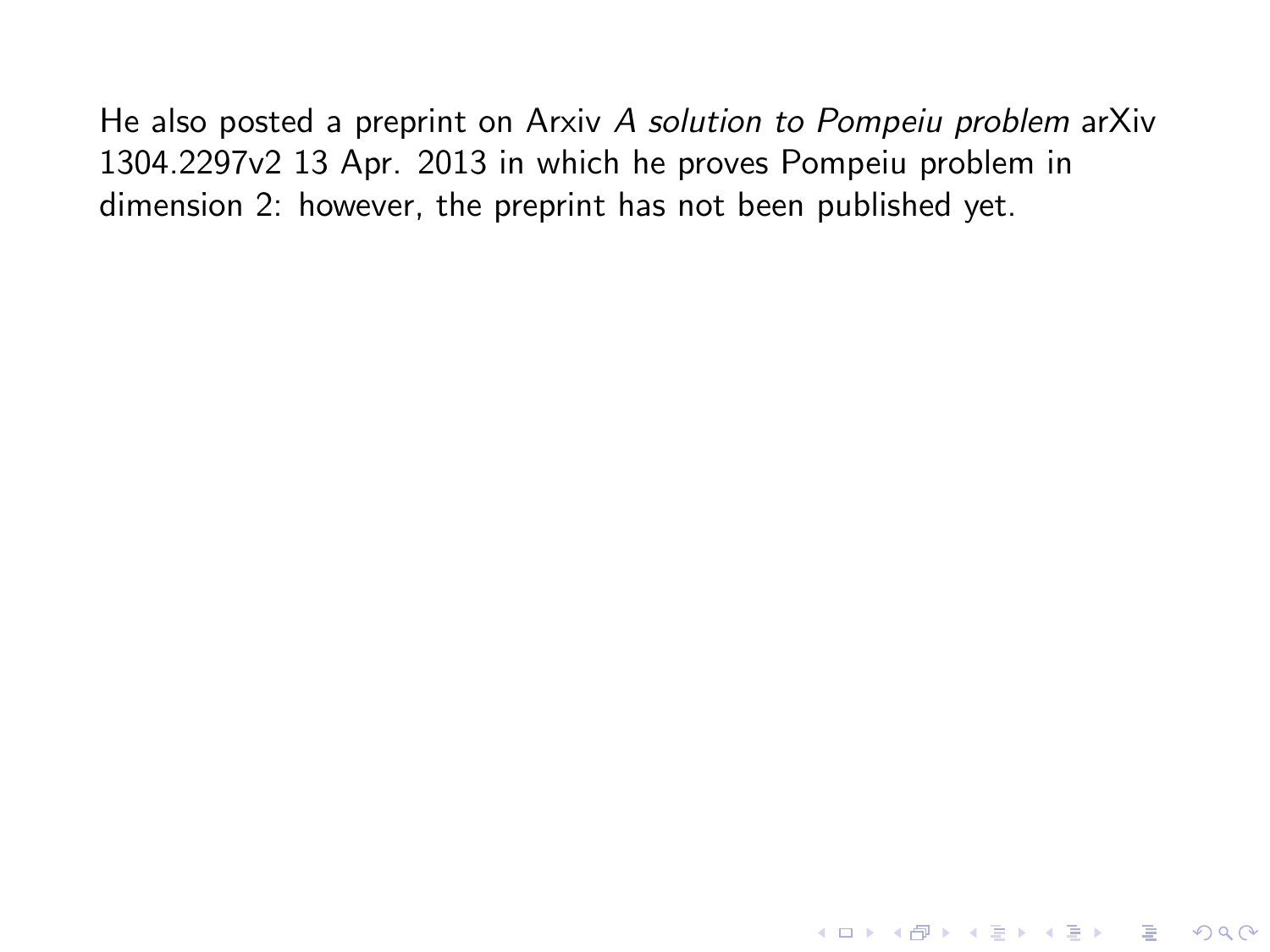He also posted a preprint on Arxiv *A solution to Pompeiu problem* arXiv 1304.2297v2 13 Apr. 2013 in which he proves Pompeiu problem in dimension 2: however, the preprint has not been published yet.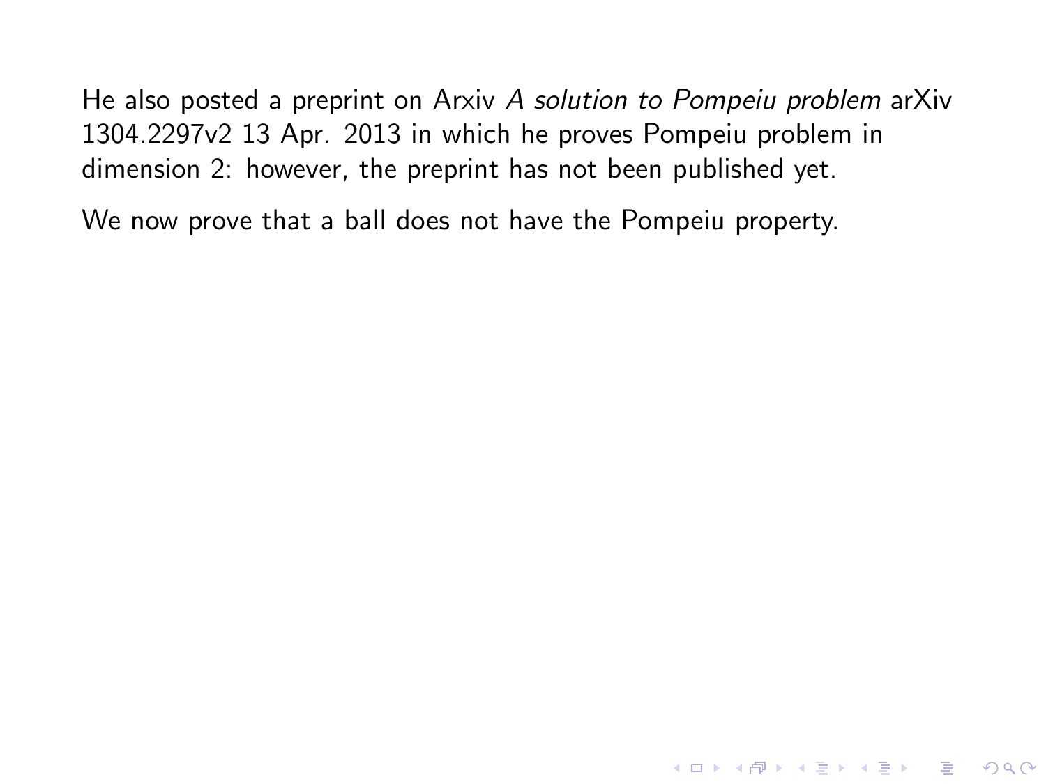He also posted a preprint on Arxiv *A solution to Pompeiu problem* arXiv 1304.2297v2 13 Apr. 2013 in which he proves Pompeiu problem in dimension 2: however, the preprint has not been published yet.

We now prove that a ball does not have the Pompeiu property.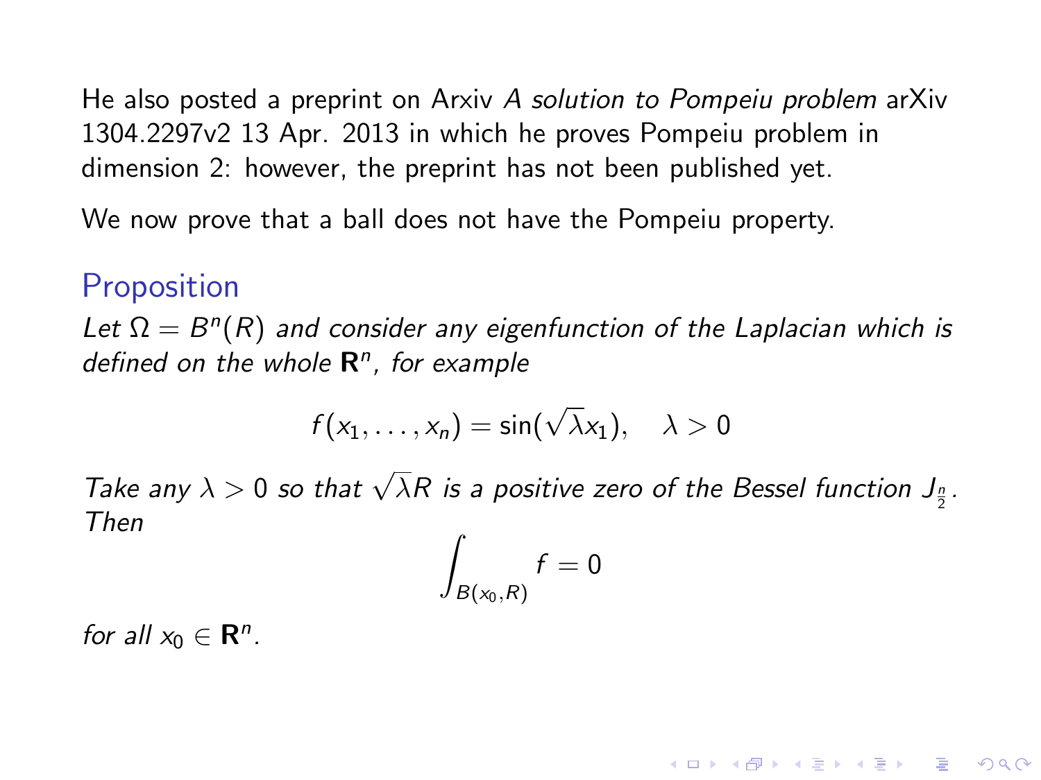He also posted a preprint on Arxiv *A solution to Pompeiu problem* arXiv 1304.2297v2 13 Apr. 2013 in which he proves Pompeiu problem in dimension 2: however, the preprint has not been published yet.

We now prove that a ball does not have the Pompeiu property.

## Proposition

*Let $\Omega = B^n(R)$ and consider any eigenfunction of the Laplacian which is defined on the whole $\mathbf{R}^n$, for example*

$$f(x_1, \ldots, x_n) = \sin(\sqrt{\lambda} x_1), \quad \lambda > 0$$

*Take any $\lambda > 0$ so that $\sqrt{\lambda} R$ is a positive zero of the Bessel function $J_{\frac{n}{2}}$. Then*

$$\int_{B(x_0, R)} f = 0$$

*for all $x_0 \in \mathbf{R}^n$.*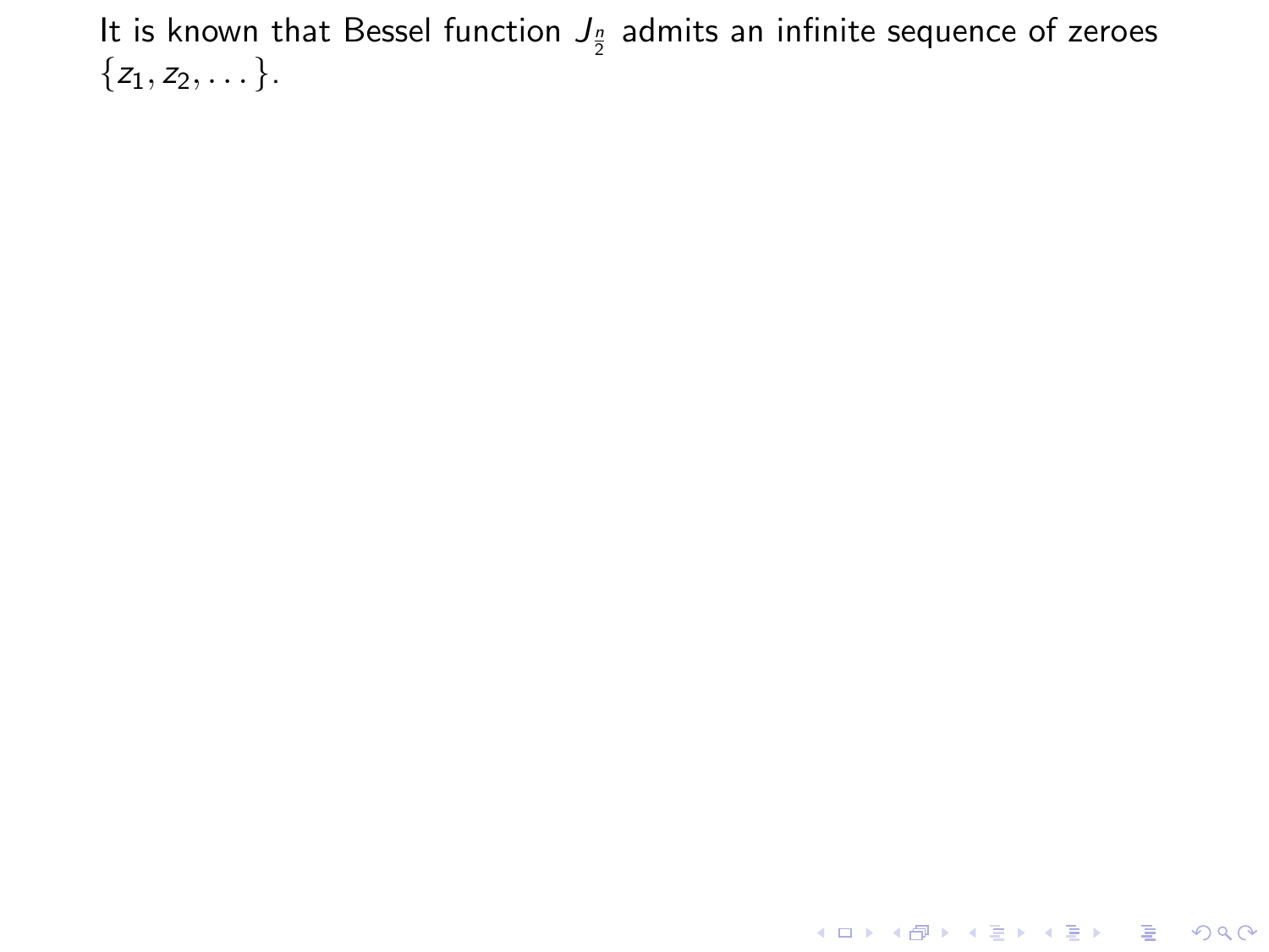It is known that Bessel function $J_{\frac{n}{2}}$ admits an infinite sequence of zeroes $\{z_1, z_2, \ldots\}$.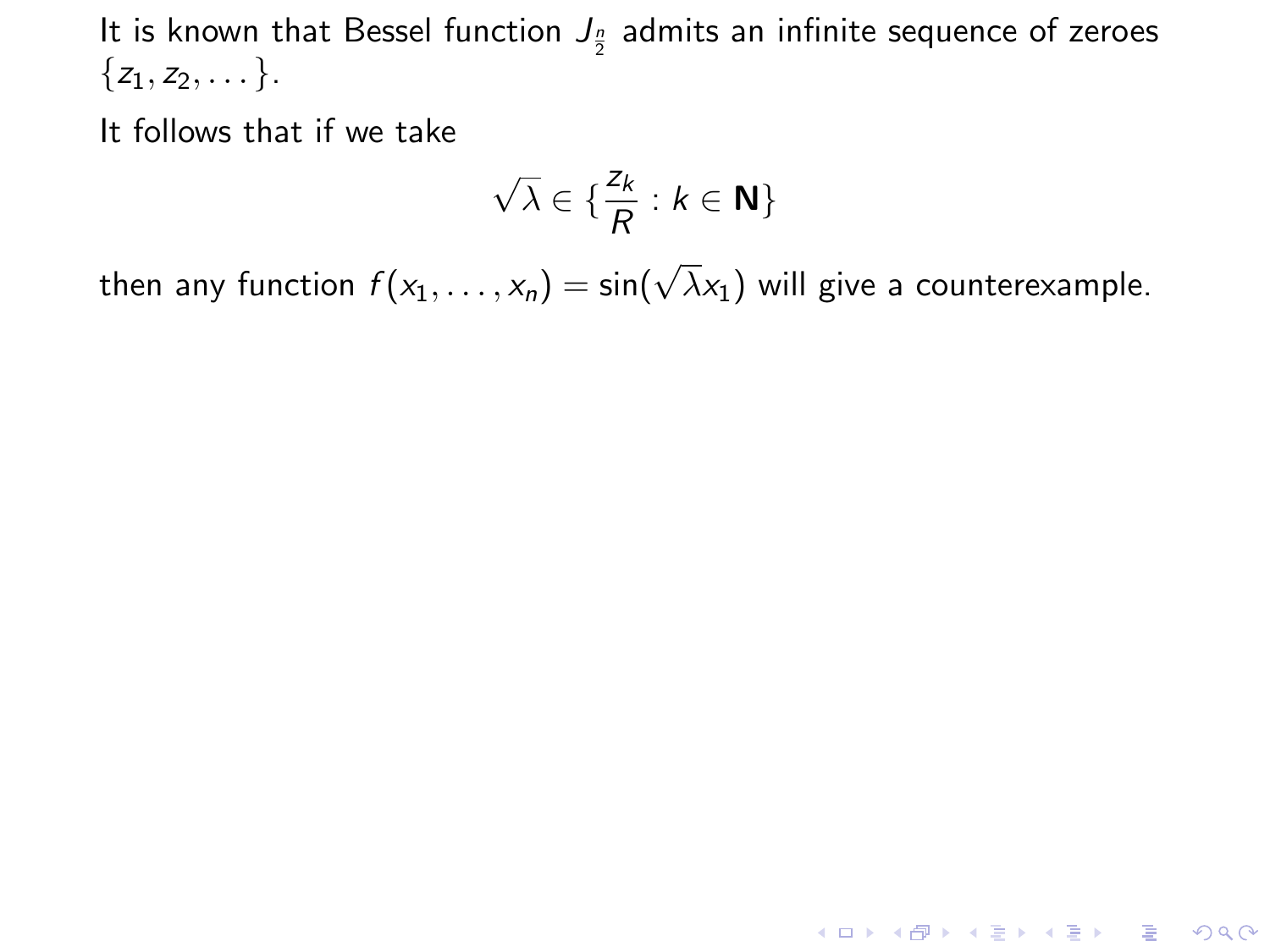It is known that Bessel function $J_{\frac{n}{2}}$ admits an infinite sequence of zeroes $\{z_1, z_2, \dots\}$.

It follows that if we take

$$\sqrt{\lambda} \in \{\frac{z_k}{R} : k \in \mathbf{N}\}$$

then any function $f(x_1, \dots, x_n) = \sin(\sqrt{\lambda} x_1)$ will give a counterexample.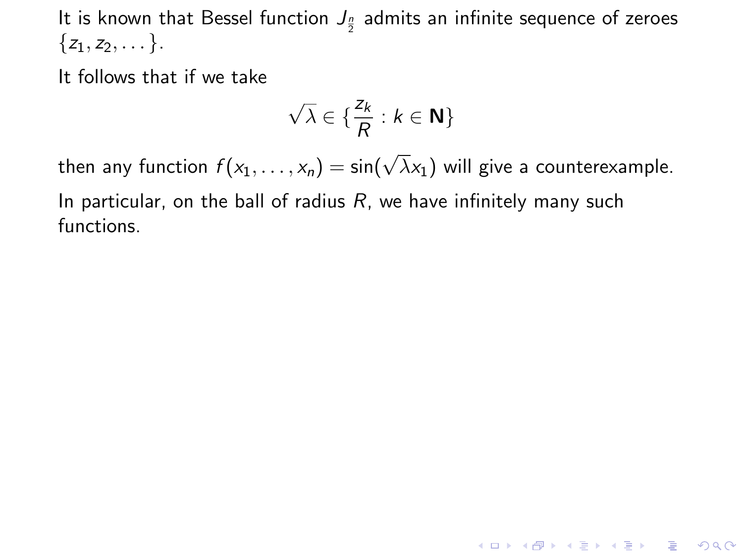It is known that Bessel function $J_{\frac{n}{2}}$ admits an infinite sequence of zeroes $\{z_1, z_2, \dots\}$.

It follows that if we take

$$\sqrt{\lambda} \in \{\frac{z_k}{R} : k \in \mathbf{N}\}$$

then any function $f(x_1, \dots, x_n) = \sin(\sqrt{\lambda} x_1)$ will give a counterexample.

In particular, on the ball of radius $R$, we have infinitely many such functions.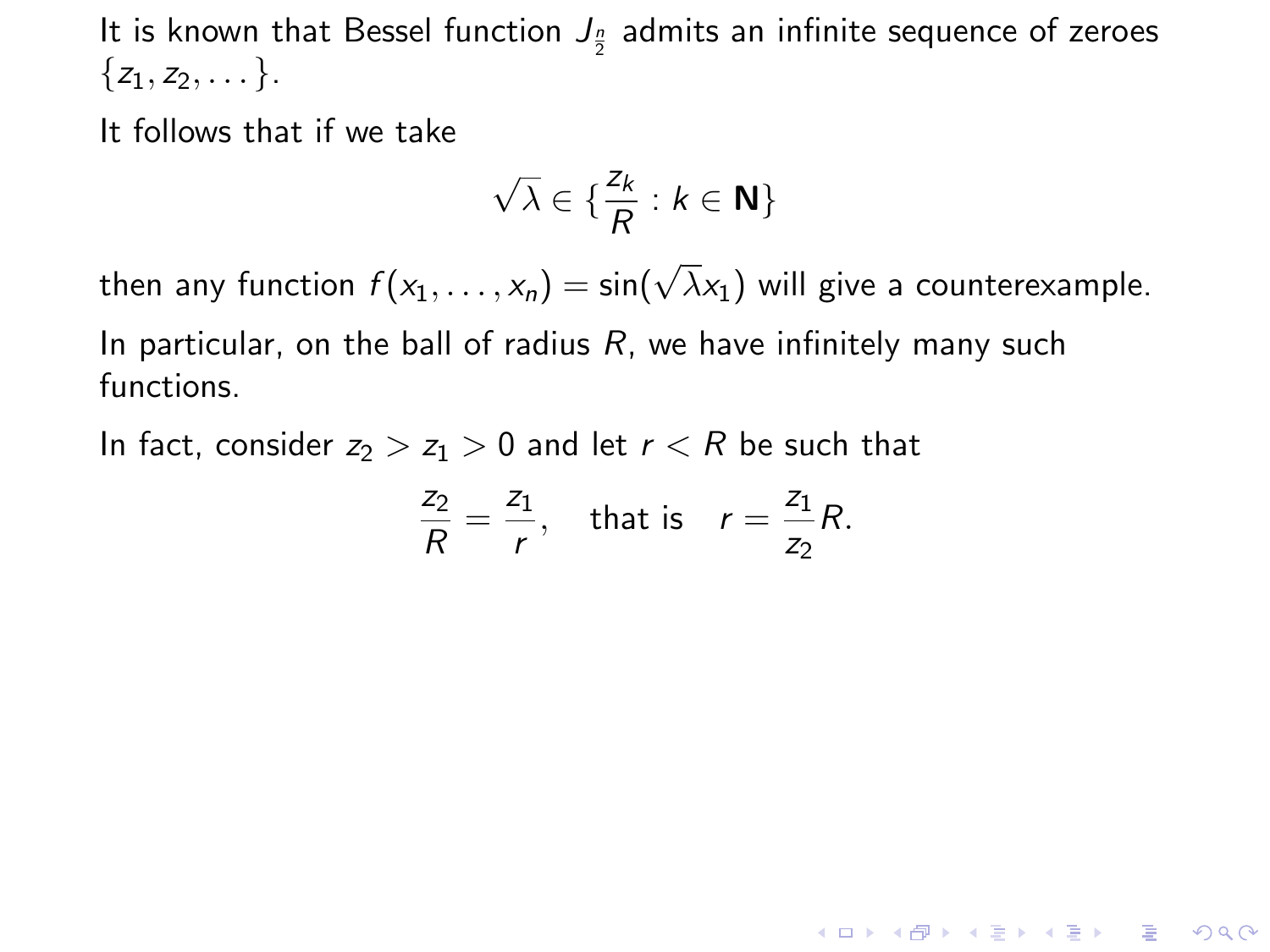It is known that Bessel function $J_{\frac{n}{2}}$ admits an infinite sequence of zeroes $\{z_1, z_2, \dots\}$.

It follows that if we take

$$\sqrt{\lambda} \in \{\frac{z_k}{R} : k \in \mathbf{N}\}$$

then any function $f(x_1, \dots, x_n) = \sin(\sqrt{\lambda} x_1)$ will give a counterexample.

In particular, on the ball of radius $R$, we have infinitely many such functions.

In fact, consider $z_2 > z_1 > 0$ and let $r < R$ be such that

$$\frac{z_2}{R} = \frac{z_1}{r}, \quad \text{that is} \quad r = \frac{z_1}{z_2} R.$$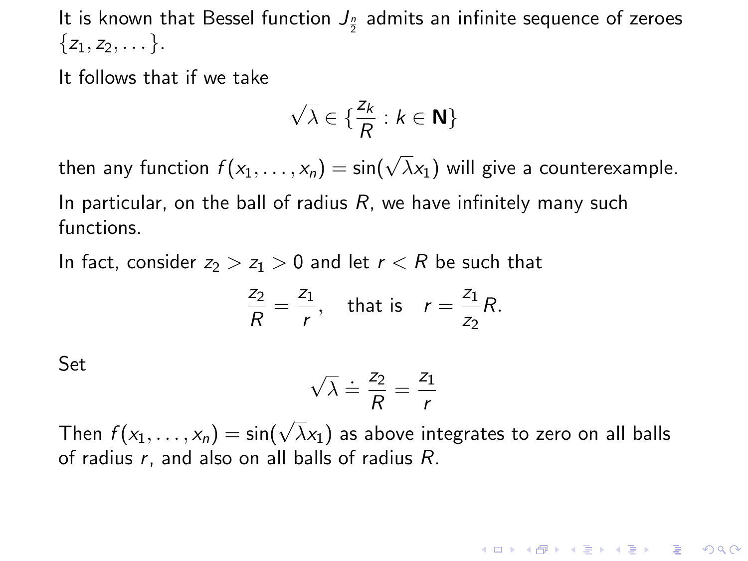It is known that Bessel function $J_{\frac{n}{2}}$ admits an infinite sequence of zeroes $\{z_1, z_2, \dots\}$.

It follows that if we take

$$\sqrt{\lambda} \in \{\frac{z_k}{R} : k \in \mathbf{N}\}$$

then any function $f(x_1, \dots, x_n) = \sin(\sqrt{\lambda} x_1)$ will give a counterexample.

In particular, on the ball of radius $R$, we have infinitely many such functions.

In fact, consider $z_2 > z_1 > 0$ and let $r < R$ be such that

$$\frac{z_2}{R} = \frac{z_1}{r}, \quad \text{that is} \quad r = \frac{z_1}{z_2} R.$$

Set

$$\sqrt{\lambda} \doteq \frac{z_2}{R} = \frac{z_1}{r}$$

Then $f(x_1, \dots, x_n) = \sin(\sqrt{\lambda} x_1)$ as above integrates to zero on all balls of radius $r$, and also on all balls of radius $R$.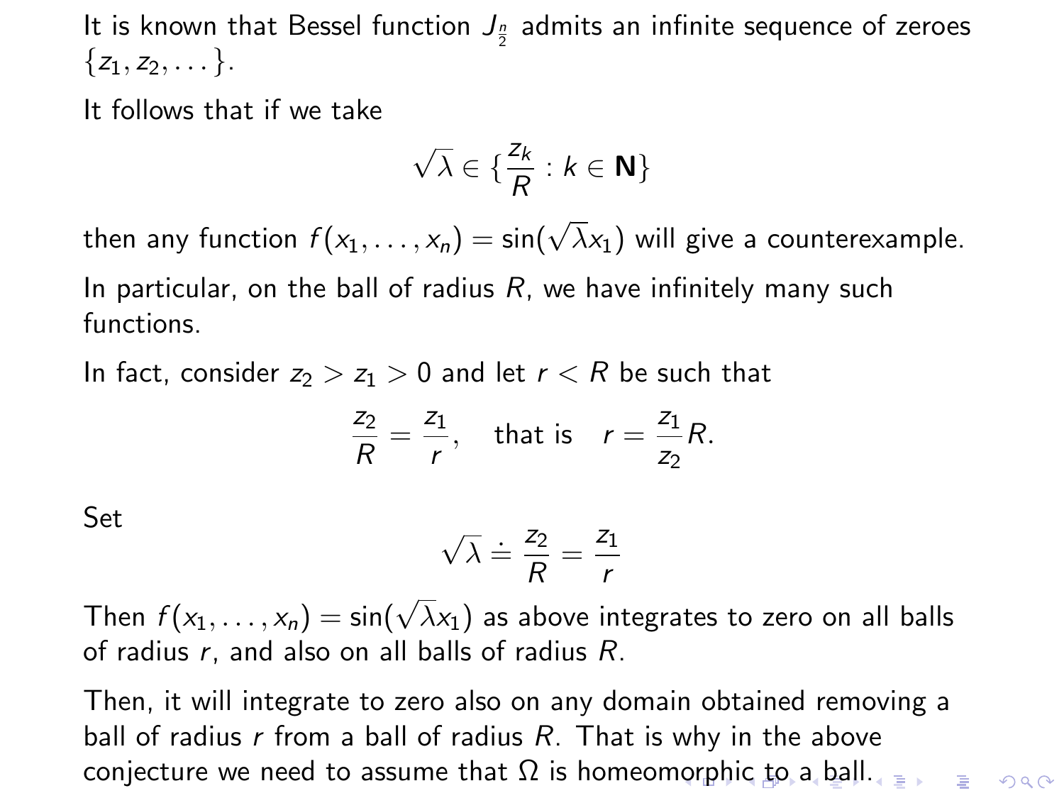It is known that Bessel function $J_{\frac{n}{2}}$ admits an infinite sequence of zeroes $\{z_1, z_2, \dots\}$.

It follows that if we take

$$\sqrt{\lambda} \in \{\frac{z_k}{R} : k \in \mathbf{N}\}$$

then any function $f(x_1, \dots, x_n) = \sin(\sqrt{\lambda} x_1)$ will give a counterexample.

In particular, on the ball of radius $R$, we have infinitely many such functions.

In fact, consider $z_2 > z_1 > 0$ and let $r < R$ be such that

$$\frac{z_2}{R} = \frac{z_1}{r}, \quad \text{that is} \quad r = \frac{z_1}{z_2} R.$$

Set

$$\sqrt{\lambda} \doteq \frac{z_2}{R} = \frac{z_1}{r}$$

Then $f(x_1, \dots, x_n) = \sin(\sqrt{\lambda} x_1)$ as above integrates to zero on all balls of radius $r$, and also on all balls of radius $R$.

Then, it will integrate to zero also on any domain obtained removing a ball of radius $r$ from a ball of radius $R$. That is why in the above conjecture we need to assume that $\Omega$ is homeomorphic to a ball.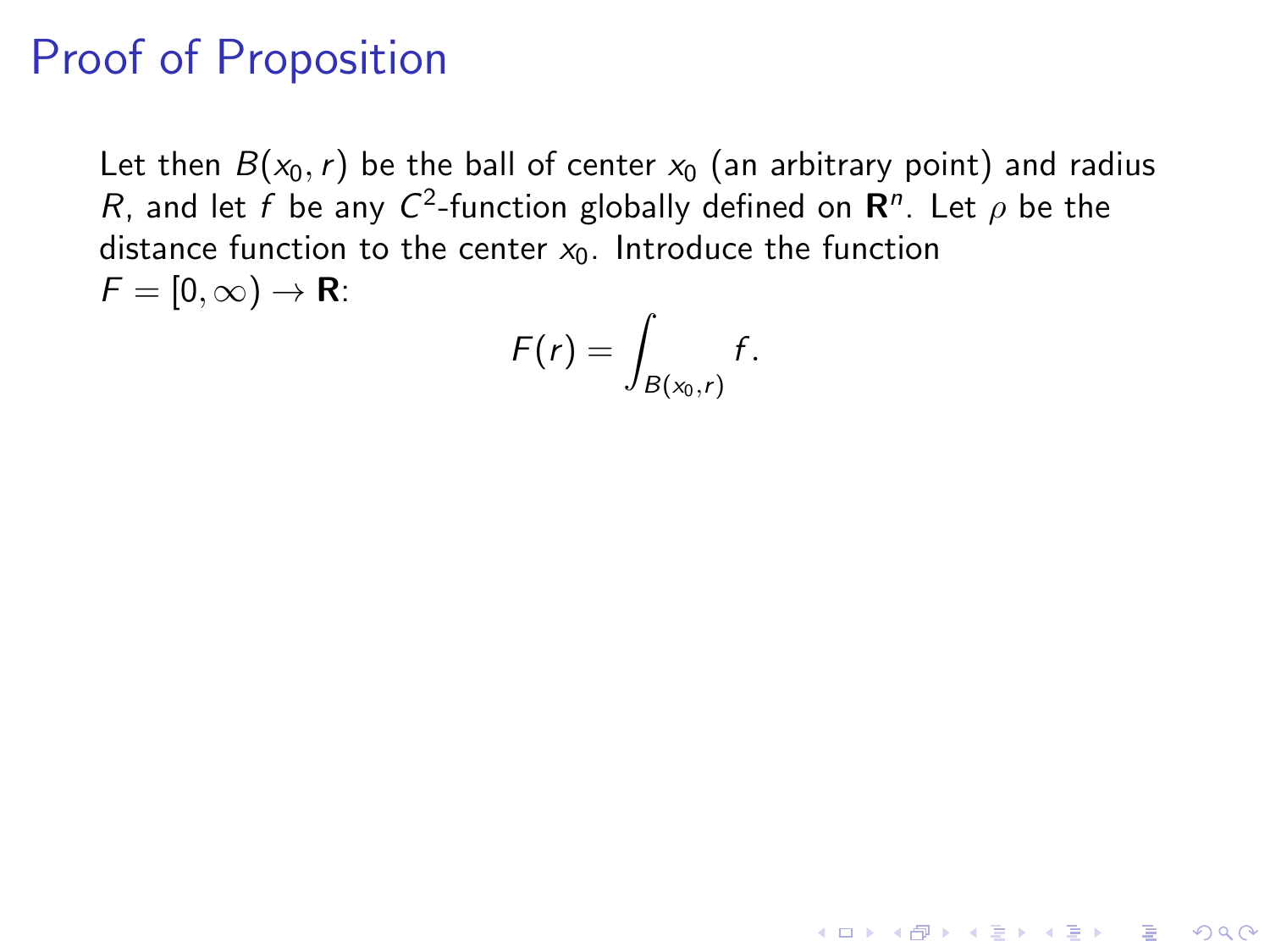# Proof of Proposition

Let then $B(x_0, r)$ be the ball of center $x_0$ (an arbitrary point) and radius $R$, and let $f$ be any $C^2$-function globally defined on $\mathbf{R}^n$. Let $\rho$ be the distance function to the center $x_0$. Introduce the function $F = [0, \infty) \to \mathbf{R}$:

$$F(r) = \int_{B(x_0, r)} f.$$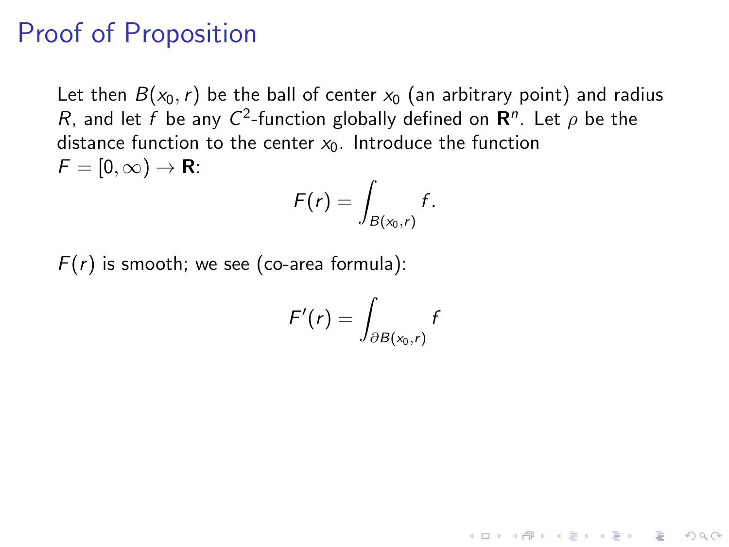# Proof of Proposition

Let then $B(x_0, r)$ be the ball of center $x_0$ (an arbitrary point) and radius $R$, and let $f$ be any $C^2$-function globally defined on $\mathbf{R}^n$. Let $\rho$ be the distance function to the center $x_0$. Introduce the function $F = [0, \infty) \to \mathbf{R}$:

$$F(r) = \int_{B(x_0, r)} f.$$

$F(r)$ is smooth; we see (co-area formula):

$$F'(r) = \int_{\partial B(x_0, r)} f$$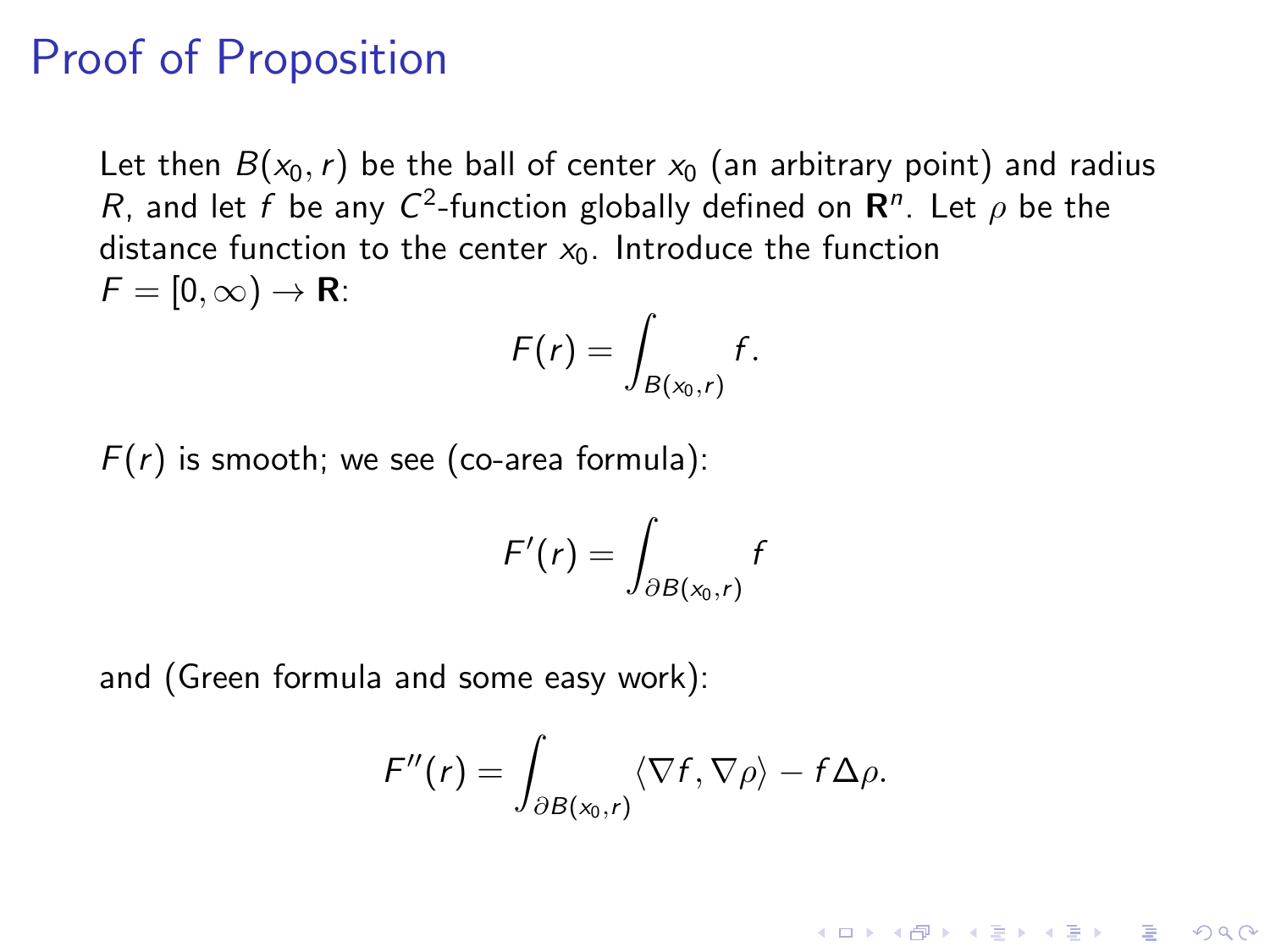# Proof of Proposition

Let then $B(x_0, r)$ be the ball of center $x_0$ (an arbitrary point) and radius $R$, and let $f$ be any $C^2$-function globally defined on $\mathbf{R}^n$. Let $\rho$ be the distance function to the center $x_0$. Introduce the function $F = [0, \infty) \to \mathbf{R}$:

$$F(r) = \int_{B(x_0,r)} f.$$

$F(r)$ is smooth; we see (co-area formula):

$$F'(r) = \int_{\partial B(x_0,r)} f$$

and (Green formula and some easy work):

$$F''(r) = \int_{\partial B(x_0,r)} \langle \nabla f, \nabla \rho \rangle - f \Delta \rho.$$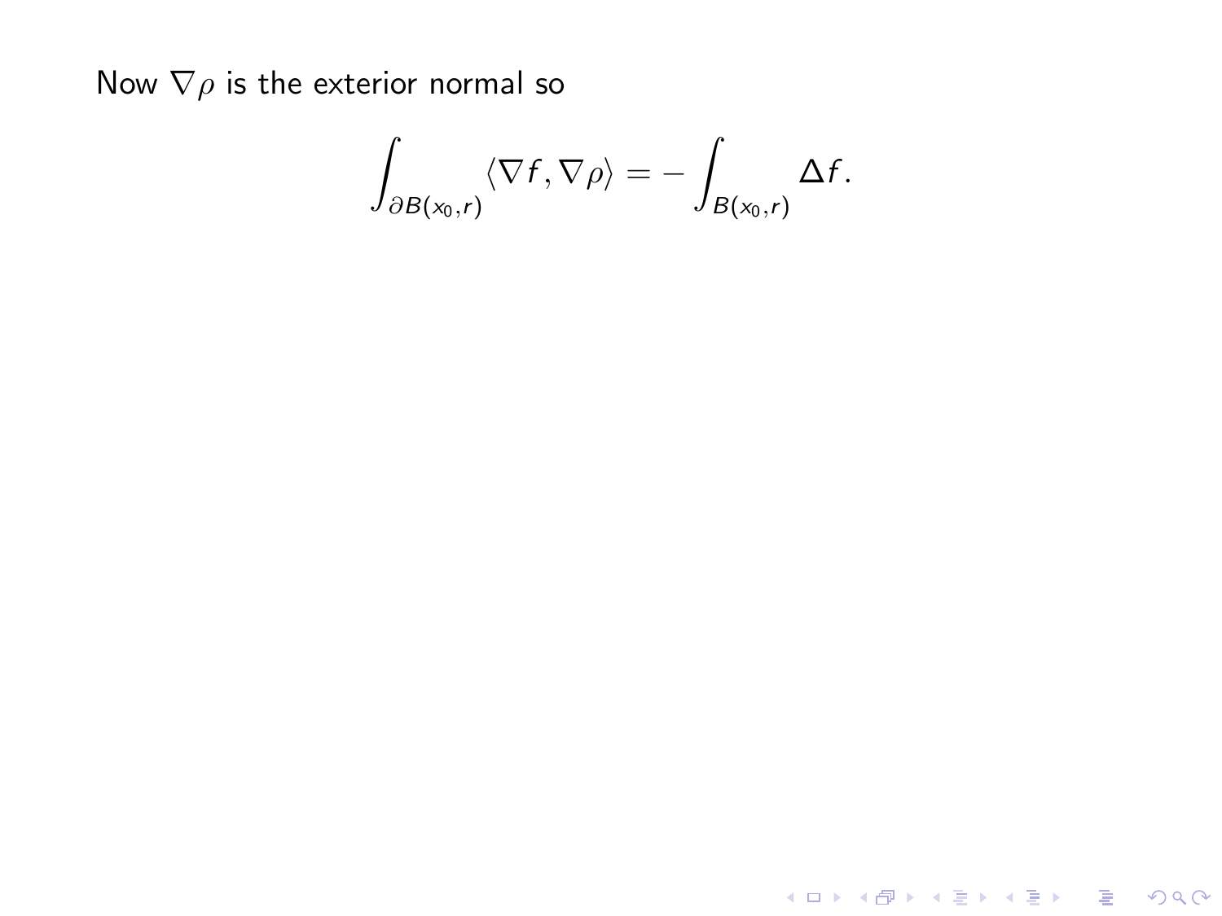Now $\nabla \rho$ is the exterior normal so

$$\int_{\partial B(x_0,r)} \langle \nabla f, \nabla \rho \rangle = - \int_{B(x_0,r)} \Delta f.$$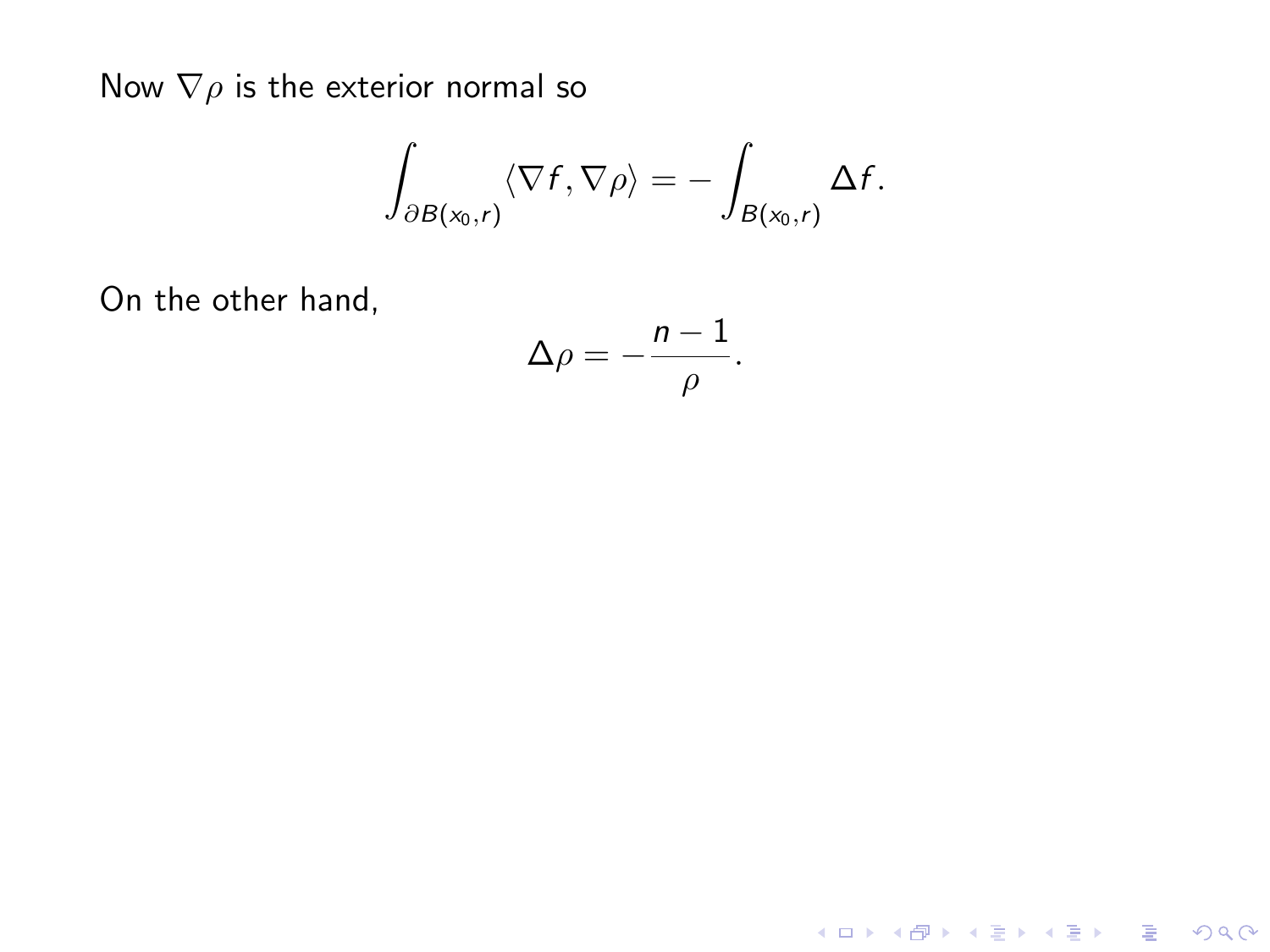Now $\nabla\rho$ is the exterior normal so

$$\int_{\partial B(x_0,r)} \langle \nabla f, \nabla \rho \rangle = -\int_{B(x_0,r)} \Delta f.$$

On the other hand,

$$\Delta\rho = -\frac{n-1}{\rho}.$$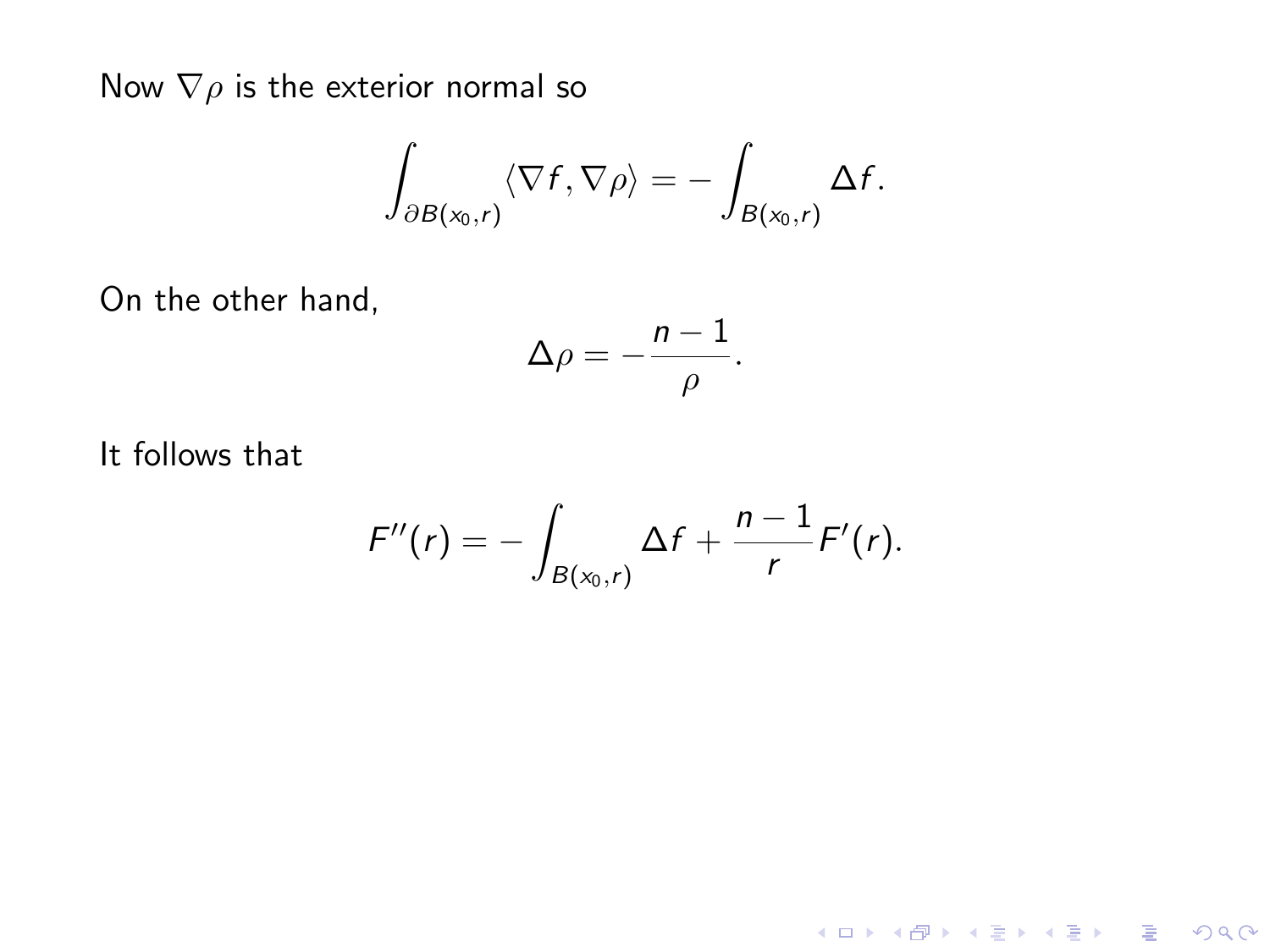Now $\nabla\rho$ is the exterior normal so

$$\int_{\partial B(x_0,r)} \langle \nabla f, \nabla \rho \rangle = -\int_{B(x_0,r)} \Delta f.$$

On the other hand,

$$\Delta \rho = -\frac{n-1}{\rho}.$$

It follows that

$$F''(r) = -\int_{B(x_0,r)} \Delta f + \frac{n-1}{r} F'(r).$$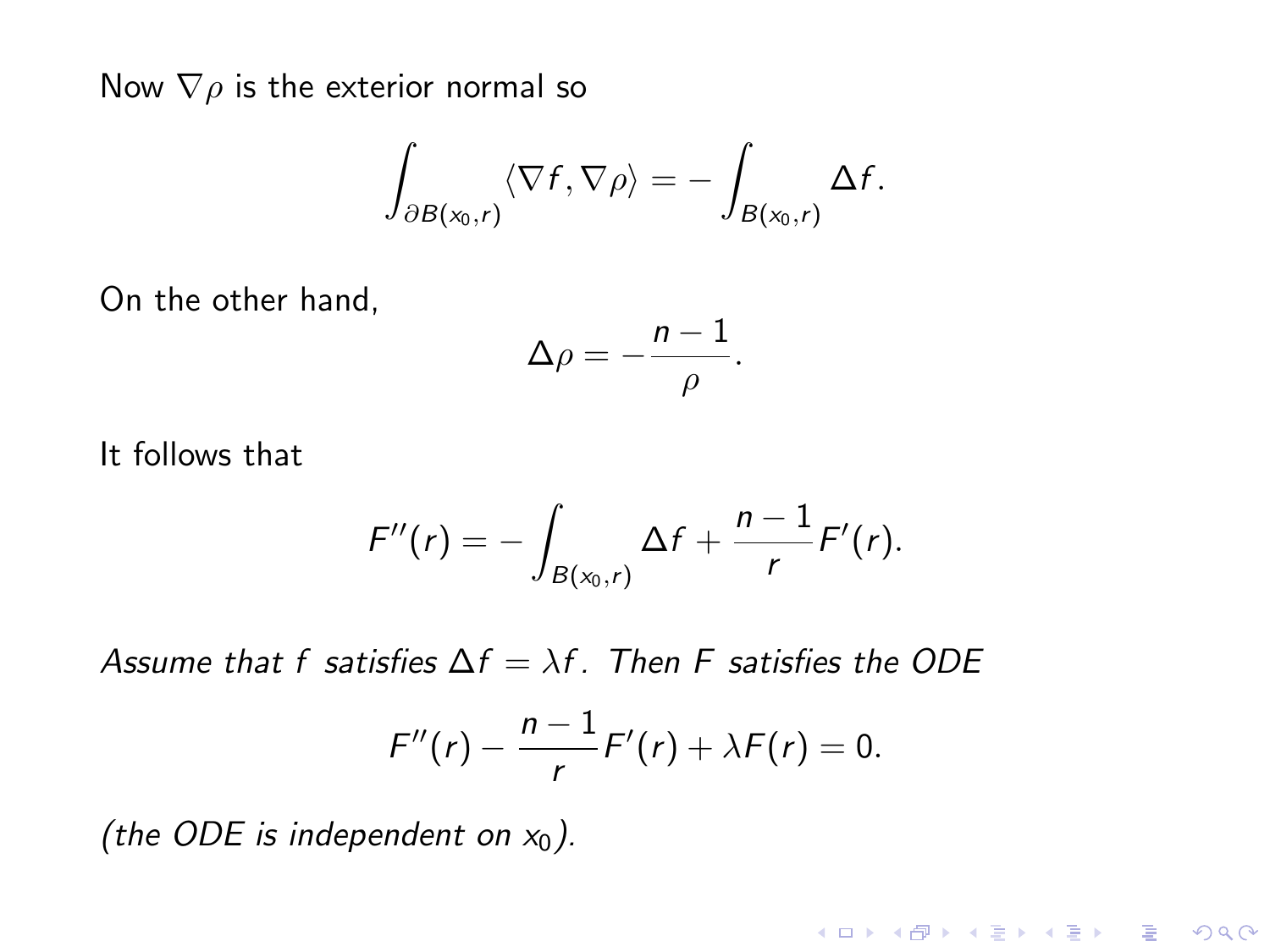Now $\nabla\rho$ is the exterior normal so

$$\int_{\partial B(x_0,r)} \langle \nabla f, \nabla \rho \rangle = -\int_{B(x_0,r)} \Delta f.$$

On the other hand,

$$\Delta \rho = -\frac{n-1}{\rho}.$$

It follows that

$$F''(r) = -\int_{B(x_0,r)} \Delta f + \frac{n-1}{r} F'(r).$$

*Assume that $f$ satisfies $\Delta f = \lambda f$. Then $F$ satisfies the ODE*

$$F''(r) - \frac{n-1}{r} F'(r) + \lambda F(r) = 0.$$

*(the ODE is independent on $x_0$).*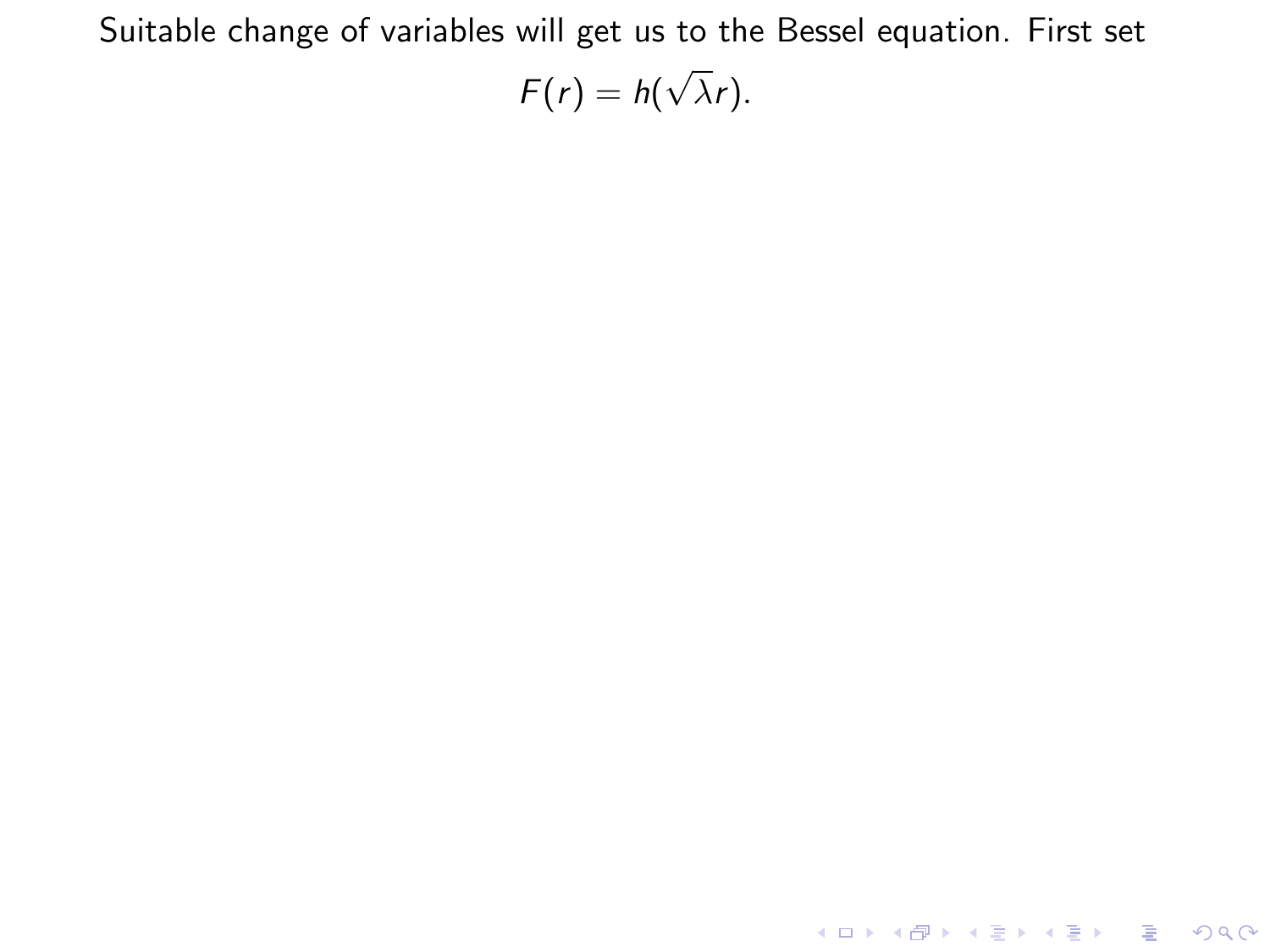Suitable change of variables will get us to the Bessel equation. First set

$$F(r) = h(\sqrt{\lambda} r).$$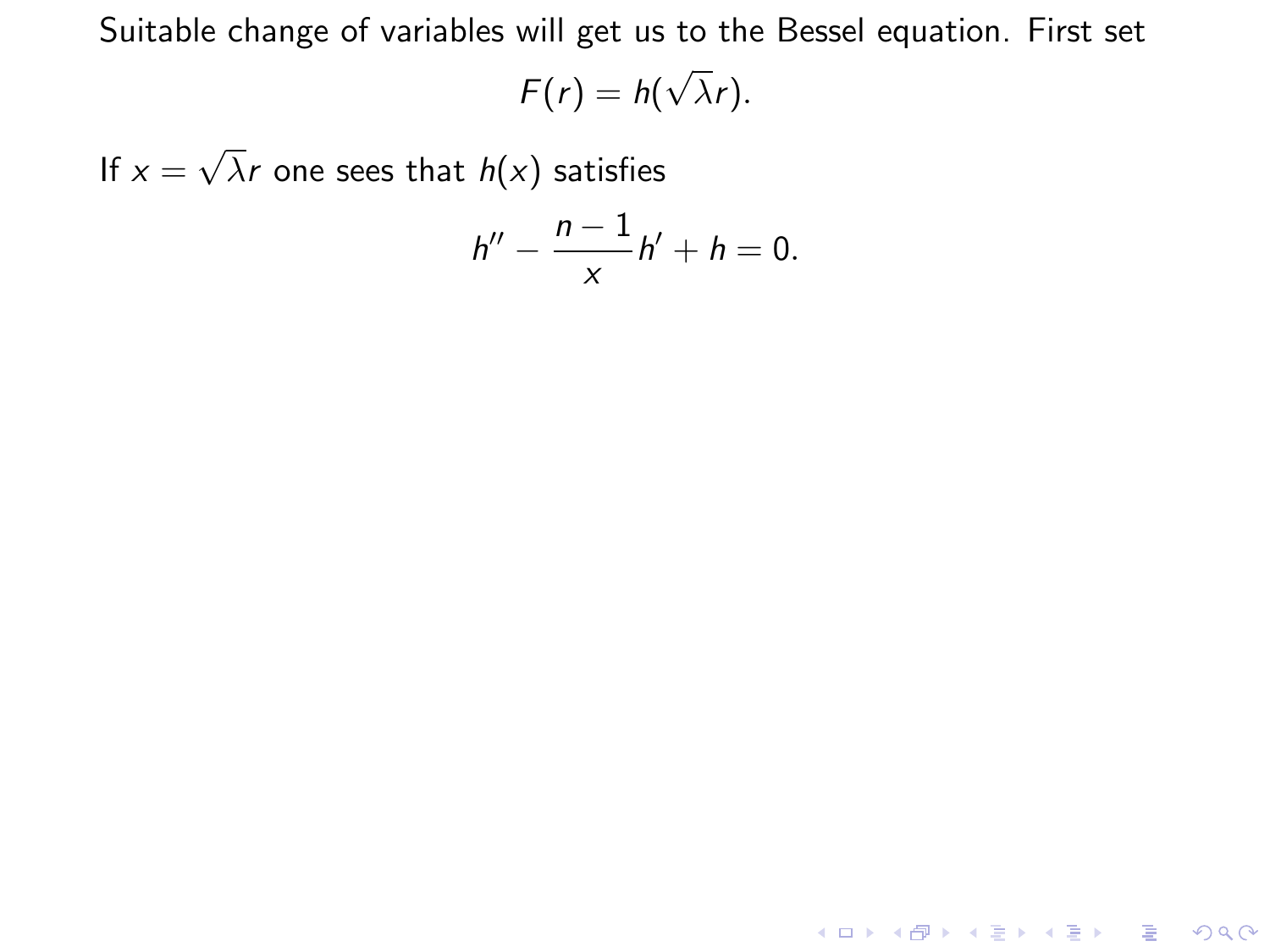Suitable change of variables will get us to the Bessel equation. First set

$$F(r) = h(\sqrt{\lambda} r).$$

If $x = \sqrt{\lambda} r$ one sees that $h(x)$ satisfies

$$h'' - \frac{n-1}{x} h' + h = 0.$$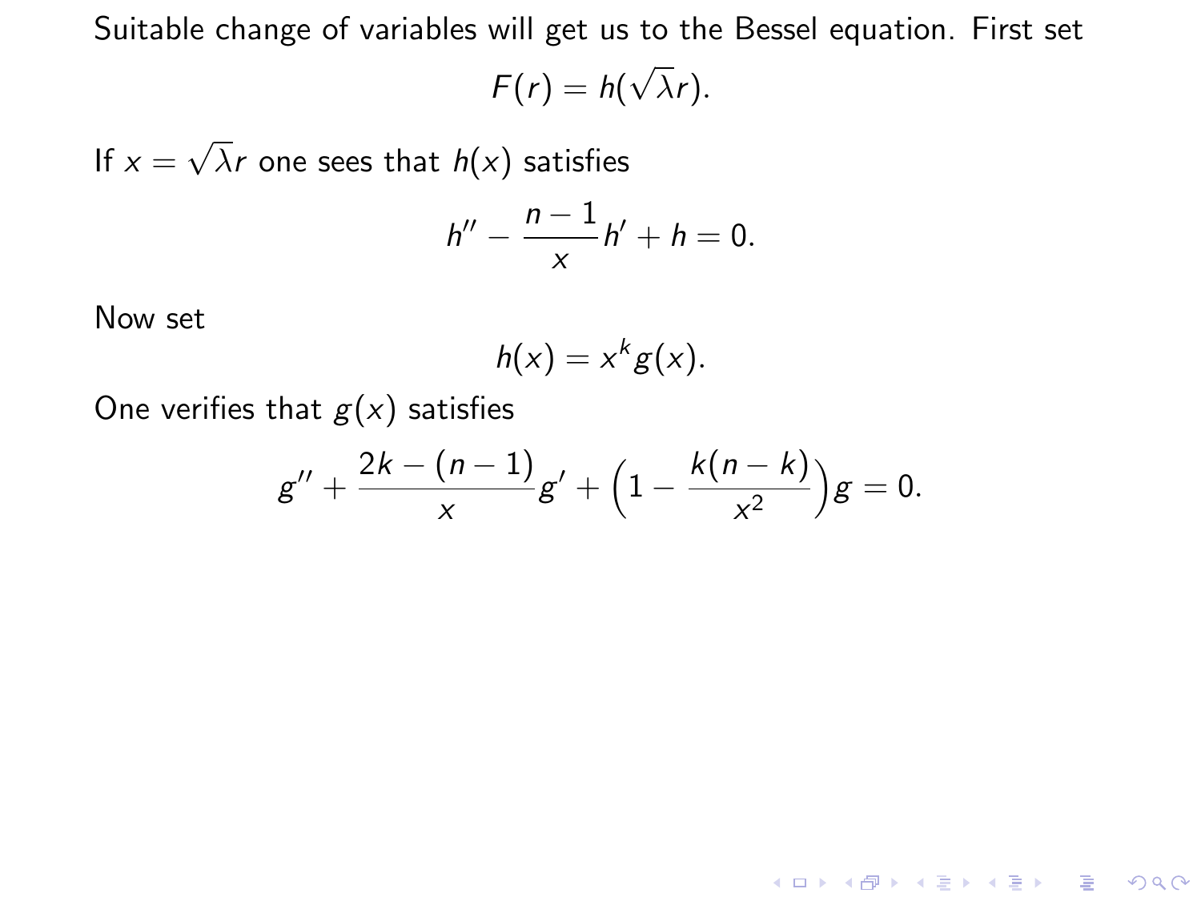Suitable change of variables will get us to the Bessel equation. First set

$$F(r) = h(\sqrt{\lambda}r).$$

If $x = \sqrt{\lambda}r$ one sees that $h(x)$ satisfies

$$h'' - \frac{n-1}{x}h' + h = 0.$$

Now set

$$h(x) = x^k g(x).$$

One verifies that $g(x)$ satisfies

$$g'' + \frac{2k - (n-1)}{x}g' + \Big(1 - \frac{k(n-k)}{x^2}\Big)g = 0.$$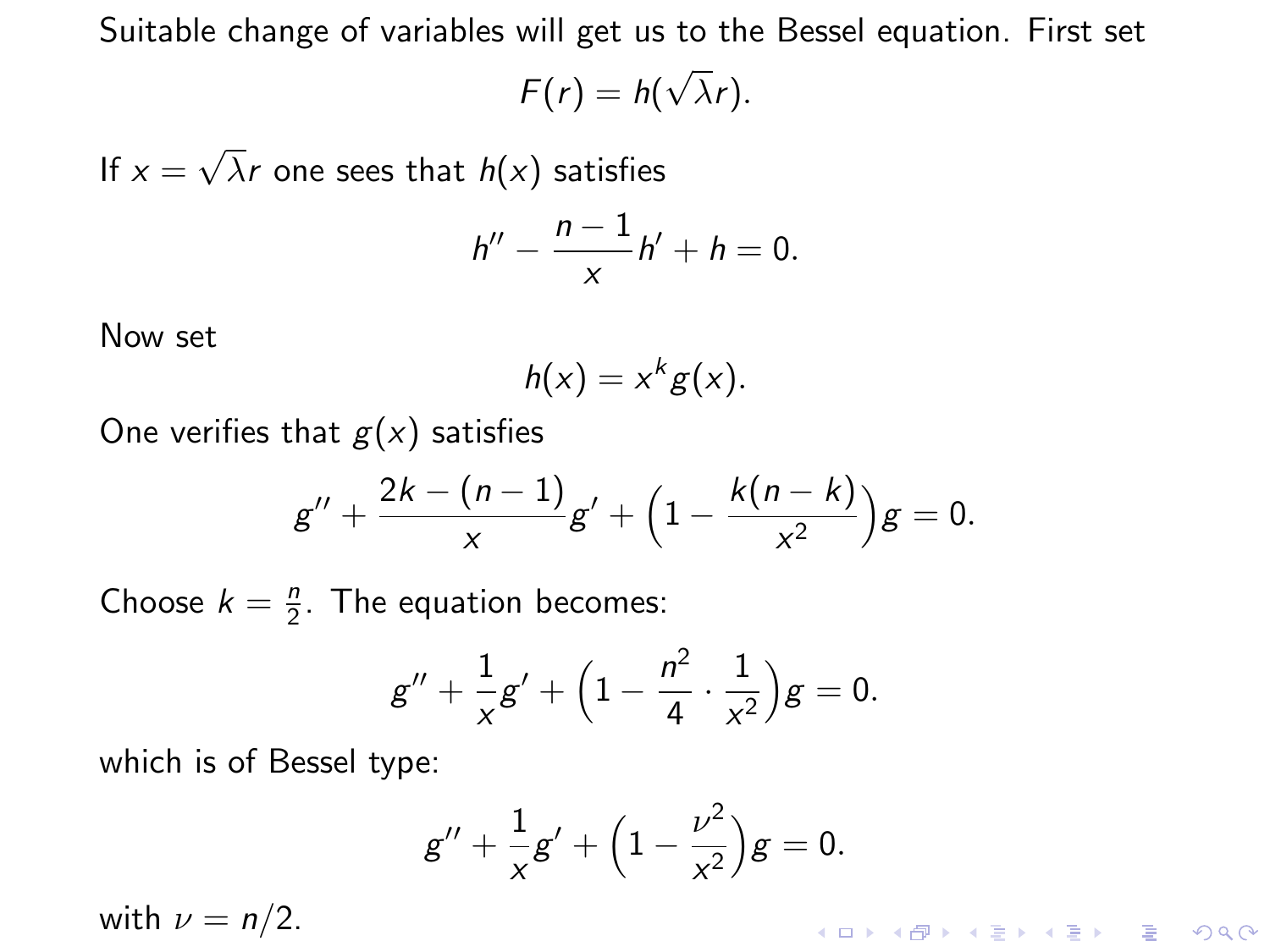Suitable change of variables will get us to the Bessel equation. First set

$$F(r) = h(\sqrt{\lambda} r).$$

If $x = \sqrt{\lambda} r$ one sees that $h(x)$ satisfies

$$h'' - \frac{n-1}{x} h' + h = 0.$$

Now set

$$h(x) = x^k g(x).$$

One verifies that $g(x)$ satisfies

$$g'' + \frac{2k - (n-1)}{x} g' + \Big(1 - \frac{k(n-k)}{x^2}\Big) g = 0.$$

Choose $k = \frac{n}{2}$. The equation becomes:

$$g'' + \frac{1}{x} g' + \Big(1 - \frac{n^2}{4} \cdot \frac{1}{x^2}\Big) g = 0.$$

which is of Bessel type:

$$g'' + \frac{1}{x} g' + \Big(1 - \frac{\nu^2}{x^2}\Big) g = 0.$$

with $\nu = n/2$.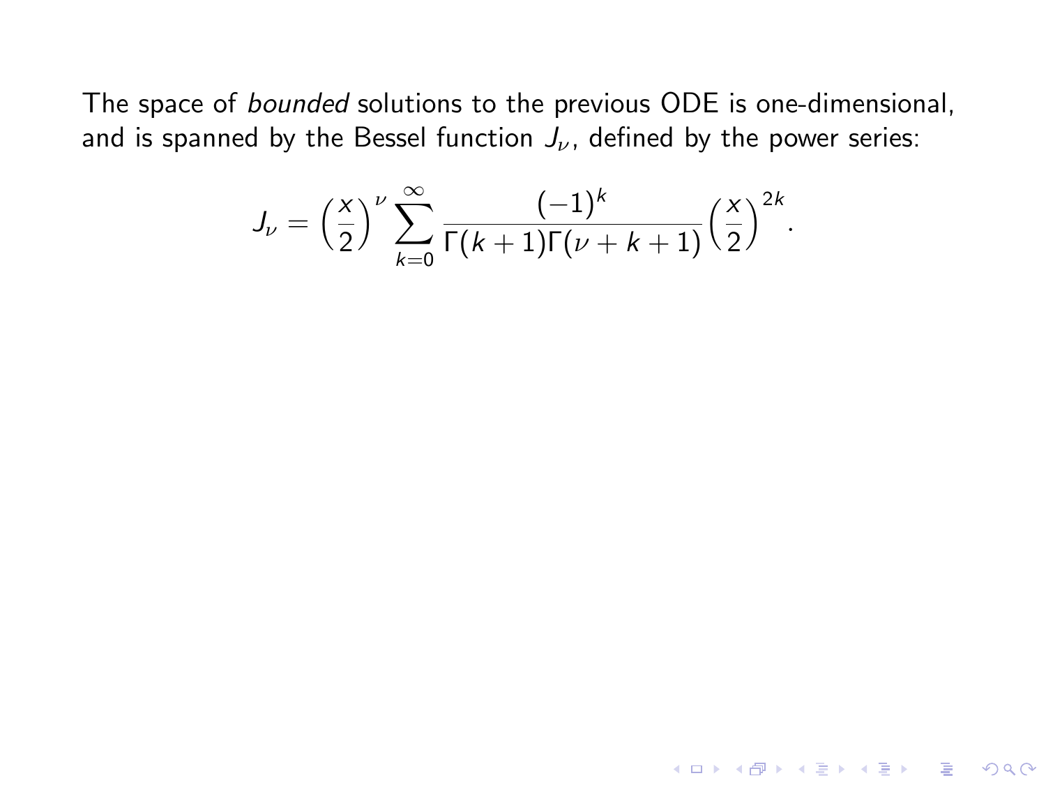The space of *bounded* solutions to the previous ODE is one-dimensional, and is spanned by the Bessel function $J_\nu$, defined by the power series:

$$J_\nu = \left(\frac{x}{2}\right)^\nu \sum_{k=0}^{\infty} \frac{(-1)^k}{\Gamma(k+1)\Gamma(\nu+k+1)} \left(\frac{x}{2}\right)^{2k}.$$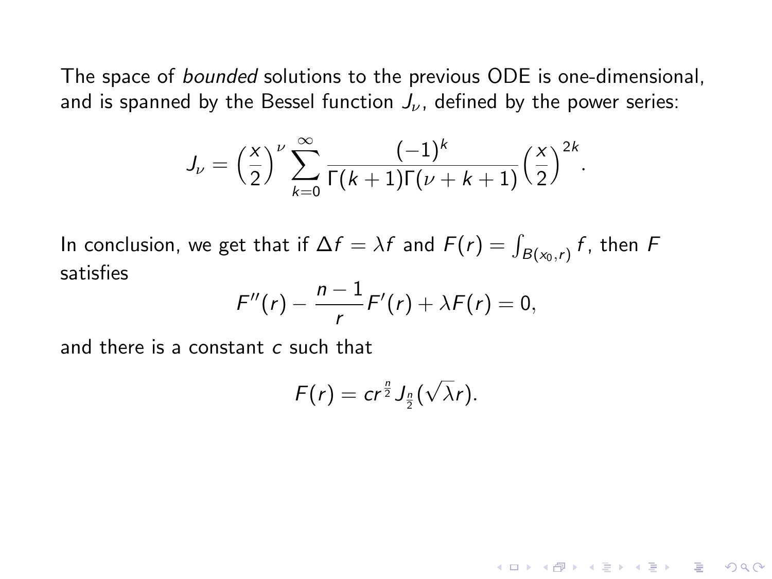The space of *bounded* solutions to the previous ODE is one-dimensional, and is spanned by the Bessel function $J_\nu$, defined by the power series:

$$J_\nu = \left(\frac{x}{2}\right)^\nu \sum_{k=0}^{\infty} \frac{(-1)^k}{\Gamma(k+1)\Gamma(\nu+k+1)} \left(\frac{x}{2}\right)^{2k}.$$

In conclusion, we get that if $\Delta f = \lambda f$ and $F(r) = \int_{B(x_0,r)} f$, then $F$ satisfies

$$F''(r) - \frac{n-1}{r} F'(r) + \lambda F(r) = 0,$$

and there is a constant $c$ such that

$$F(r) = c r^{\frac{n}{2}} J_{\frac{n}{2}}(\sqrt{\lambda} r).$$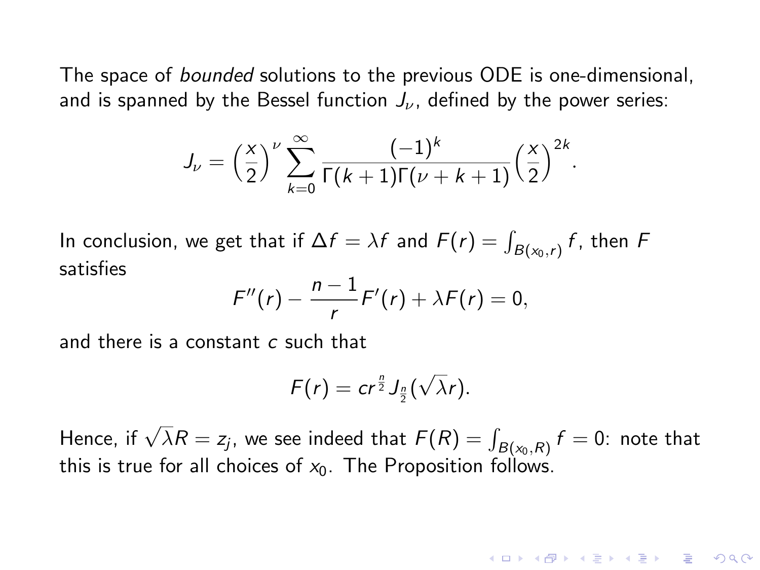The space of *bounded* solutions to the previous ODE is one-dimensional, and is spanned by the Bessel function $J_\nu$, defined by the power series:

$$J_\nu = \left(\frac{x}{2}\right)^\nu \sum_{k=0}^{\infty} \frac{(-1)^k}{\Gamma(k+1)\Gamma(\nu+k+1)} \left(\frac{x}{2}\right)^{2k}.$$

In conclusion, we get that if $\Delta f = \lambda f$ and $F(r) = \int_{B(x_0,r)} f$, then $F$ satisfies

$$F''(r) - \frac{n-1}{r} F'(r) + \lambda F(r) = 0,$$

and there is a constant $c$ such that

$$F(r) = c r^{\frac{n}{2}} J_{\frac{n}{2}}(\sqrt{\lambda} r).$$

Hence, if $\sqrt{\lambda} R = z_j$, we see indeed that $F(R) = \int_{B(x_0,R)} f = 0$: note that this is true for all choices of $x_0$. The Proposition follows.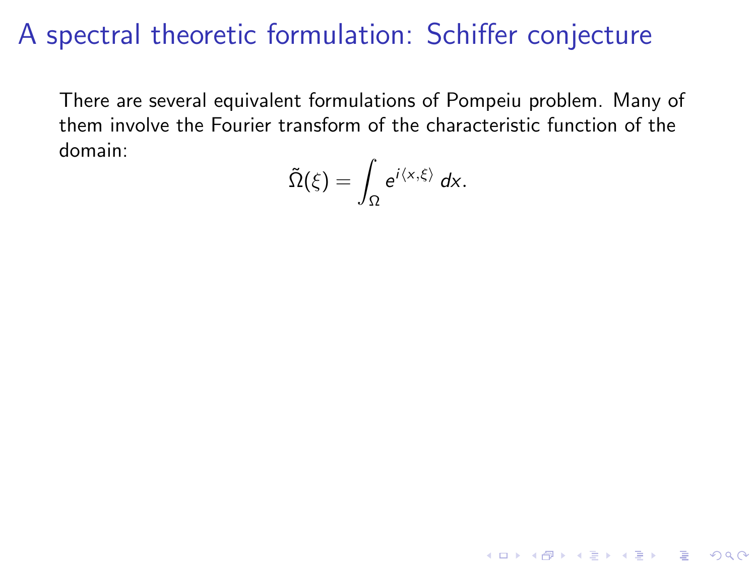# A spectral theoretic formulation: Schiffer conjecture

There are several equivalent formulations of Pompeiu problem. Many of them involve the Fourier transform of the characteristic function of the domain:

$$\tilde{\Omega}(\xi) = \int_{\Omega} e^{i\langle x,\xi\rangle}\, dx.$$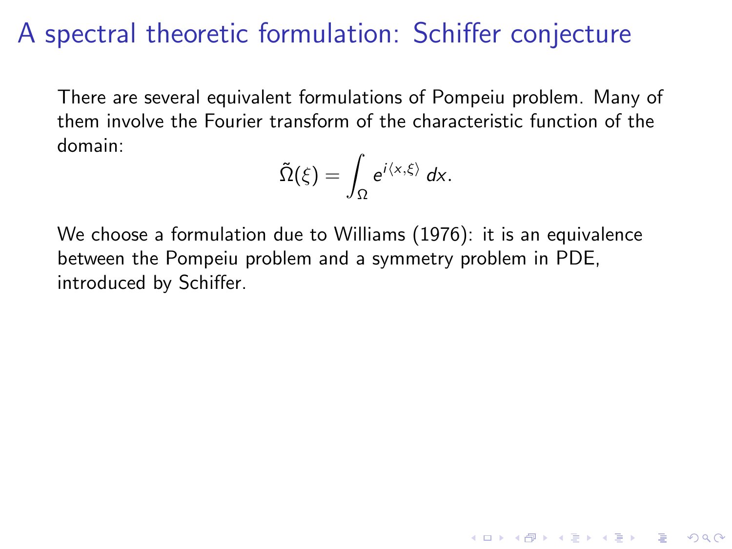# A spectral theoretic formulation: Schiffer conjecture

There are several equivalent formulations of Pompeiu problem. Many of them involve the Fourier transform of the characteristic function of the domain:

$$\tilde{\Omega}(\xi) = \int_{\Omega} e^{i\langle x,\xi\rangle}\, dx.$$

We choose a formulation due to Williams (1976): it is an equivalence between the Pompeiu problem and a symmetry problem in PDE, introduced by Schiffer.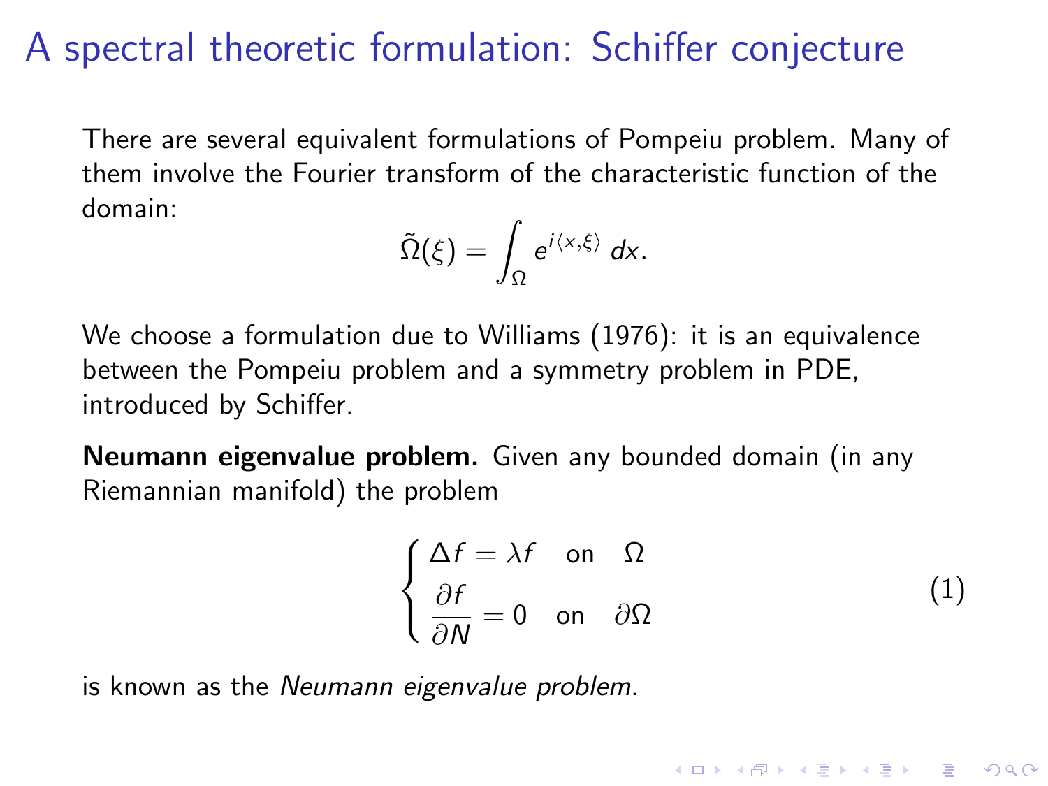# A spectral theoretic formulation: Schiffer conjecture

There are several equivalent formulations of Pompeiu problem. Many of them involve the Fourier transform of the characteristic function of the domain:

$$\tilde{\Omega}(\xi) = \int_{\Omega} e^{i\langle x,\xi\rangle}\, dx.$$

We choose a formulation due to Williams (1976): it is an equivalence between the Pompeiu problem and a symmetry problem in PDE, introduced by Schiffer.

**Neumann eigenvalue problem.** Given any bounded domain (in any Riemannian manifold) the problem

$$\begin{cases} \Delta f = \lambda f \quad \text{on} \quad \Omega \\ \dfrac{\partial f}{\partial N} = 0 \quad \text{on} \quad \partial\Omega \end{cases} \tag{1}$$

is known as the *Neumann eigenvalue problem*.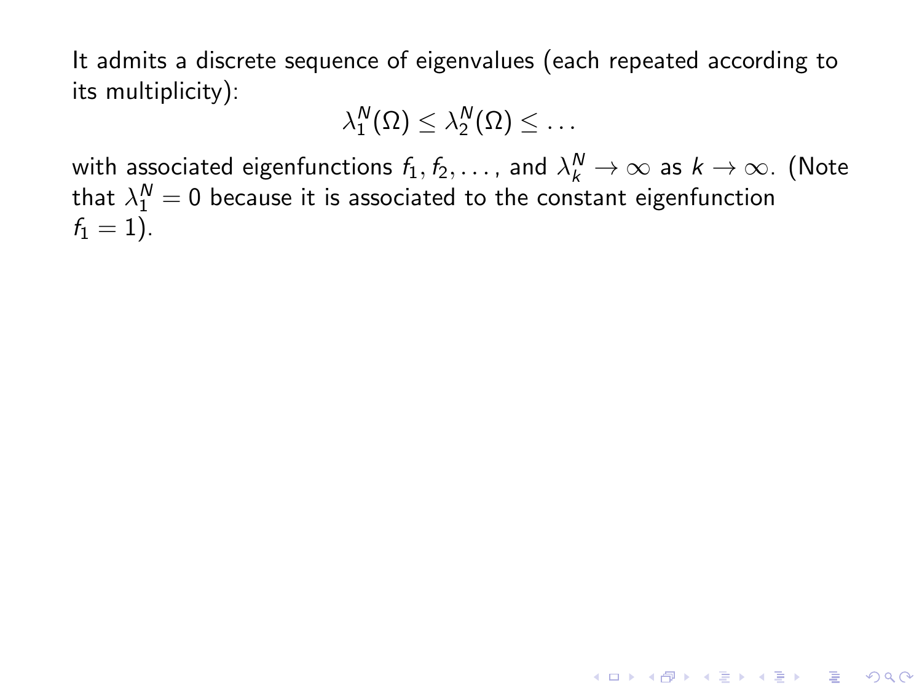It admits a discrete sequence of eigenvalues (each repeated according to its multiplicity):

$$\lambda_1^N(\Omega) \leq \lambda_2^N(\Omega) \leq \dots$$

with associated eigenfunctions $f_1, f_2, \dots$, and $\lambda_k^N \to \infty$ as $k \to \infty$. (Note that $\lambda_1^N = 0$ because it is associated to the constant eigenfunction $f_1 = 1$).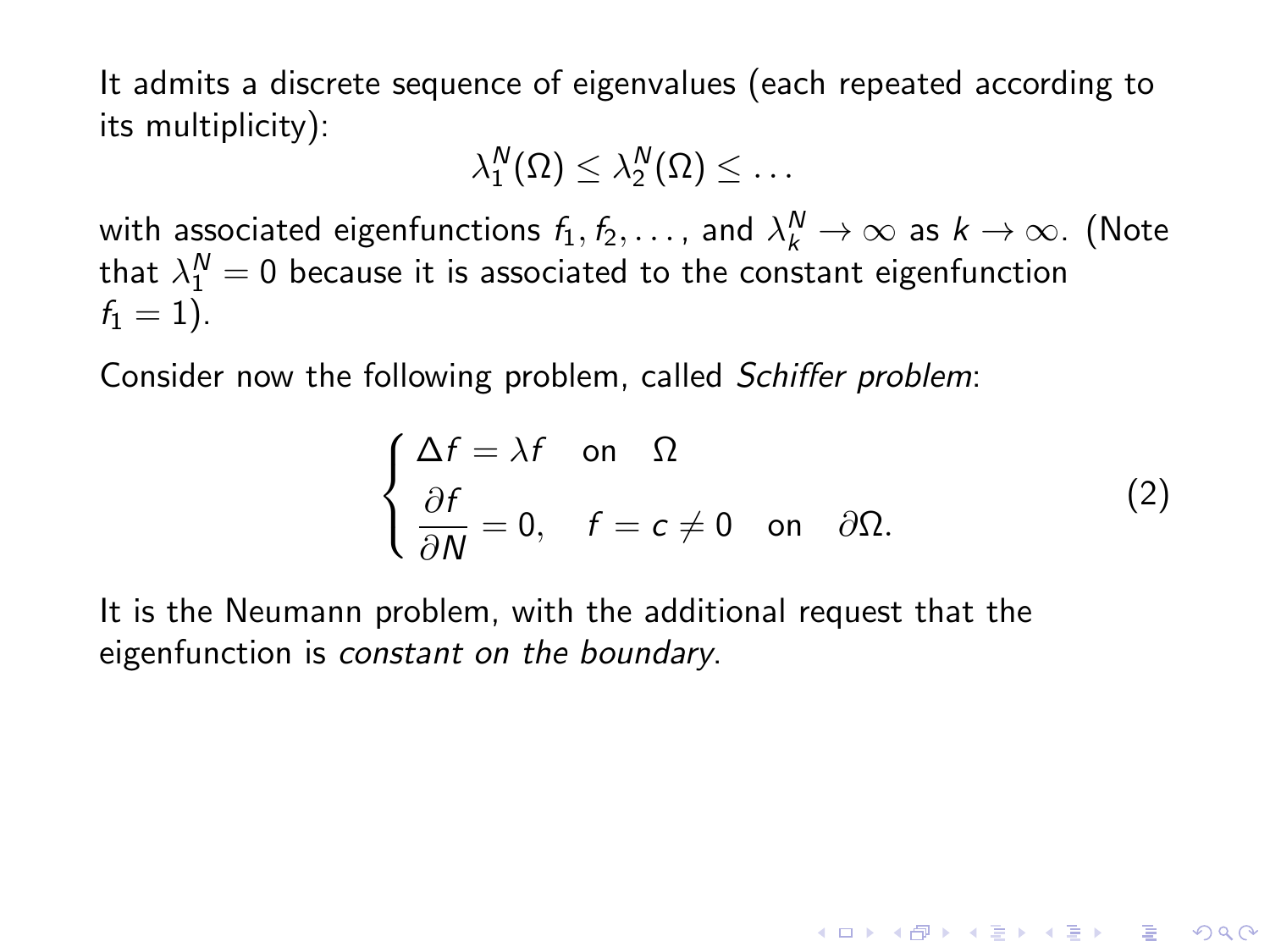It admits a discrete sequence of eigenvalues (each repeated according to its multiplicity):

$$\lambda_1^N(\Omega) \leq \lambda_2^N(\Omega) \leq \dots$$

with associated eigenfunctions $f_1, f_2, \dots$, and $\lambda_k^N \to \infty$ as $k \to \infty$. (Note that $\lambda_1^N = 0$ because it is associated to the constant eigenfunction $f_1 = 1$).

Consider now the following problem, called *Schiffer problem*:

$$\begin{cases} \Delta f = \lambda f \quad \text{on} \quad \Omega \\ \dfrac{\partial f}{\partial N} = 0, \quad f = c \neq 0 \quad \text{on} \quad \partial\Omega. \end{cases} \tag{2}$$

It is the Neumann problem, with the additional request that the eigenfunction is *constant on the boundary*.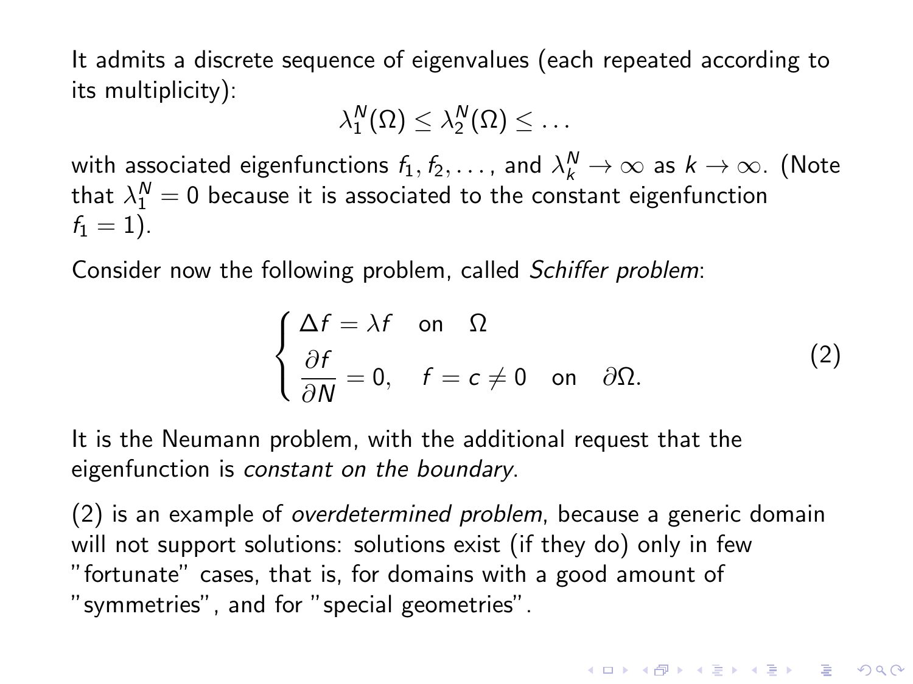It admits a discrete sequence of eigenvalues (each repeated according to its multiplicity):

$$\lambda_1^N(\Omega) \leq \lambda_2^N(\Omega) \leq \dots$$

with associated eigenfunctions $f_1, f_2, \dots$, and $\lambda_k^N \to \infty$ as $k \to \infty$. (Note that $\lambda_1^N = 0$ because it is associated to the constant eigenfunction $f_1 = 1$).

Consider now the following problem, called *Schiffer problem*:

$$\begin{cases} \Delta f = \lambda f \quad \text{on} \quad \Omega \\ \dfrac{\partial f}{\partial N} = 0, \quad f = c \neq 0 \quad \text{on} \quad \partial\Omega. \end{cases} \tag{2}$$

It is the Neumann problem, with the additional request that the eigenfunction is *constant on the boundary*.

(2) is an example of *overdetermined problem*, because a generic domain will not support solutions: solutions exist (if they do) only in few "fortunate" cases, that is, for domains with a good amount of "symmetries", and for "special geometries".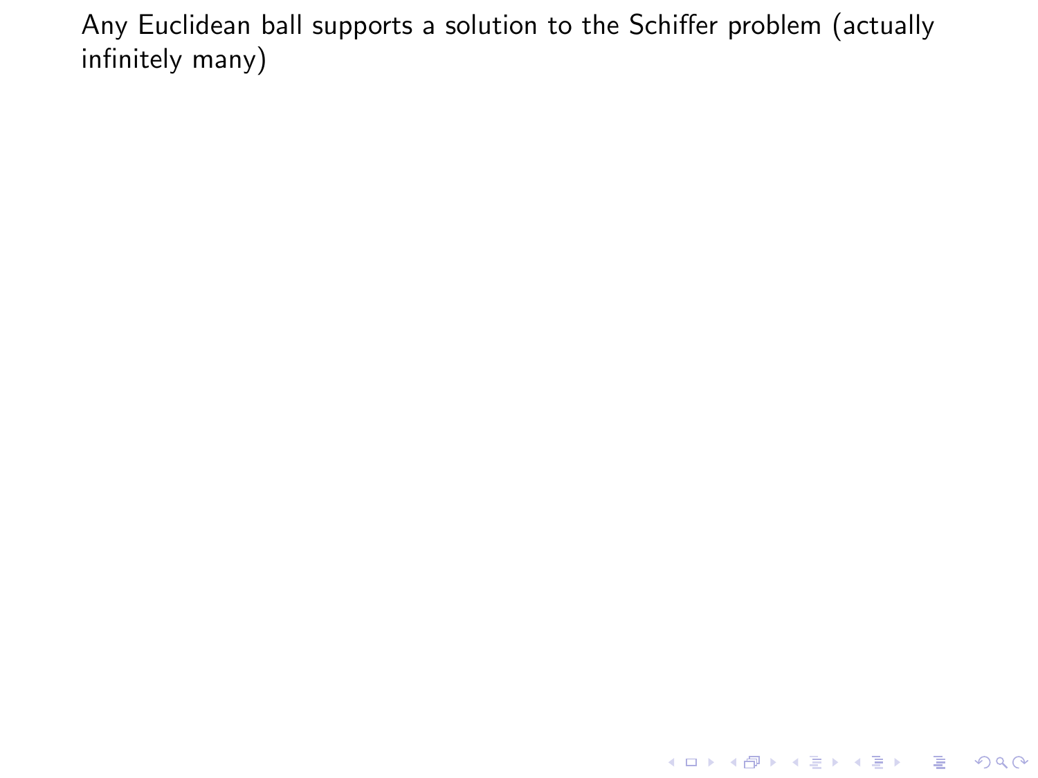Any Euclidean ball supports a solution to the Schiffer problem (actually infinitely many)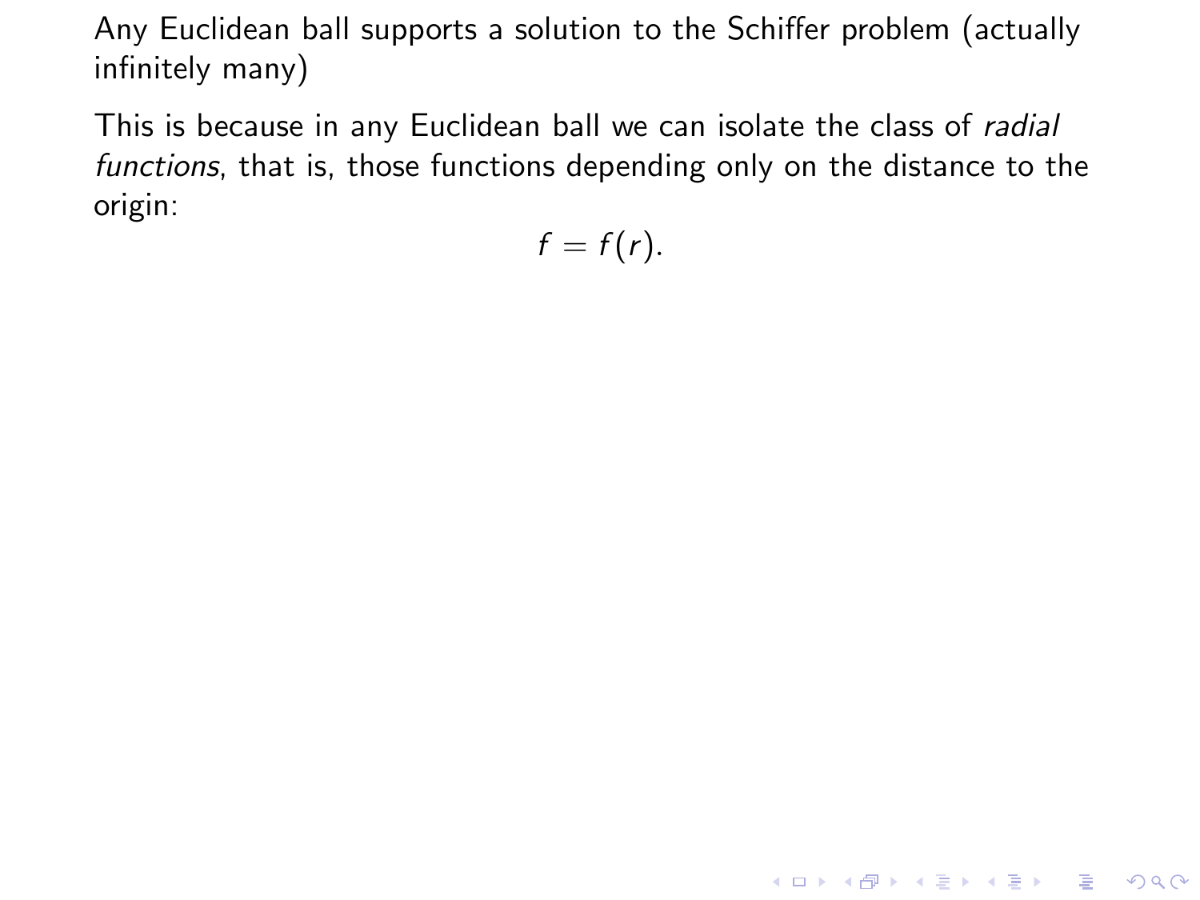Any Euclidean ball supports a solution to the Schiffer problem (actually infinitely many)

This is because in any Euclidean ball we can isolate the class of *radial functions*, that is, those functions depending only on the distance to the origin:

$$f = f(r).$$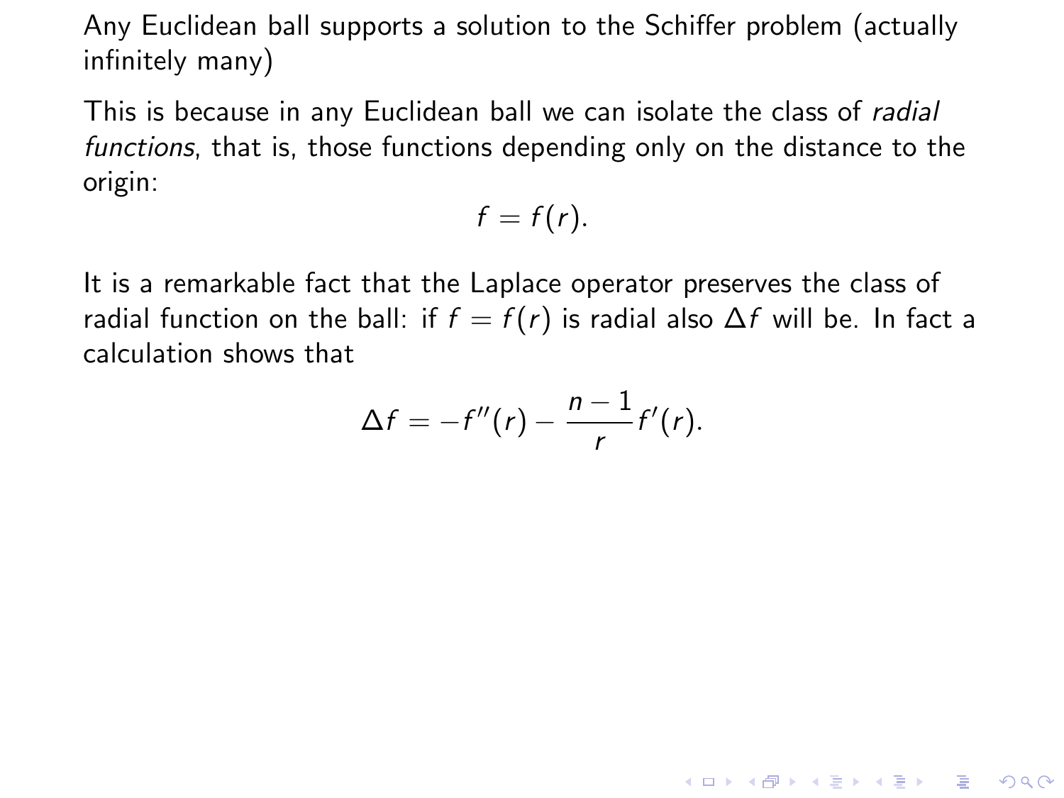Any Euclidean ball supports a solution to the Schiffer problem (actually infinitely many)

This is because in any Euclidean ball we can isolate the class of *radial functions*, that is, those functions depending only on the distance to the origin:

$$f = f(r).$$

It is a remarkable fact that the Laplace operator preserves the class of radial function on the ball: if $f = f(r)$ is radial also $\Delta f$ will be. In fact a calculation shows that

$$\Delta f = -f''(r) - \frac{n-1}{r} f'(r).$$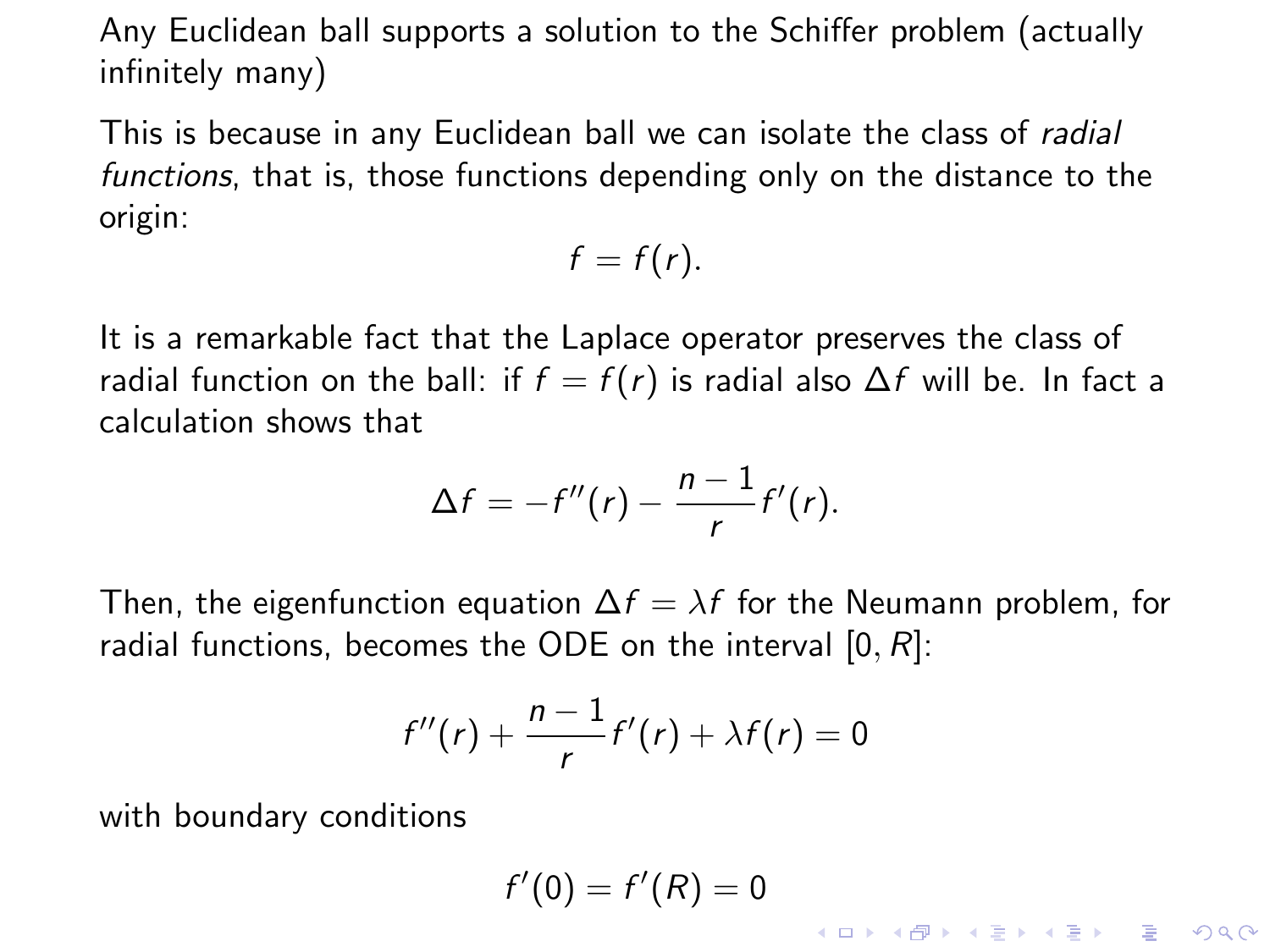Any Euclidean ball supports a solution to the Schiffer problem (actually infinitely many)

This is because in any Euclidean ball we can isolate the class of *radial functions*, that is, those functions depending only on the distance to the origin:

$$f = f(r).$$

It is a remarkable fact that the Laplace operator preserves the class of radial function on the ball: if $f = f(r)$ is radial also $\Delta f$ will be. In fact a calculation shows that

$$\Delta f = -f''(r) - \frac{n-1}{r} f'(r).$$

Then, the eigenfunction equation $\Delta f = \lambda f$ for the Neumann problem, for radial functions, becomes the ODE on the interval $[0, R]$:

$$f''(r) + \frac{n-1}{r} f'(r) + \lambda f(r) = 0$$

with boundary conditions

$$f'(0) = f'(R) = 0$$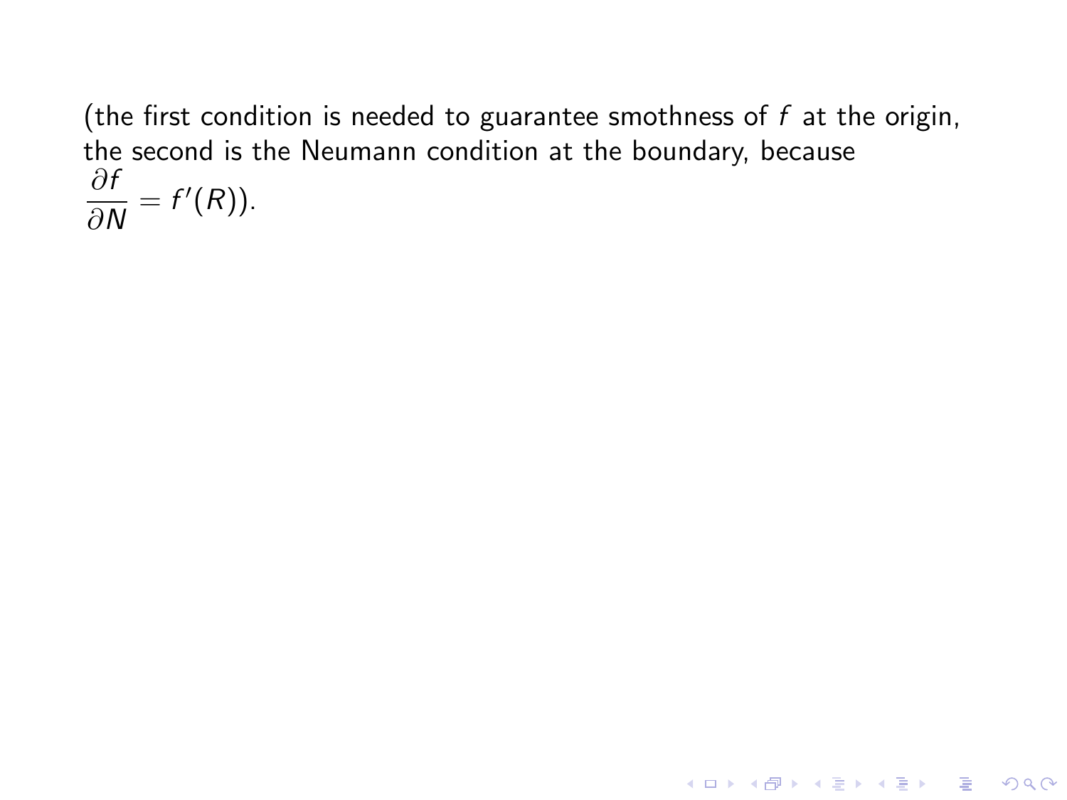(the first condition is needed to guarantee smothness of $f$ at the origin, the second is the Neumann condition at the boundary, because $\dfrac{\partial f}{\partial N} = f'(R)$).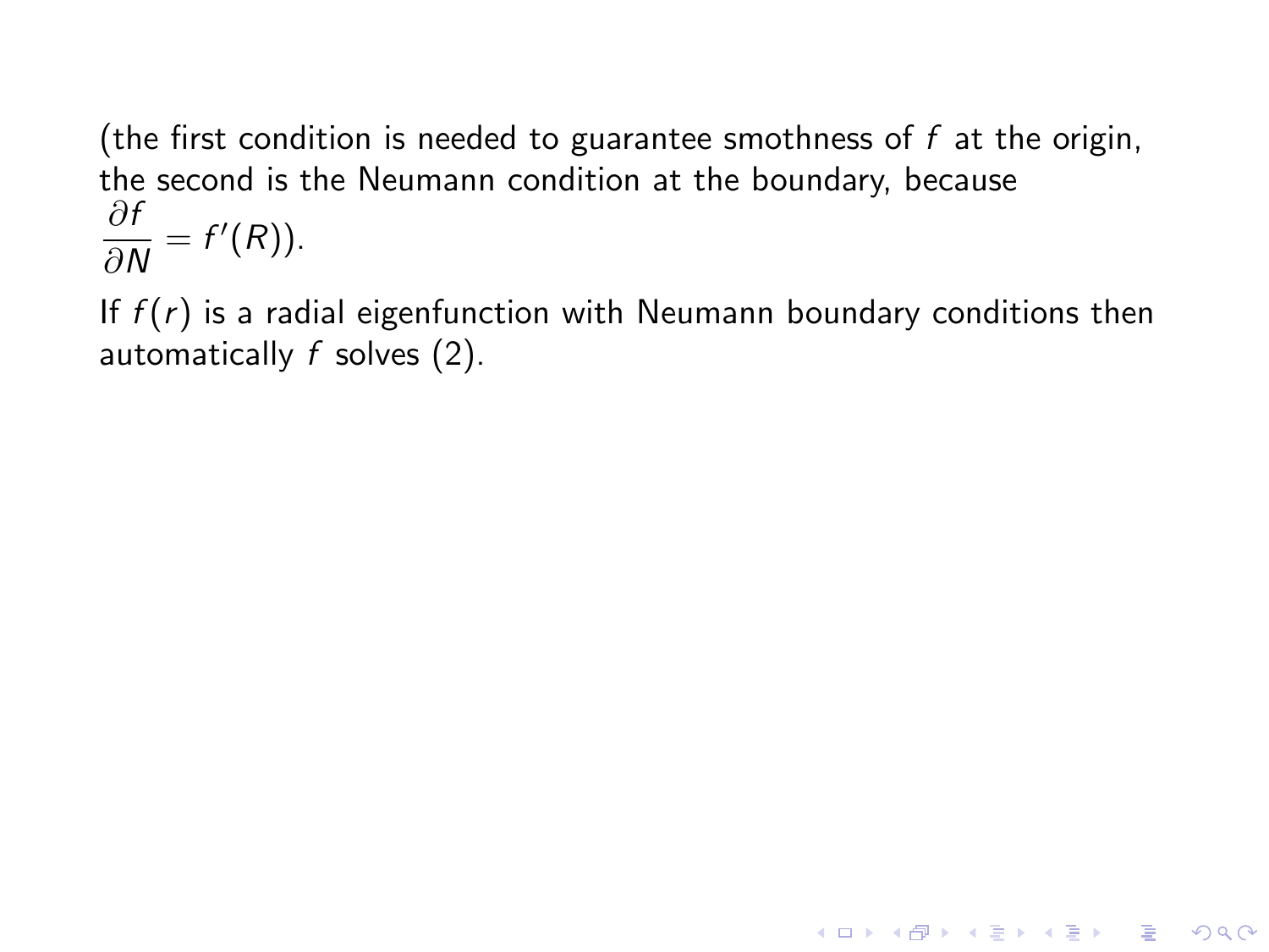(the first condition is needed to guarantee smothness of $f$ at the origin, the second is the Neumann condition at the boundary, because $\dfrac{\partial f}{\partial N} = f'(R)$).

If $f(r)$ is a radial eigenfunction with Neumann boundary conditions then automatically $f$ solves (2).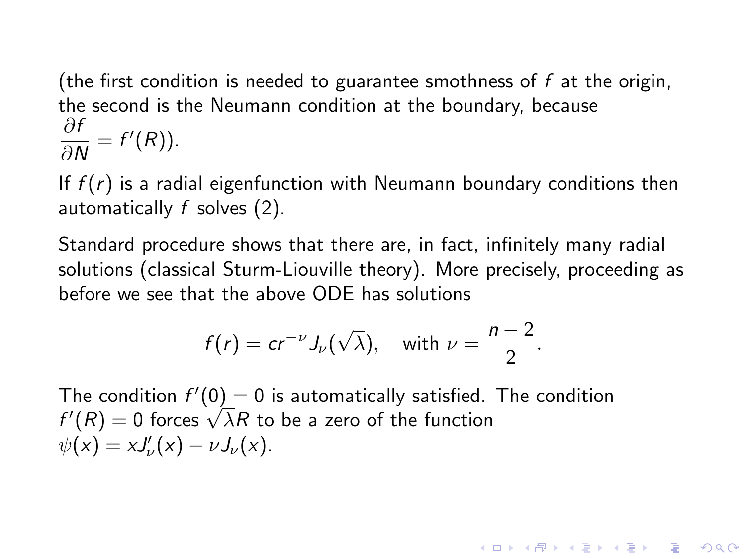(the first condition is needed to guarantee smothness of $f$ at the origin, the second is the Neumann condition at the boundary, because $\dfrac{\partial f}{\partial N} = f'(R)$).

If $f(r)$ is a radial eigenfunction with Neumann boundary conditions then automatically $f$ solves (2).

Standard procedure shows that there are, in fact, infinitely many radial solutions (classical Sturm-Liouville theory). More precisely, proceeding as before we see that the above ODE has solutions

$$f(r) = cr^{-\nu} J_\nu(\sqrt{\lambda}), \quad \text{with } \nu = \frac{n-2}{2}.$$

The condition $f'(0) = 0$ is automatically satisfied. The condition $f'(R) = 0$ forces $\sqrt{\lambda}R$ to be a zero of the function $\psi(x) = xJ_\nu'(x) - \nu J_\nu(x)$.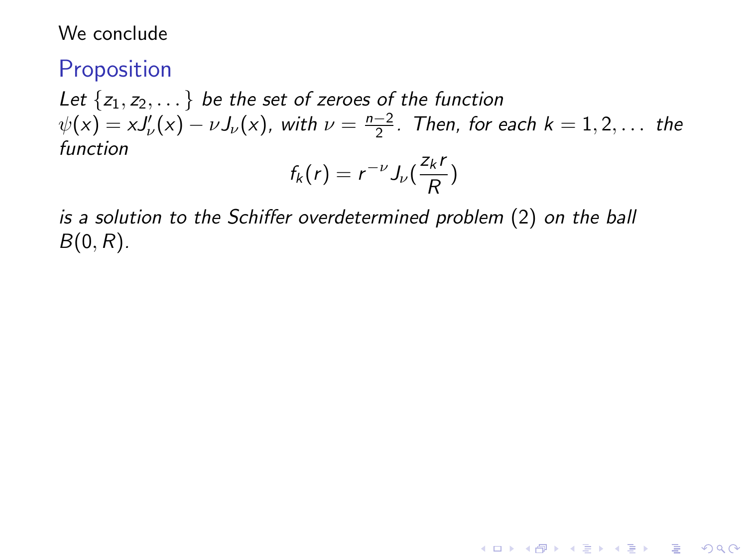We conclude

### Proposition

*Let $\{z_1, z_2, \dots\}$ be the set of zeroes of the function $\psi(x) = xJ'_\nu(x) - \nu J_\nu(x)$, with $\nu = \frac{n-2}{2}$. Then, for each $k = 1, 2, \dots$ the function*

$$f_k(r) = r^{-\nu} J_\nu(\frac{z_k r}{R})$$

*is a solution to the Schiffer overdetermined problem* (2) *on the ball $B(0, R)$.*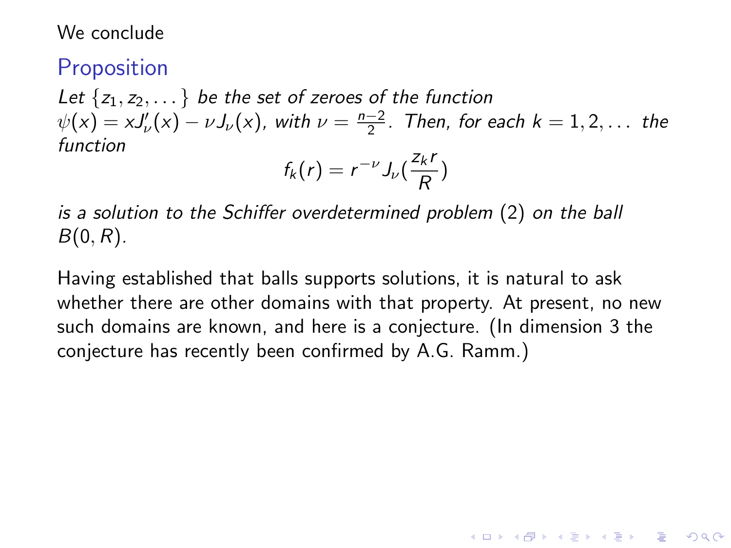We conclude

## Proposition

*Let $\{z_1, z_2, \dots\}$ be the set of zeroes of the function $\psi(x) = xJ_\nu'(x) - \nu J_\nu(x)$, with $\nu = \frac{n-2}{2}$. Then, for each $k = 1, 2, \dots$ the function*

$$f_k(r) = r^{-\nu} J_\nu(\frac{z_k r}{R})$$

*is a solution to the Schiffer overdetermined problem* (2) *on the ball $B(0, R)$.*

Having established that balls supports solutions, it is natural to ask whether there are other domains with that property. At present, no new such domains are known, and here is a conjecture. (In dimension 3 the conjecture has recently been confirmed by A.G. Ramm.)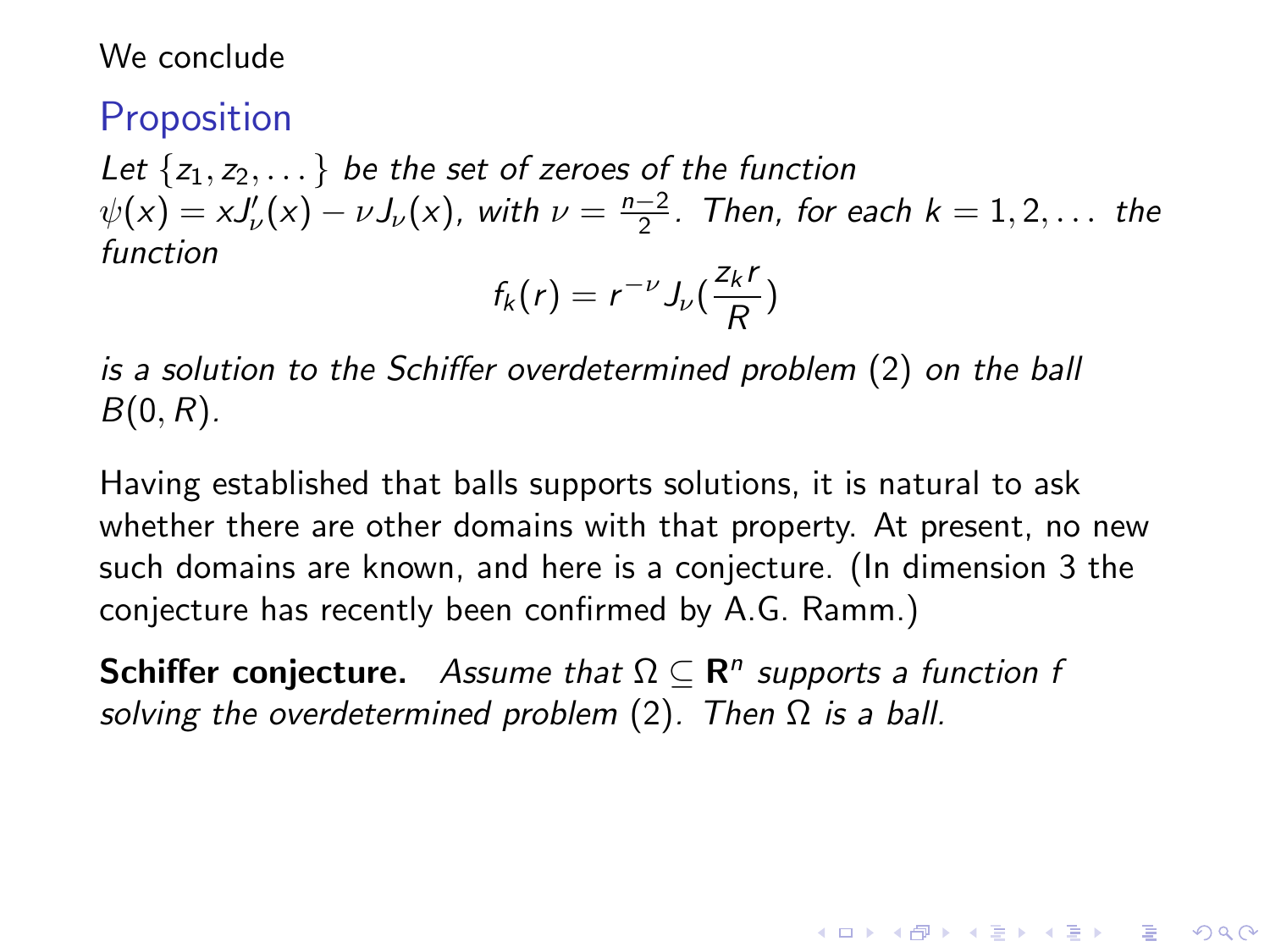We conclude

### Proposition

*Let $\{z_1, z_2, \dots\}$ be the set of zeroes of the function $\psi(x) = xJ_\nu'(x) - \nu J_\nu(x)$, with $\nu = \frac{n-2}{2}$. Then, for each $k = 1, 2, \dots$ the function*

$$f_k(r) = r^{-\nu} J_\nu(\frac{z_k r}{R})$$

*is a solution to the Schiffer overdetermined problem* (2) *on the ball $B(0, R)$.*

Having established that balls supports solutions, it is natural to ask whether there are other domains with that property. At present, no new such domains are known, and here is a conjecture. (In dimension 3 the conjecture has recently been confirmed by A.G. Ramm.)

**Schiffer conjecture.** *Assume that $\Omega \subseteq \mathbf{R}^n$ supports a function $f$ solving the overdetermined problem* (2)*. Then $\Omega$ is a ball.*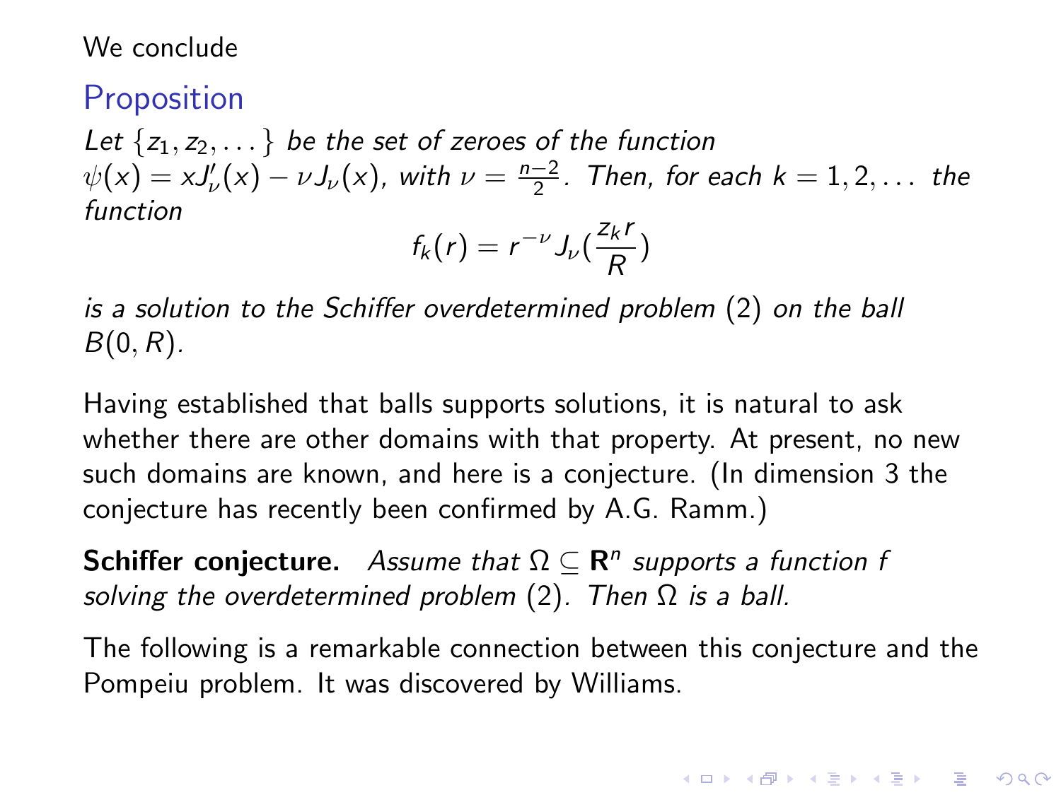We conclude

## Proposition

*Let $\{z_1, z_2, \dots\}$ be the set of zeroes of the function $\psi(x) = xJ_\nu'(x) - \nu J_\nu(x)$, with $\nu = \frac{n-2}{2}$. Then, for each $k = 1, 2, \dots$ the function*

$$f_k(r) = r^{-\nu} J_\nu(\frac{z_k r}{R})$$

*is a solution to the Schiffer overdetermined problem* (2) *on the ball $B(0, R)$.*

Having established that balls supports solutions, it is natural to ask whether there are other domains with that property. At present, no new such domains are known, and here is a conjecture. (In dimension 3 the conjecture has recently been confirmed by A.G. Ramm.)

**Schiffer conjecture.** *Assume that $\Omega \subseteq \mathbf{R}^n$ supports a function $f$ solving the overdetermined problem* (2)*. Then $\Omega$ is a ball.*

The following is a remarkable connection between this conjecture and the Pompeiu problem. It was discovered by Williams.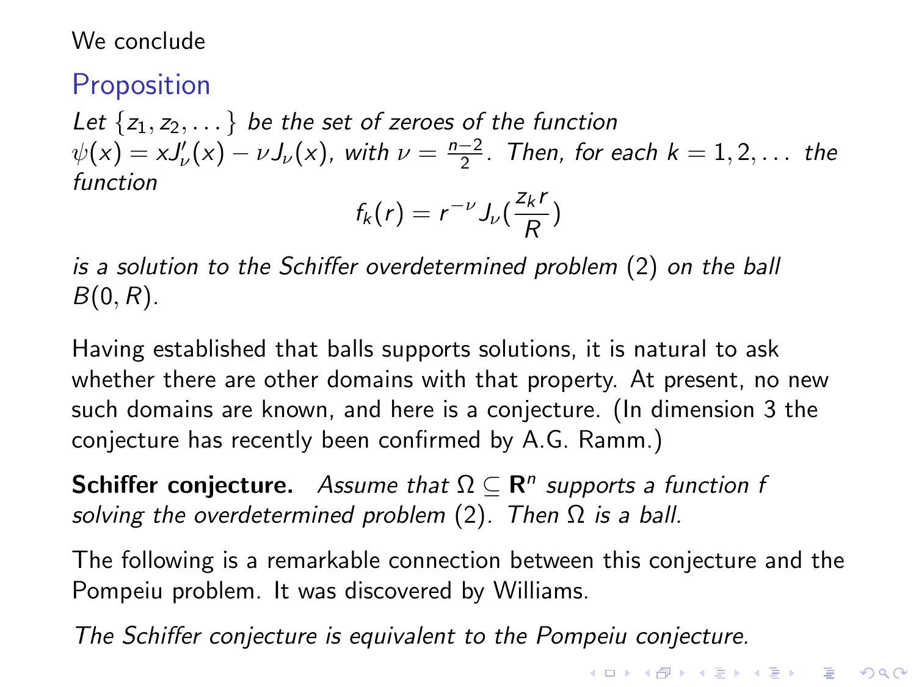We conclude

## Proposition

*Let $\{z_1, z_2, \dots\}$ be the set of zeroes of the function $\psi(x) = xJ'_\nu(x) - \nu J_\nu(x)$, with $\nu = \frac{n-2}{2}$. Then, for each $k = 1, 2, \dots$ the function*

$$f_k(r) = r^{-\nu} J_\nu(\frac{z_k r}{R})$$

*is a solution to the Schiffer overdetermined problem (2) on the ball $B(0, R)$.*

Having established that balls supports solutions, it is natural to ask whether there are other domains with that property. At present, no new such domains are known, and here is a conjecture. (In dimension 3 the conjecture has recently been confirmed by A.G. Ramm.)

**Schiffer conjecture.** *Assume that $\Omega \subseteq \mathbf{R}^n$ supports a function $f$ solving the overdetermined problem (2). Then $\Omega$ is a ball.*

The following is a remarkable connection between this conjecture and the Pompeiu problem. It was discovered by Williams.

*The Schiffer conjecture is equivalent to the Pompeiu conjecture.*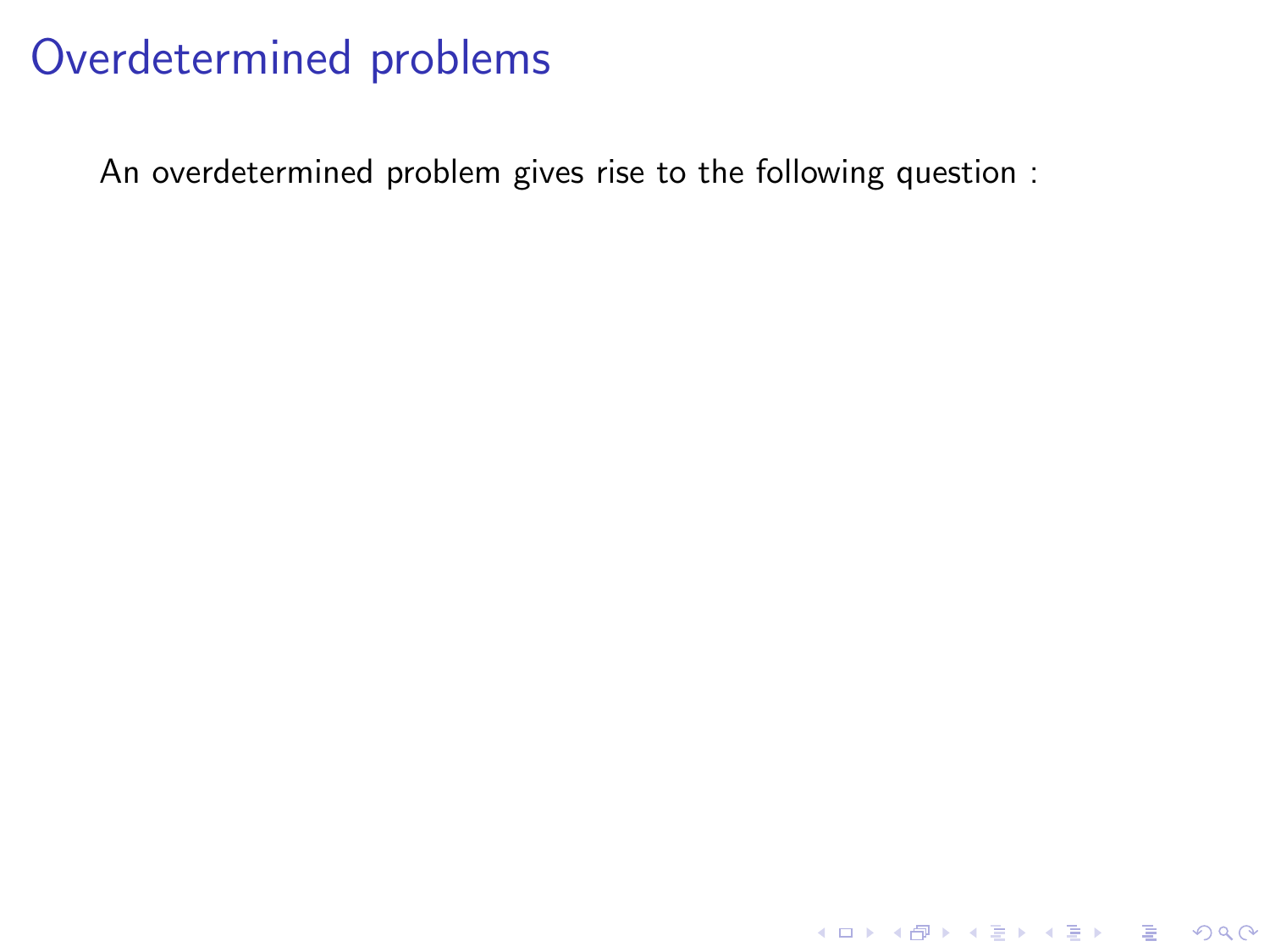# Overdetermined problems

An overdetermined problem gives rise to the following question :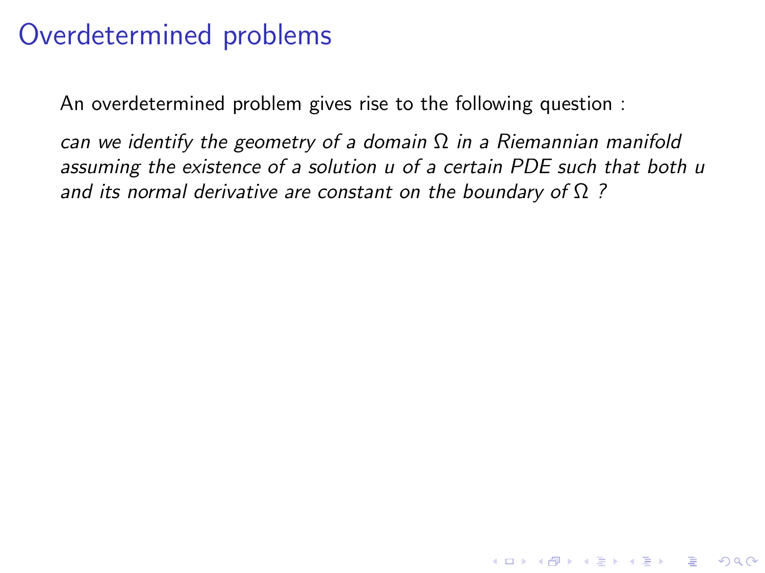# Overdetermined problems

An overdetermined problem gives rise to the following question :

*can we identify the geometry of a domain $\Omega$ in a Riemannian manifold assuming the existence of a solution $u$ of a certain PDE such that both $u$ and its normal derivative are constant on the boundary of $\Omega$ ?*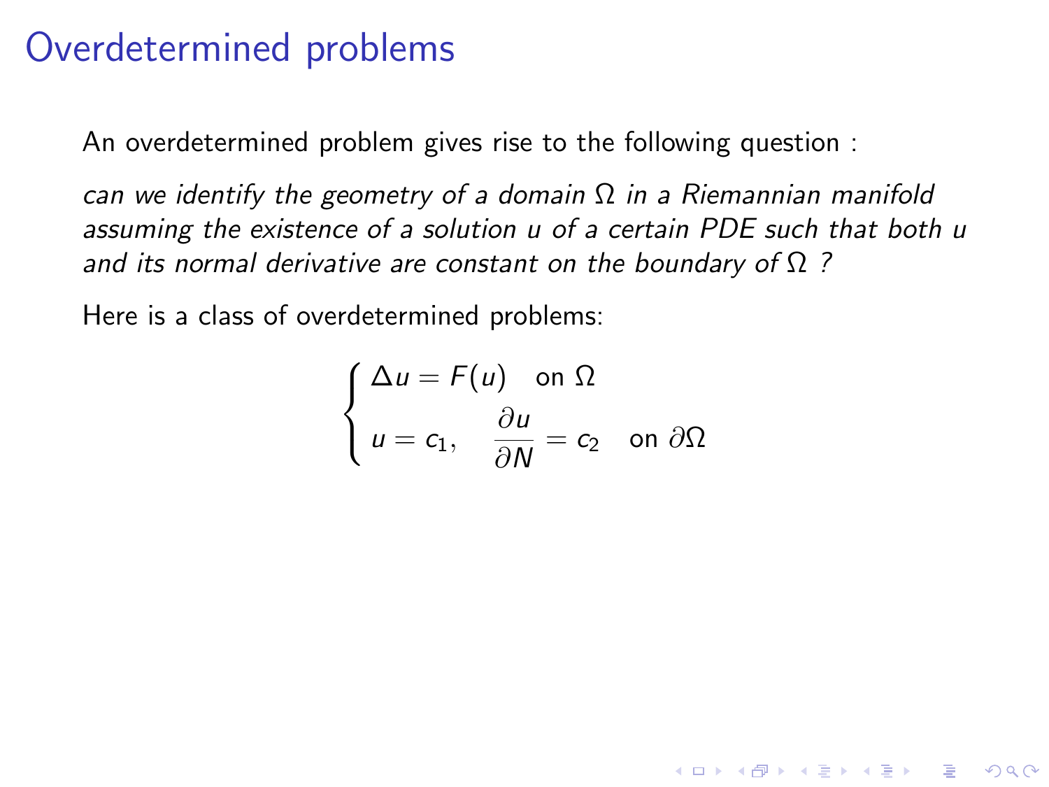# Overdetermined problems

An overdetermined problem gives rise to the following question :

*can we identify the geometry of a domain $\Omega$ in a Riemannian manifold assuming the existence of a solution $u$ of a certain PDE such that both $u$ and its normal derivative are constant on the boundary of $\Omega$ ?*

Here is a class of overdetermined problems:

$$
\begin{cases}
\Delta u = F(u) & \text{on } \Omega \\
u = c_1, \quad \dfrac{\partial u}{\partial N} = c_2 & \text{on } \partial\Omega
\end{cases}
$$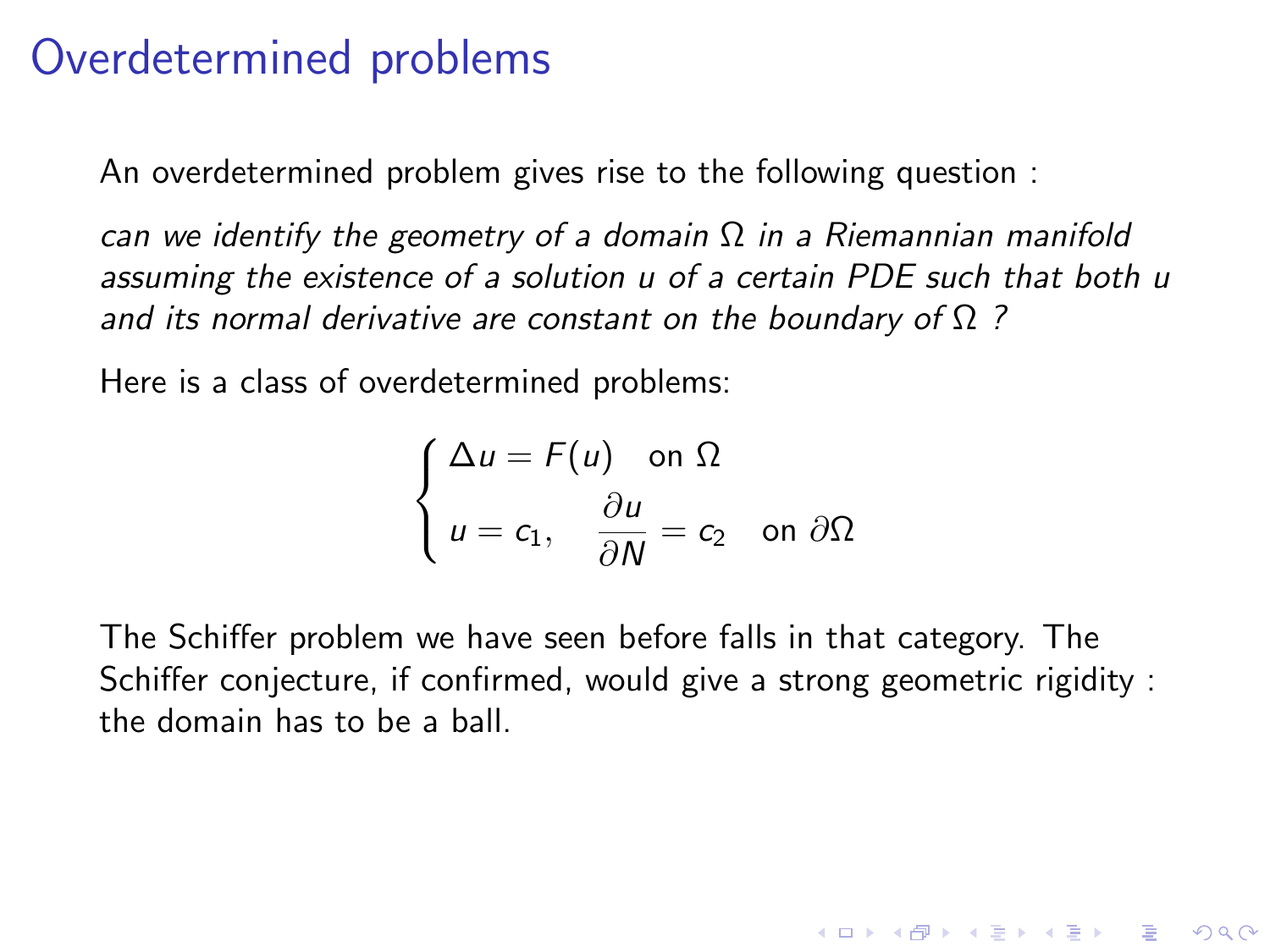# Overdetermined problems

An overdetermined problem gives rise to the following question :

*can we identify the geometry of a domain $\Omega$ in a Riemannian manifold assuming the existence of a solution $u$ of a certain PDE such that both $u$ and its normal derivative are constant on the boundary of $\Omega$ ?*

Here is a class of overdetermined problems:

$$\begin{cases} \Delta u = F(u) & \text{on } \Omega \\ u = c_1, \quad \dfrac{\partial u}{\partial N} = c_2 & \text{on } \partial\Omega \end{cases}$$

The Schiffer problem we have seen before falls in that category. The Schiffer conjecture, if confirmed, would give a strong geometric rigidity : the domain has to be a ball.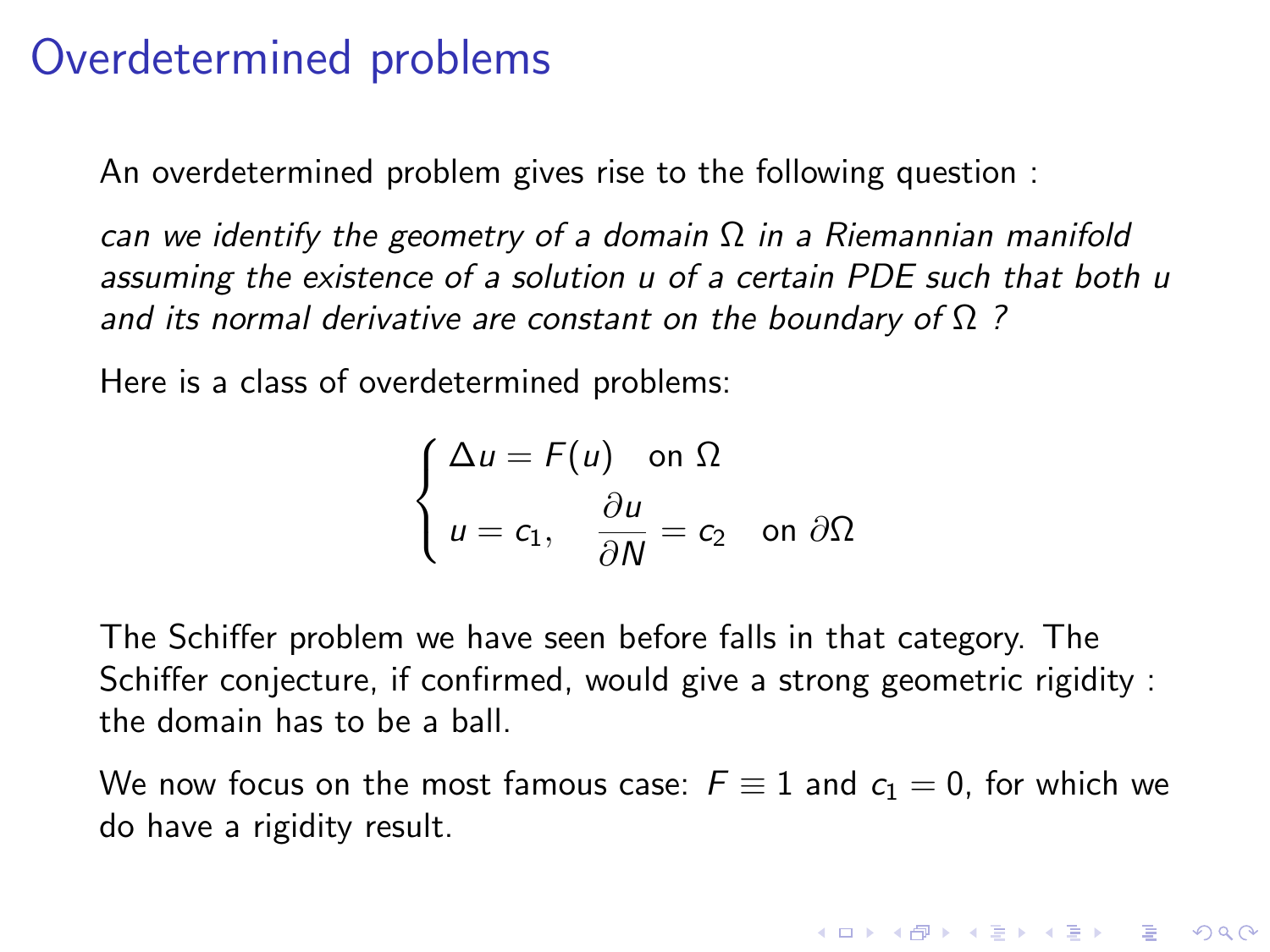# Overdetermined problems

An overdetermined problem gives rise to the following question :

*can we identify the geometry of a domain $\Omega$ in a Riemannian manifold assuming the existence of a solution $u$ of a certain PDE such that both $u$ and its normal derivative are constant on the boundary of $\Omega$ ?*

Here is a class of overdetermined problems:

$$\begin{cases} \Delta u = F(u) \quad \text{on } \Omega \\ u = c_1, \quad \dfrac{\partial u}{\partial N} = c_2 \quad \text{on } \partial\Omega \end{cases}$$

The Schiffer problem we have seen before falls in that category. The Schiffer conjecture, if confirmed, would give a strong geometric rigidity : the domain has to be a ball.

We now focus on the most famous case: $F \equiv 1$ and $c_1 = 0$, for which we do have a rigidity result.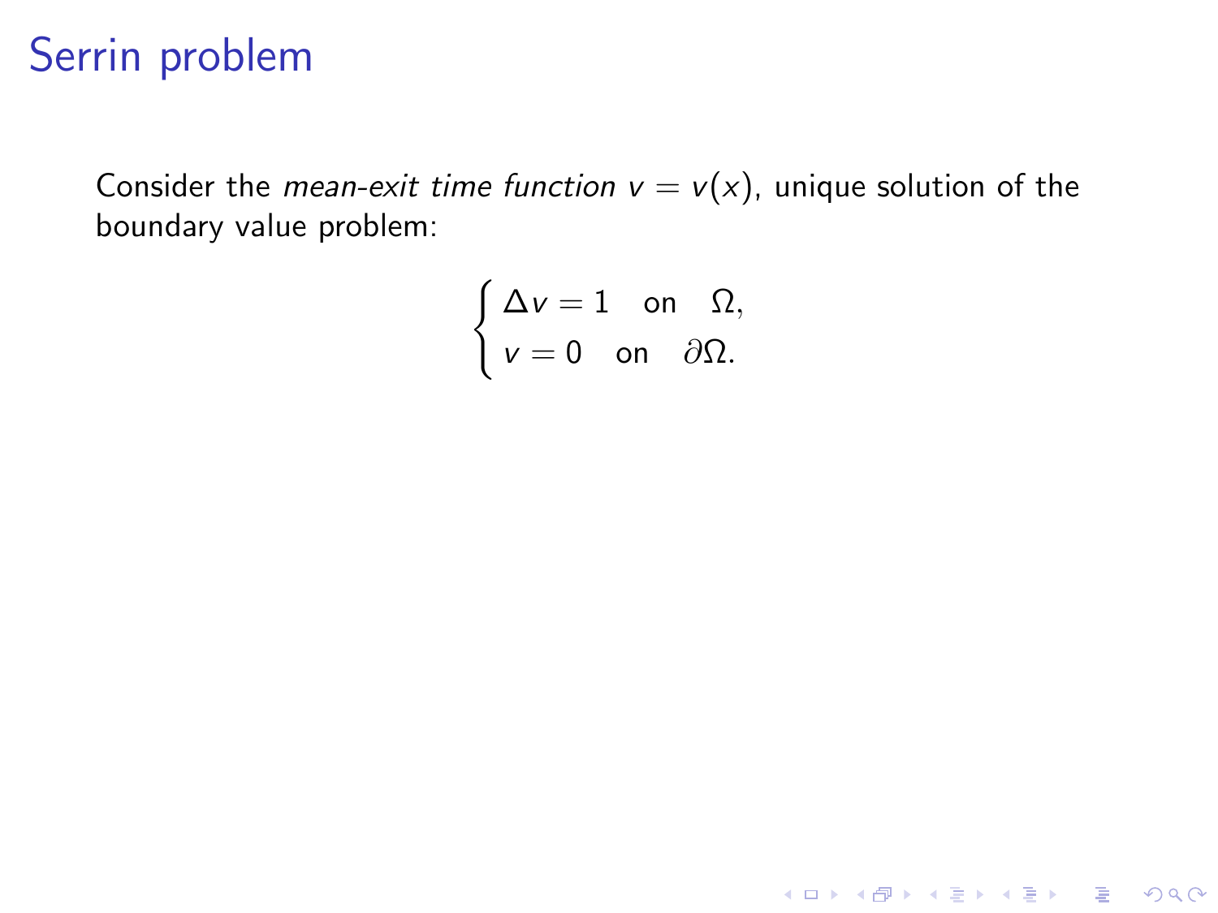# Serrin problem

Consider the *mean-exit time function* $v = v(x)$, unique solution of the boundary value problem:

$$\begin{cases} \Delta v = 1 \quad \text{on} \quad \Omega, \\ v = 0 \quad \text{on} \quad \partial\Omega. \end{cases}$$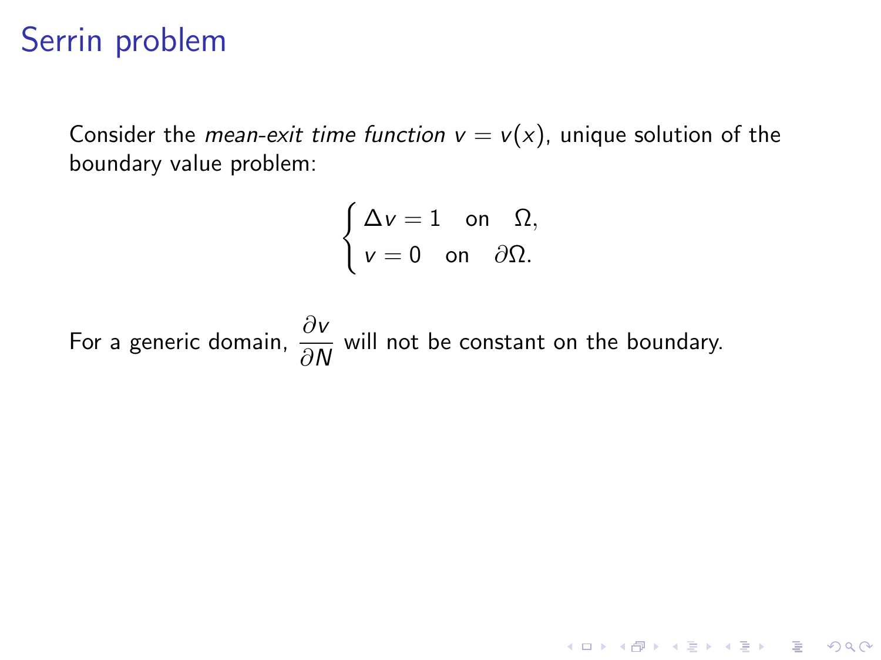# Serrin problem

Consider the *mean-exit time function* $v = v(x)$, unique solution of the boundary value problem:

$$\begin{cases} \Delta v = 1 \quad \text{on} \quad \Omega, \\ v = 0 \quad \text{on} \quad \partial\Omega. \end{cases}$$

For a generic domain, $\dfrac{\partial v}{\partial N}$ will not be constant on the boundary.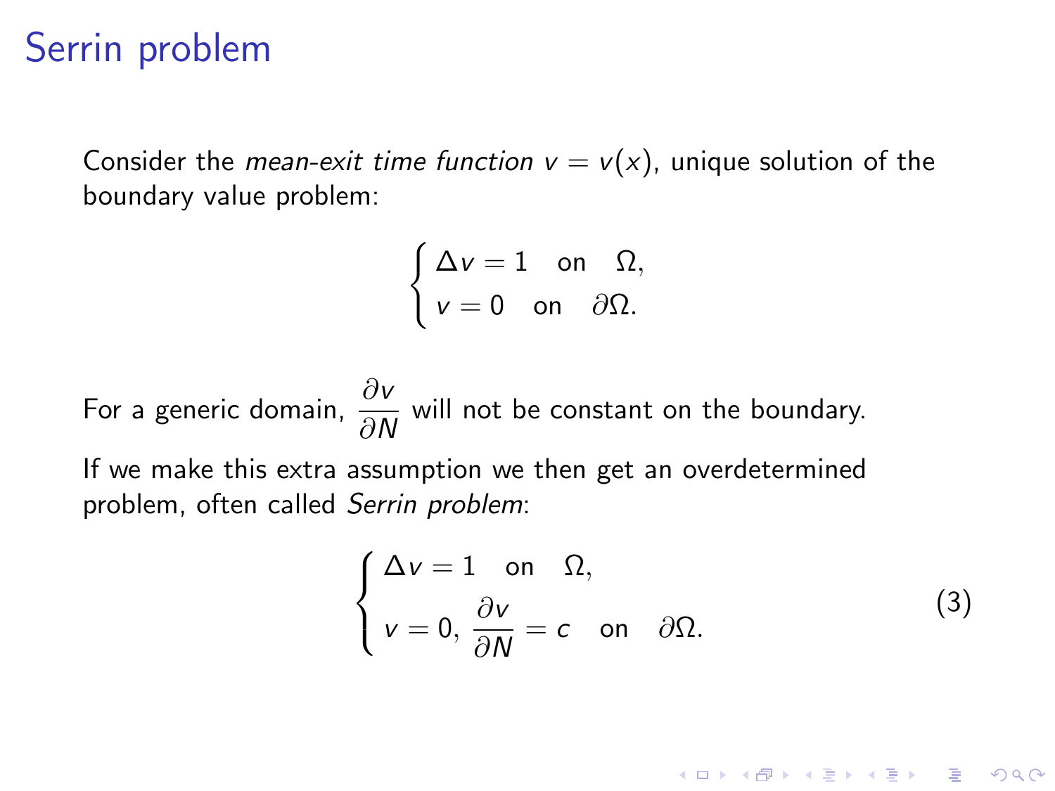# Serrin problem

Consider the *mean-exit time function* $v = v(x)$, unique solution of the boundary value problem:

$$\begin{cases} \Delta v = 1 \quad \text{on} \quad \Omega, \\ v = 0 \quad \text{on} \quad \partial\Omega. \end{cases}$$

For a generic domain, $\dfrac{\partial v}{\partial N}$ will not be constant on the boundary.

If we make this extra assumption we then get an overdetermined problem, often called *Serrin problem*:

$$\begin{cases} \Delta v = 1 \quad \text{on} \quad \Omega, \\ v = 0, \, \dfrac{\partial v}{\partial N} = c \quad \text{on} \quad \partial\Omega. \end{cases} \tag{3}$$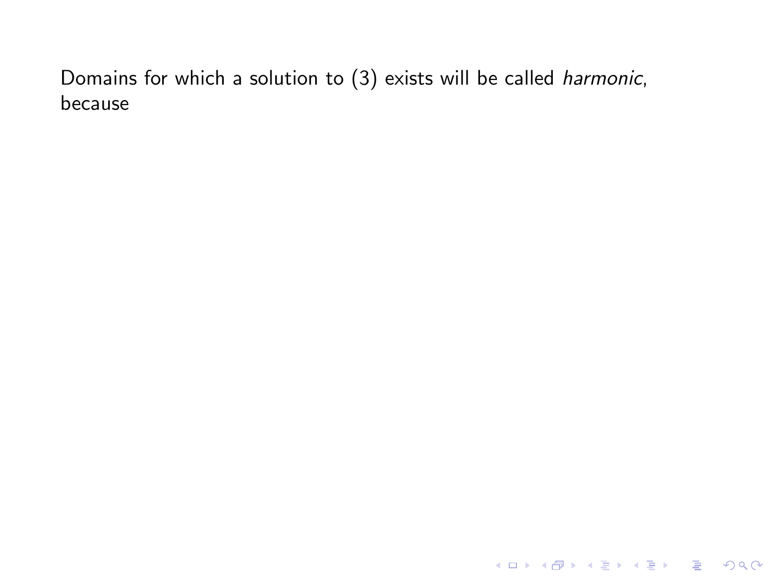Domains for which a solution to (3) exists will be called *harmonic*, because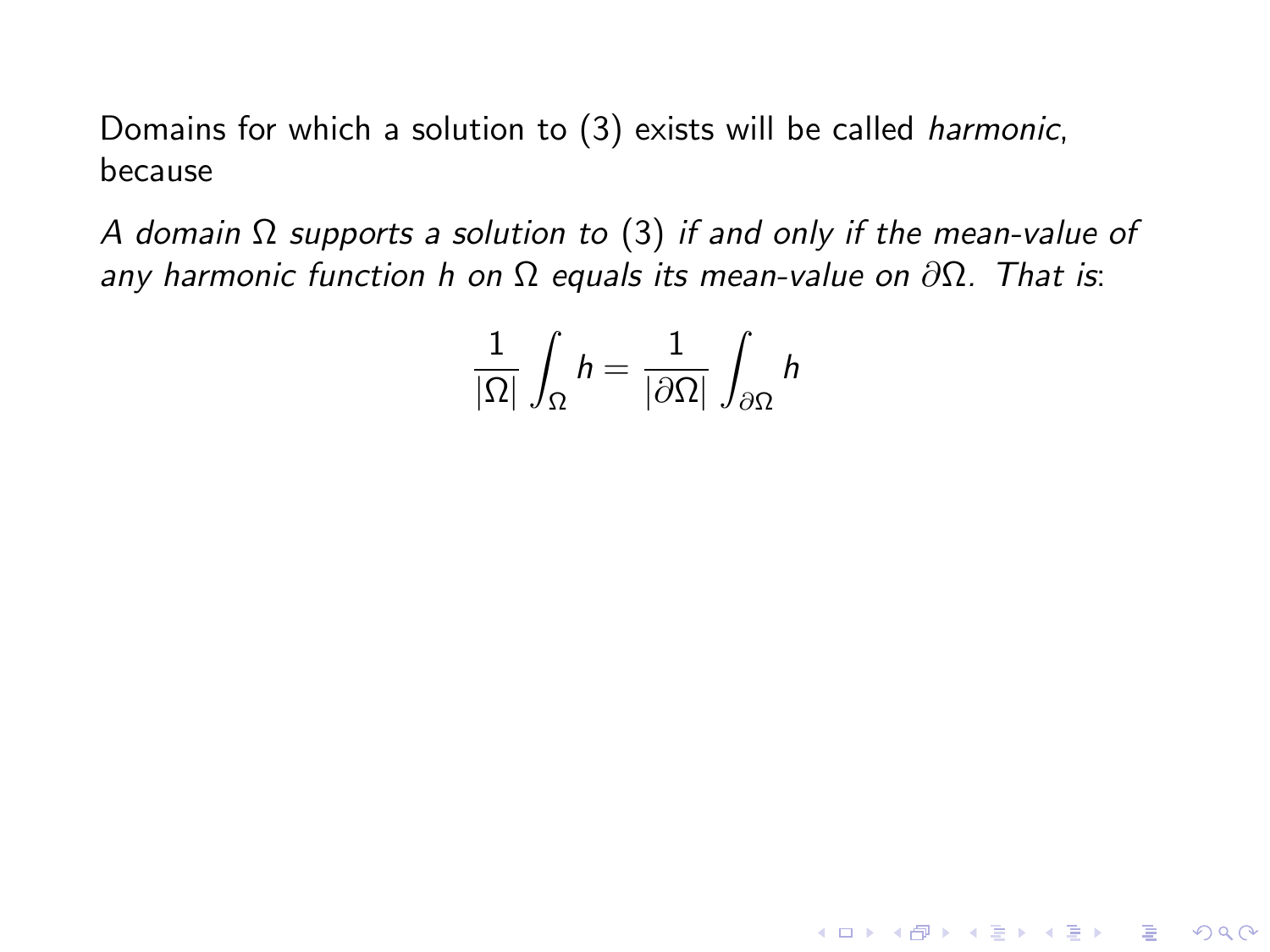Domains for which a solution to (3) exists will be called *harmonic*, because

*A domain* $\Omega$ *supports a solution to* (3) *if and only if the mean-value of any harmonic function h on* $\Omega$ *equals its mean-value on* $\partial\Omega$. *That is*:

$$\frac{1}{|\Omega|}\int_{\Omega} h = \frac{1}{|\partial\Omega|}\int_{\partial\Omega} h$$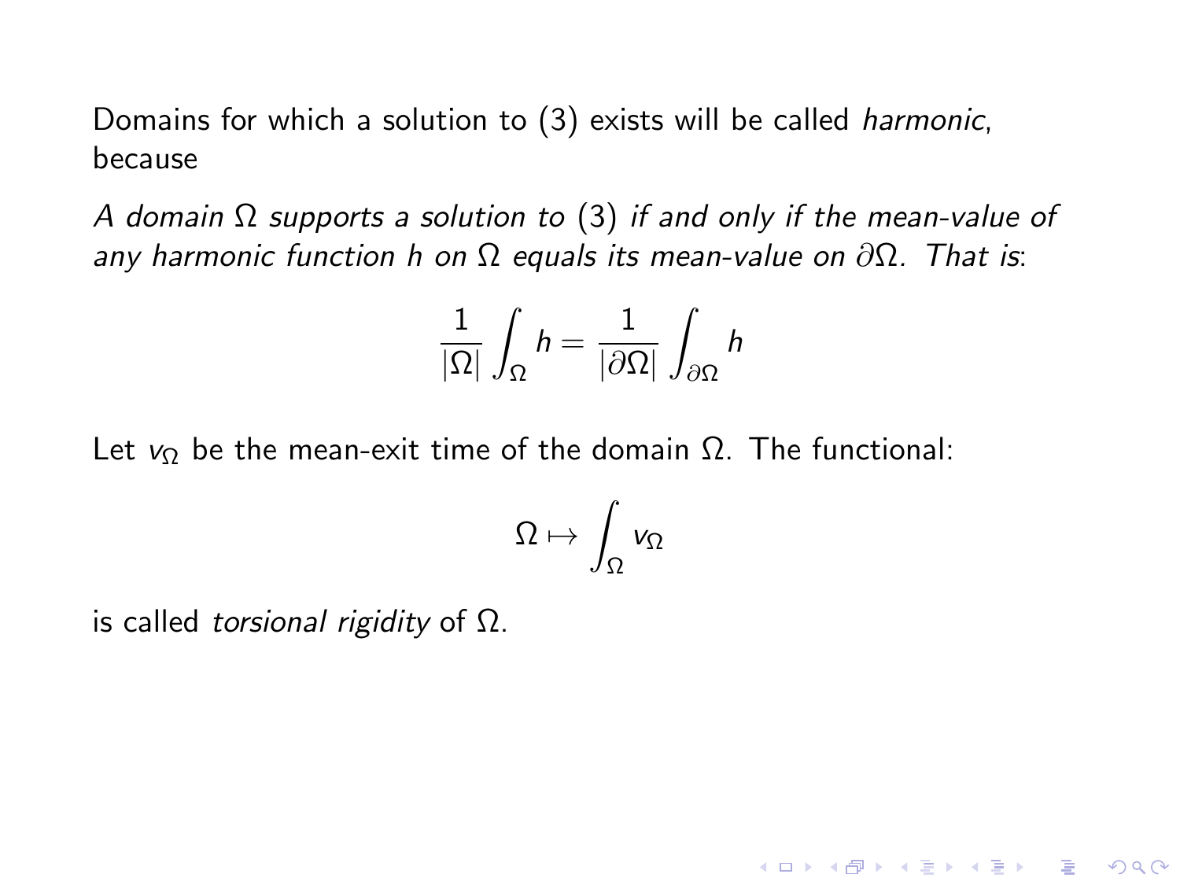Domains for which a solution to (3) exists will be called *harmonic*, because

*A domain* $\Omega$ *supports a solution to* (3) *if and only if the mean-value of any harmonic function* $h$ *on* $\Omega$ *equals its mean-value on* $\partial\Omega$*. That is*:

$$\frac{1}{|\Omega|}\int_{\Omega} h = \frac{1}{|\partial\Omega|}\int_{\partial\Omega} h$$

Let $v_\Omega$ be the mean-exit time of the domain $\Omega$. The functional:

$$\Omega \mapsto \int_{\Omega} v_\Omega$$

is called *torsional rigidity* of $\Omega$.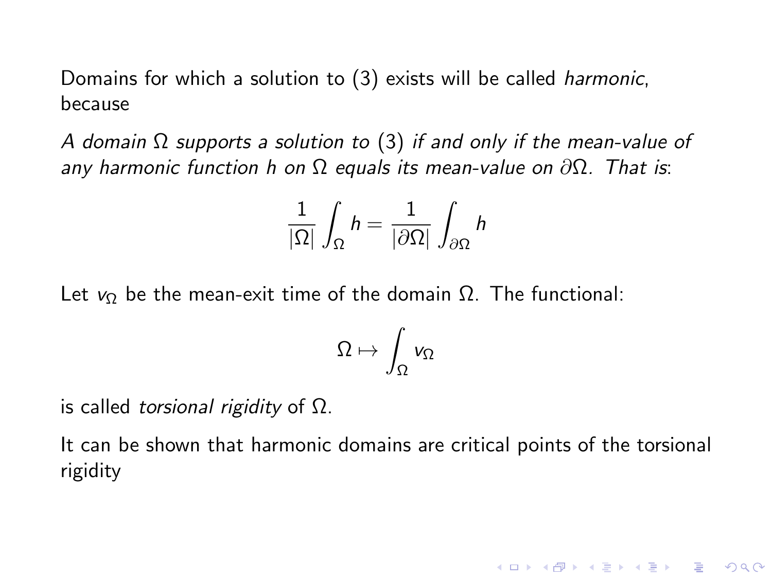Domains for which a solution to (3) exists will be called *harmonic*, because

*A domain $\Omega$ supports a solution to* (3) *if and only if the mean-value of any harmonic function $h$ on $\Omega$ equals its mean-value on $\partial\Omega$. That is*:

$$\frac{1}{|\Omega|}\int_{\Omega} h = \frac{1}{|\partial\Omega|}\int_{\partial\Omega} h$$

Let $v_{\Omega}$ be the mean-exit time of the domain $\Omega$. The functional:

$$\Omega \mapsto \int_{\Omega} v_{\Omega}$$

is called *torsional rigidity* of $\Omega$.

It can be shown that harmonic domains are critical points of the torsional rigidity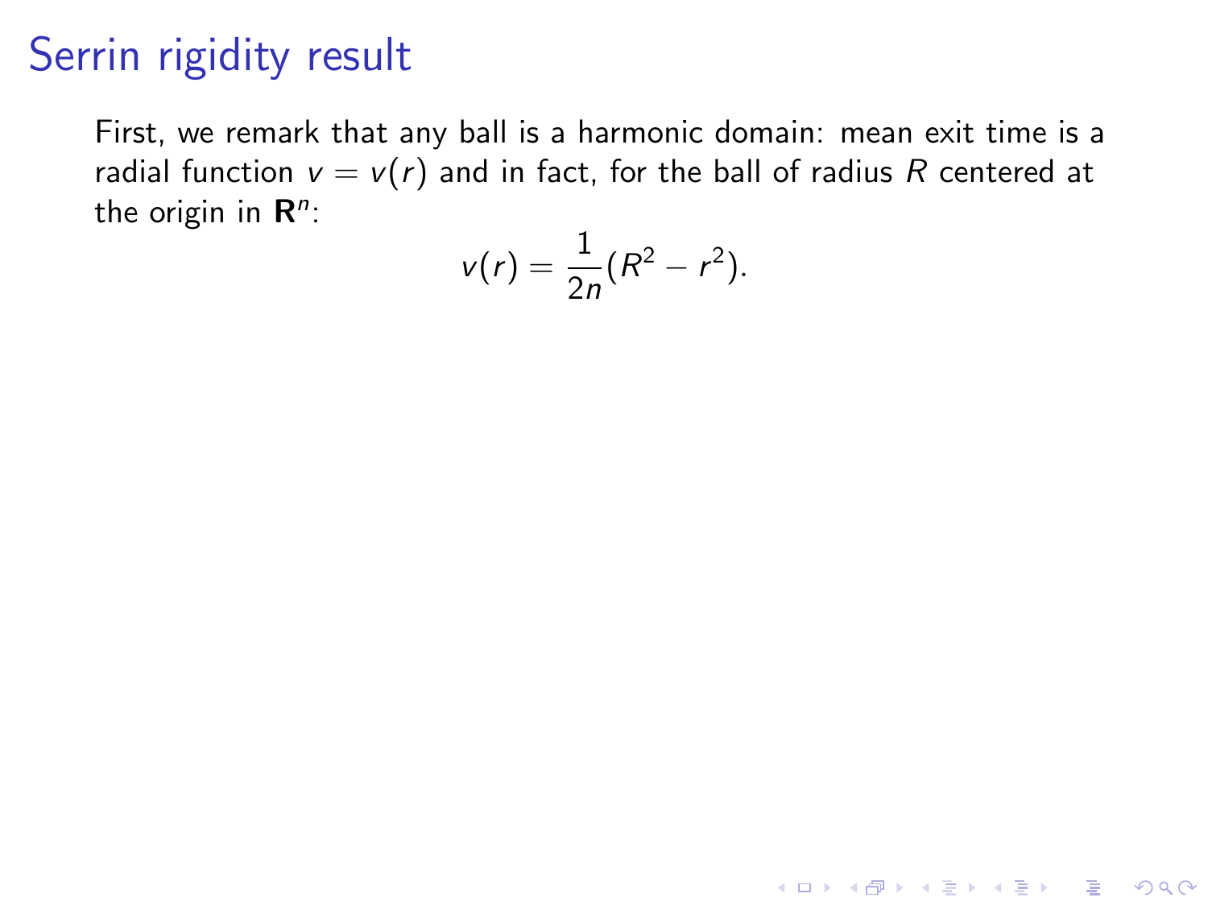# Serrin rigidity result

First, we remark that any ball is a harmonic domain: mean exit time is a radial function $v = v(r)$ and in fact, for the ball of radius $R$ centered at the origin in $\mathbf{R}^n$:

$$v(r) = \frac{1}{2n}(R^2 - r^2).$$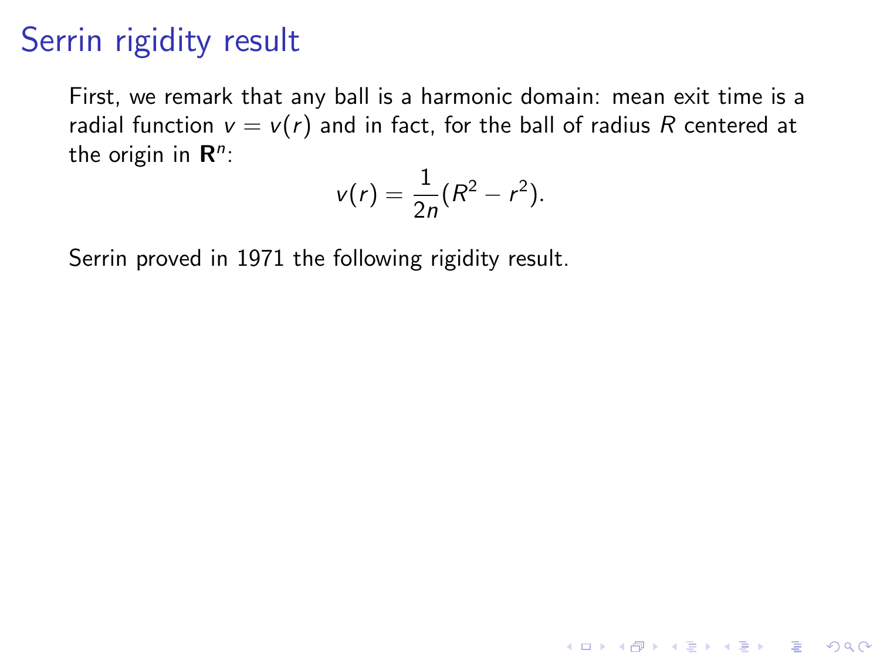# Serrin rigidity result

First, we remark that any ball is a harmonic domain: mean exit time is a radial function $v = v(r)$ and in fact, for the ball of radius $R$ centered at the origin in $\mathbf{R}^n$:

$$v(r) = \frac{1}{2n}(R^2 - r^2).$$

Serrin proved in 1971 the following rigidity result.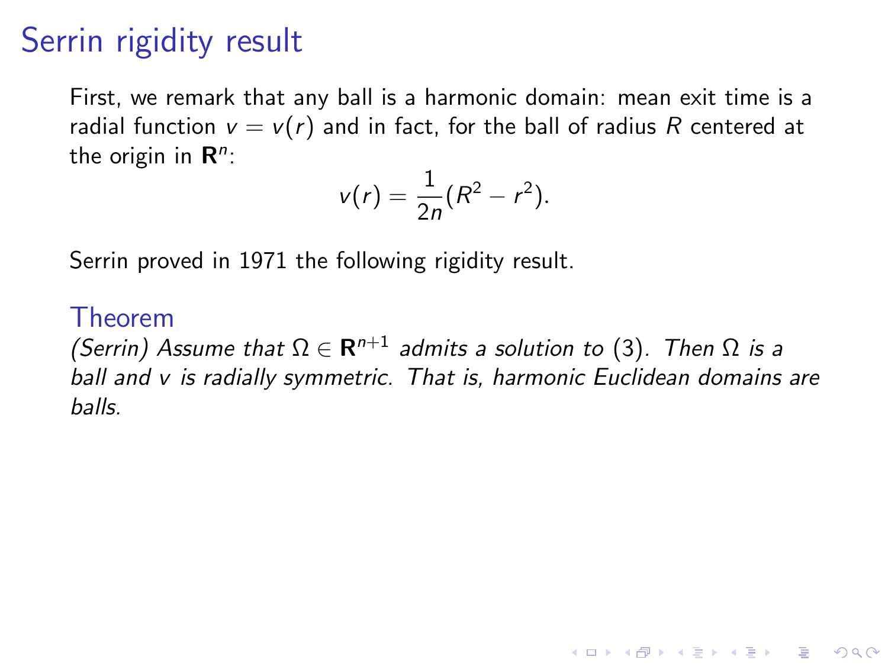# Serrin rigidity result

First, we remark that any ball is a harmonic domain: mean exit time is a radial function $v = v(r)$ and in fact, for the ball of radius $R$ centered at the origin in $\mathbf{R}^n$:

$$v(r) = \frac{1}{2n}(R^2 - r^2).$$

Serrin proved in 1971 the following rigidity result.

### Theorem

*(Serrin) Assume that $\Omega \in \mathbf{R}^{n+1}$ admits a solution to* (3)*. Then $\Omega$ is a ball and $v$ is radially symmetric. That is, harmonic Euclidean domains are balls.*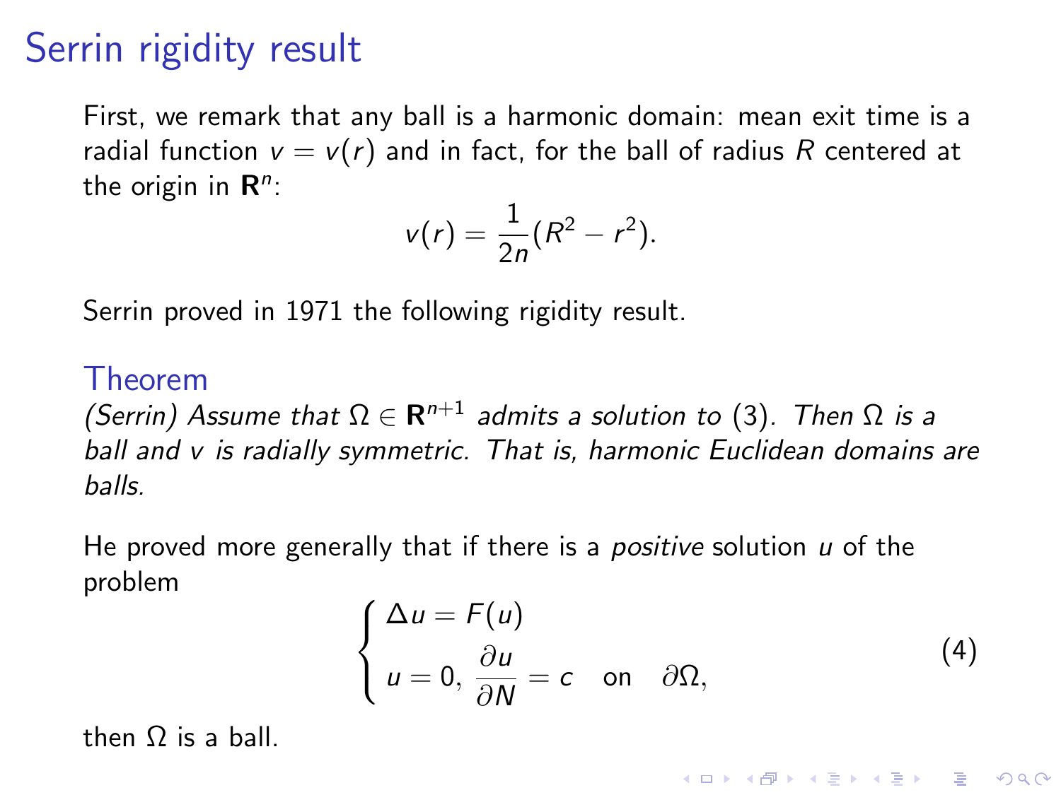# Serrin rigidity result

First, we remark that any ball is a harmonic domain: mean exit time is a radial function $v = v(r)$ and in fact, for the ball of radius $R$ centered at the origin in $\mathbf{R}^n$:

$$v(r) = \frac{1}{2n}(R^2 - r^2).$$

Serrin proved in 1971 the following rigidity result.

### Theorem

*(Serrin) Assume that $\Omega \in \mathbf{R}^{n+1}$ admits a solution to* (3)*. Then $\Omega$ is a ball and $v$ is radially symmetric. That is, harmonic Euclidean domains are balls.*

He proved more generally that if there is a *positive* solution $u$ of the problem

$$\begin{cases} \Delta u = F(u) \\ u = 0, \, \dfrac{\partial u}{\partial N} = c \quad \text{on} \quad \partial\Omega, \end{cases} \tag{4}$$

then $\Omega$ is a ball.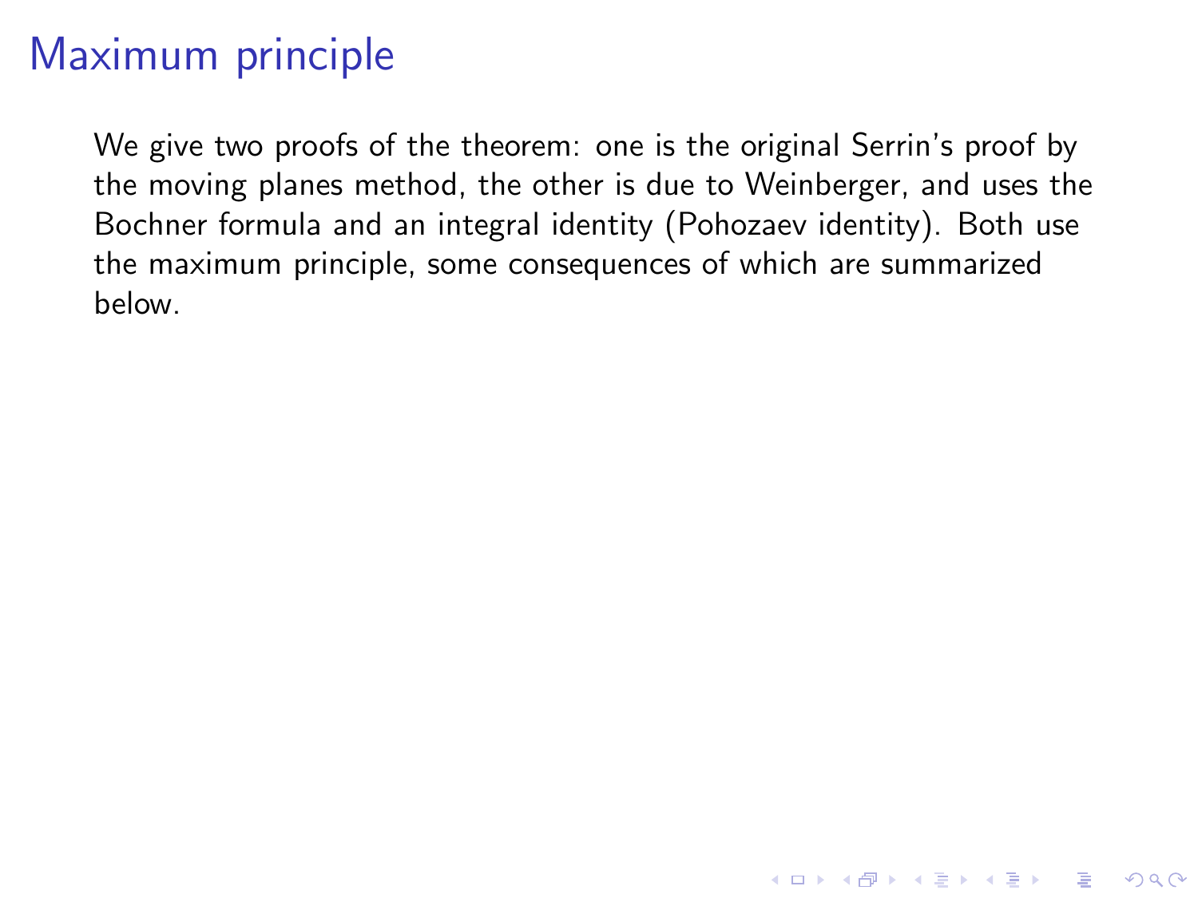# Maximum principle

We give two proofs of the theorem: one is the original Serrin's proof by the moving planes method, the other is due to Weinberger, and uses the Bochner formula and an integral identity (Pohozaev identity). Both use the maximum principle, some consequences of which are summarized below.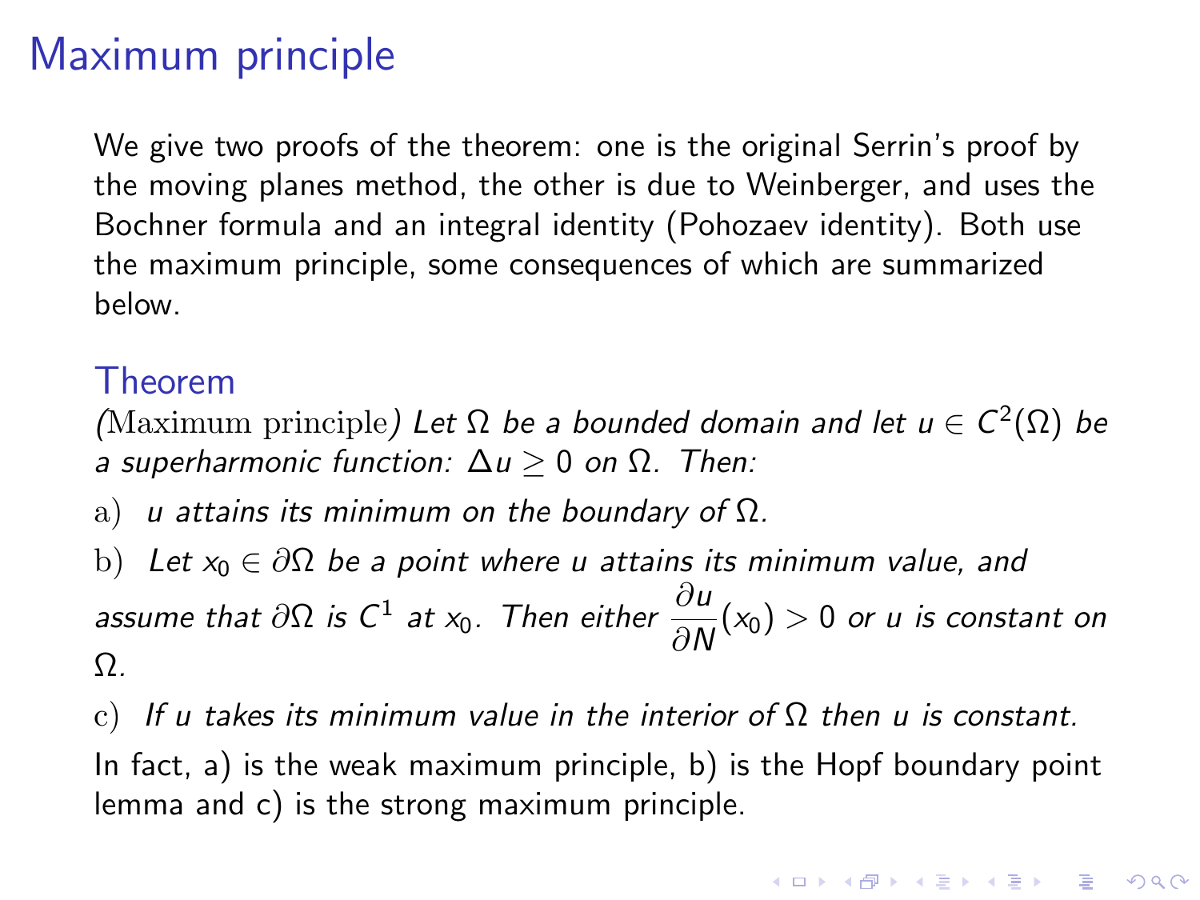# Maximum principle

We give two proofs of the theorem: one is the original Serrin's proof by the moving planes method, the other is due to Weinberger, and uses the Bochner formula and an integral identity (Pohozaev identity). Both use the maximum principle, some consequences of which are summarized below.

### Theorem

*(Maximum principle) Let $\Omega$ be a bounded domain and let $u \in C^2(\Omega)$ be a superharmonic function: $\Delta u \geq 0$ on $\Omega$. Then:*

a) *$u$ attains its minimum on the boundary of $\Omega$.*

b) *Let $x_0 \in \partial\Omega$ be a point where $u$ attains its minimum value, and assume that $\partial\Omega$ is $C^1$ at $x_0$. Then either $\dfrac{\partial u}{\partial N}(x_0) > 0$ or $u$ is constant on $\Omega$.*

c) *If $u$ takes its minimum value in the interior of $\Omega$ then $u$ is constant.*

In fact, a) is the weak maximum principle, b) is the Hopf boundary point lemma and c) is the strong maximum principle.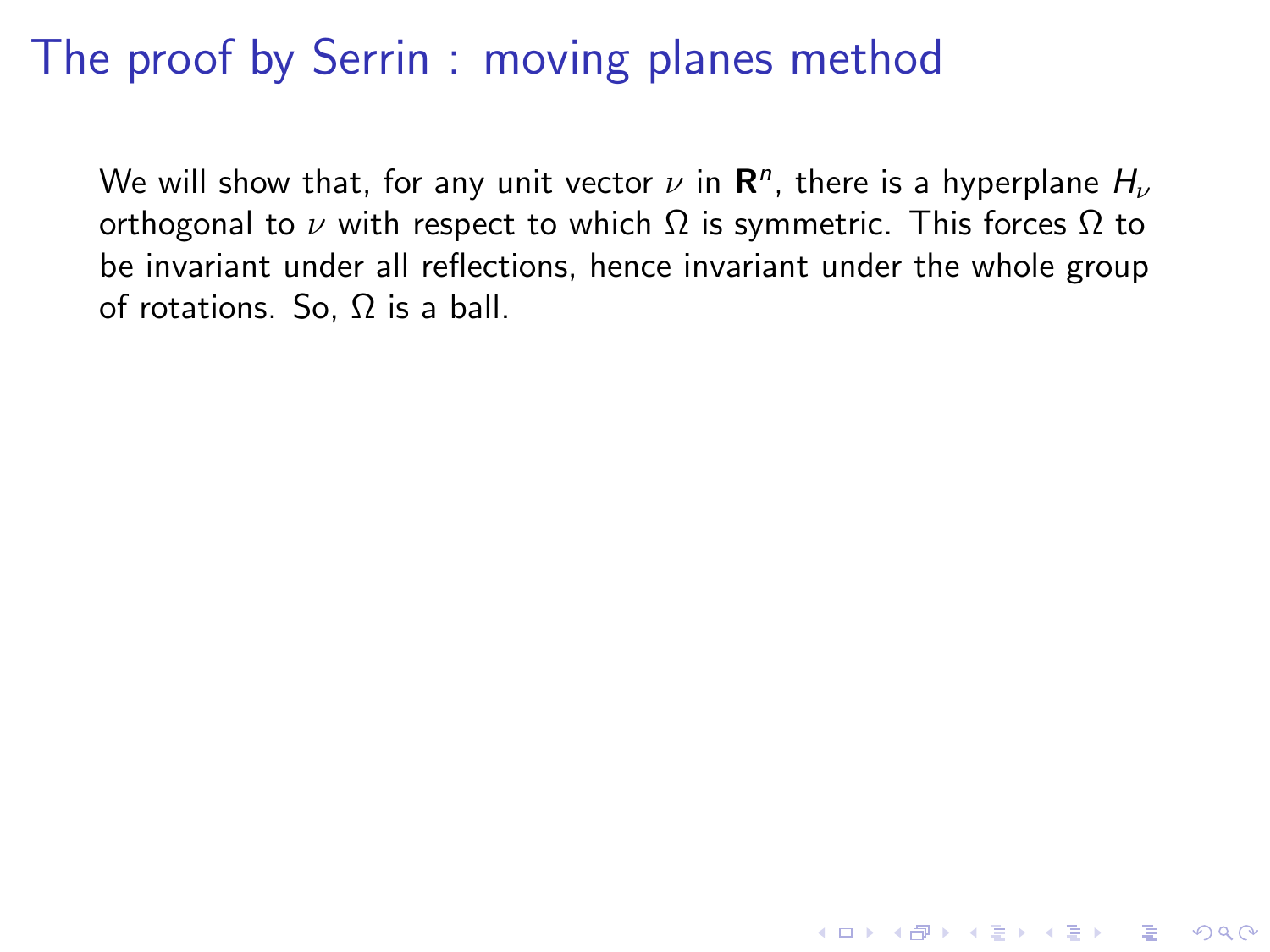# The proof by Serrin : moving planes method

We will show that, for any unit vector $\nu$ in $\mathbf{R}^n$, there is a hyperplane $H_\nu$ orthogonal to $\nu$ with respect to which $\Omega$ is symmetric. This forces $\Omega$ to be invariant under all reflections, hence invariant under the whole group of rotations. So, $\Omega$ is a ball.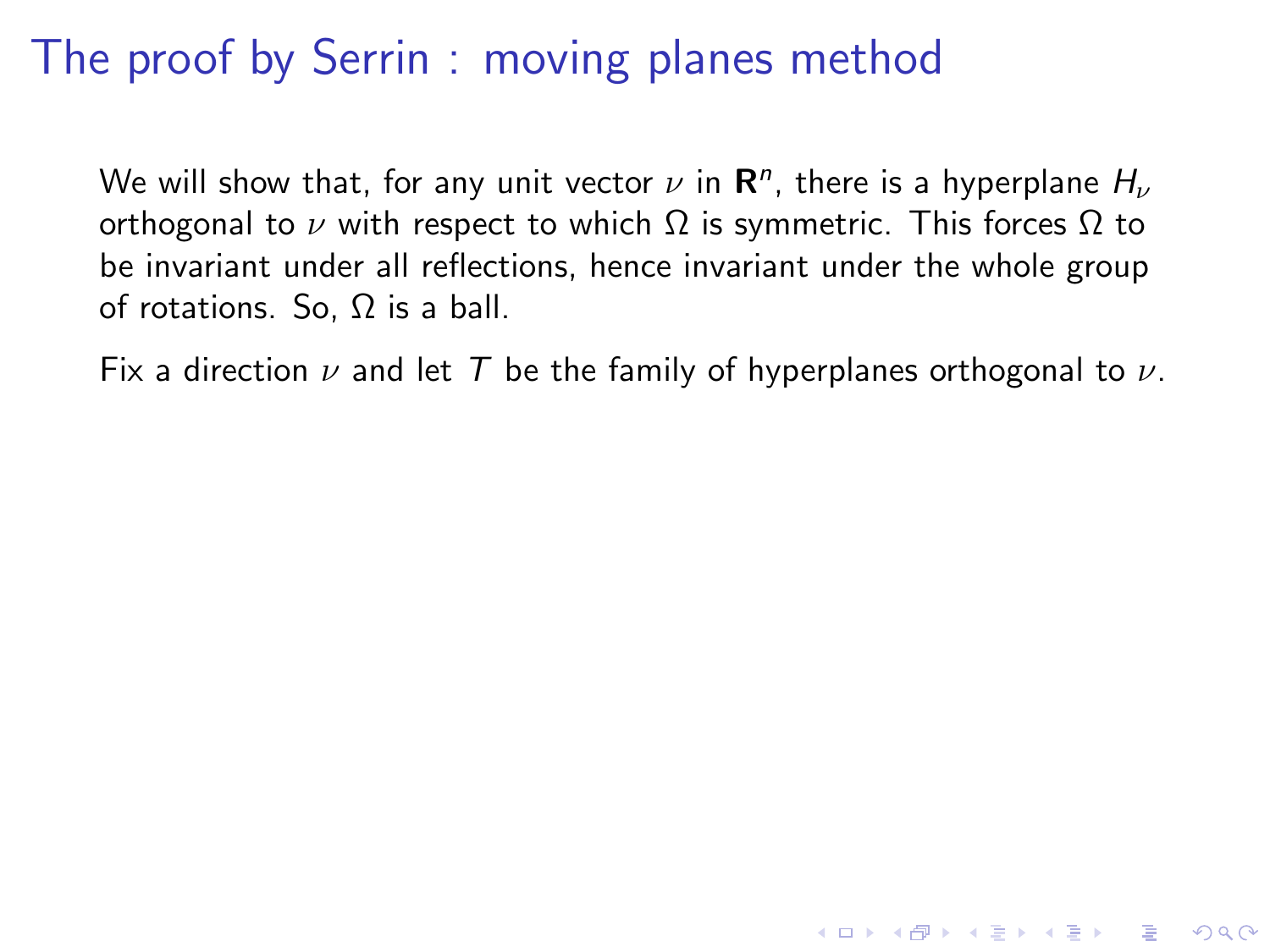# The proof by Serrin : moving planes method

We will show that, for any unit vector $\nu$ in $\mathbf{R}^n$, there is a hyperplane $H_\nu$ orthogonal to $\nu$ with respect to which $\Omega$ is symmetric. This forces $\Omega$ to be invariant under all reflections, hence invariant under the whole group of rotations. So, $\Omega$ is a ball.

Fix a direction $\nu$ and let $T$ be the family of hyperplanes orthogonal to $\nu$.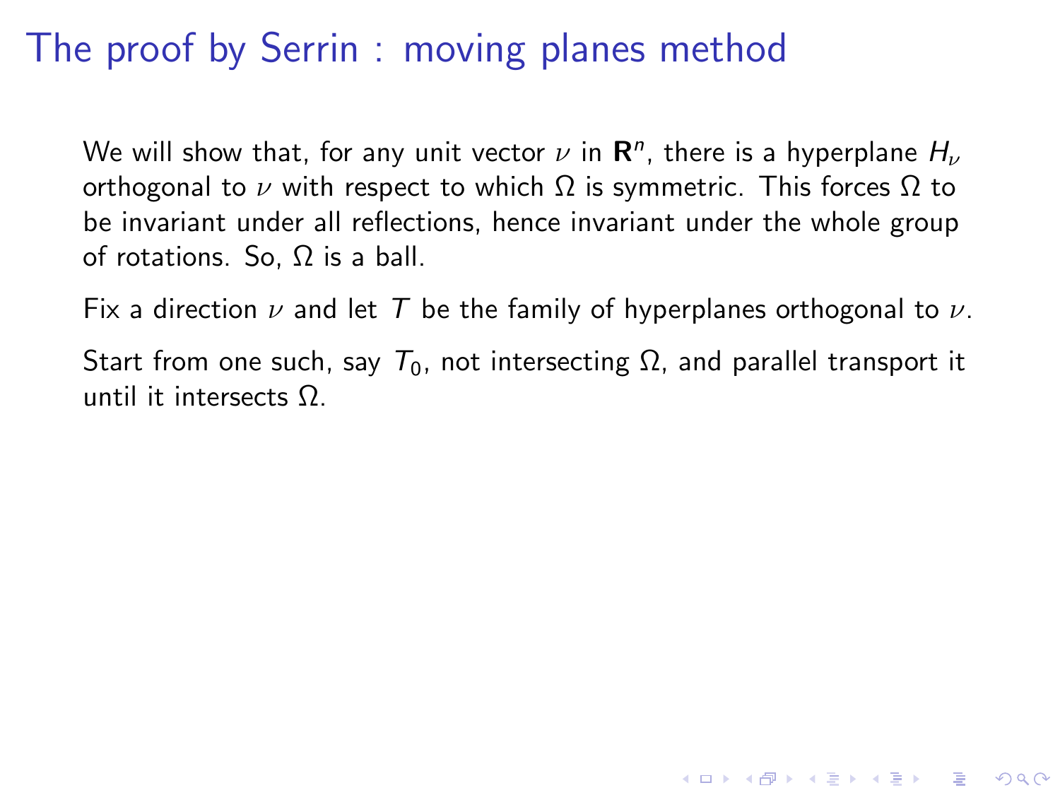# The proof by Serrin : moving planes method

We will show that, for any unit vector $\nu$ in $\mathbf{R}^n$, there is a hyperplane $H_\nu$ orthogonal to $\nu$ with respect to which $\Omega$ is symmetric. This forces $\Omega$ to be invariant under all reflections, hence invariant under the whole group of rotations. So, $\Omega$ is a ball.

Fix a direction $\nu$ and let $T$ be the family of hyperplanes orthogonal to $\nu$.

Start from one such, say $T_0$, not intersecting $\Omega$, and parallel transport it until it intersects $\Omega$.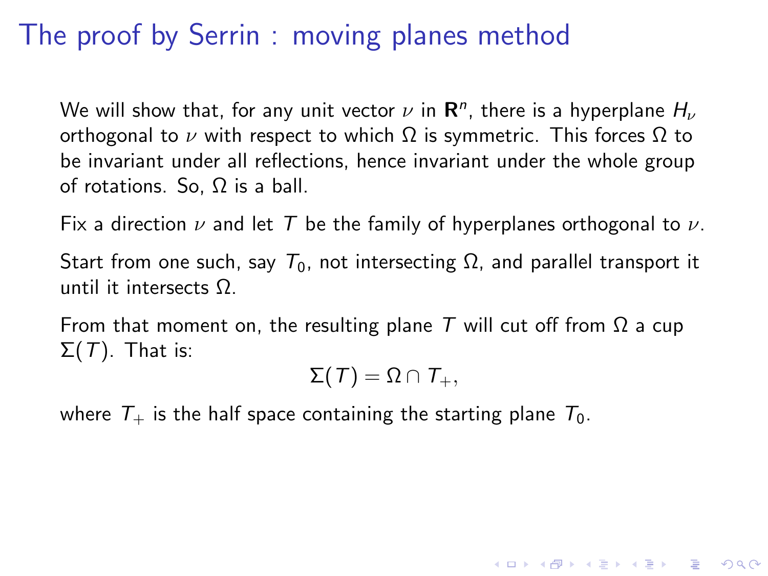# The proof by Serrin : moving planes method

We will show that, for any unit vector $\nu$ in $\mathbf{R}^n$, there is a hyperplane $H_\nu$ orthogonal to $\nu$ with respect to which $\Omega$ is symmetric. This forces $\Omega$ to be invariant under all reflections, hence invariant under the whole group of rotations. So, $\Omega$ is a ball.

Fix a direction $\nu$ and let $T$ be the family of hyperplanes orthogonal to $\nu$.

Start from one such, say $T_0$, not intersecting $\Omega$, and parallel transport it until it intersects $\Omega$.

From that moment on, the resulting plane $T$ will cut off from $\Omega$ a cup $\Sigma(T)$. That is:

$$\Sigma(T) = \Omega \cap T_+,$$

where $T_+$ is the half space containing the starting plane $T_0$.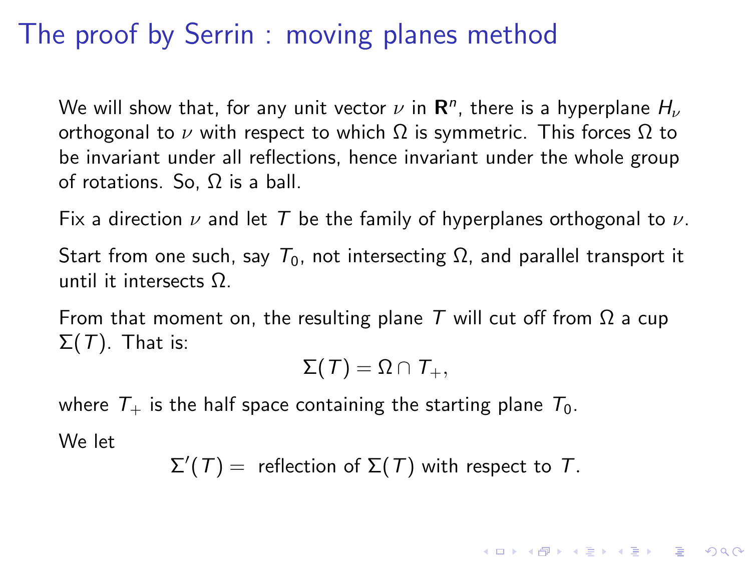# The proof by Serrin : moving planes method

We will show that, for any unit vector $\nu$ in $\mathbf{R}^n$, there is a hyperplane $H_\nu$ orthogonal to $\nu$ with respect to which $\Omega$ is symmetric. This forces $\Omega$ to be invariant under all reflections, hence invariant under the whole group of rotations. So, $\Omega$ is a ball.

Fix a direction $\nu$ and let $T$ be the family of hyperplanes orthogonal to $\nu$.

Start from one such, say $T_0$, not intersecting $\Omega$, and parallel transport it until it intersects $\Omega$.

From that moment on, the resulting plane $T$ will cut off from $\Omega$ a cup $\Sigma(T)$. That is:

$$\Sigma(T) = \Omega \cap T_+,$$

where $T_+$ is the half space containing the starting plane $T_0$.

We let

$$\Sigma'(T) = \text{ reflection of } \Sigma(T) \text{ with respect to } T.$$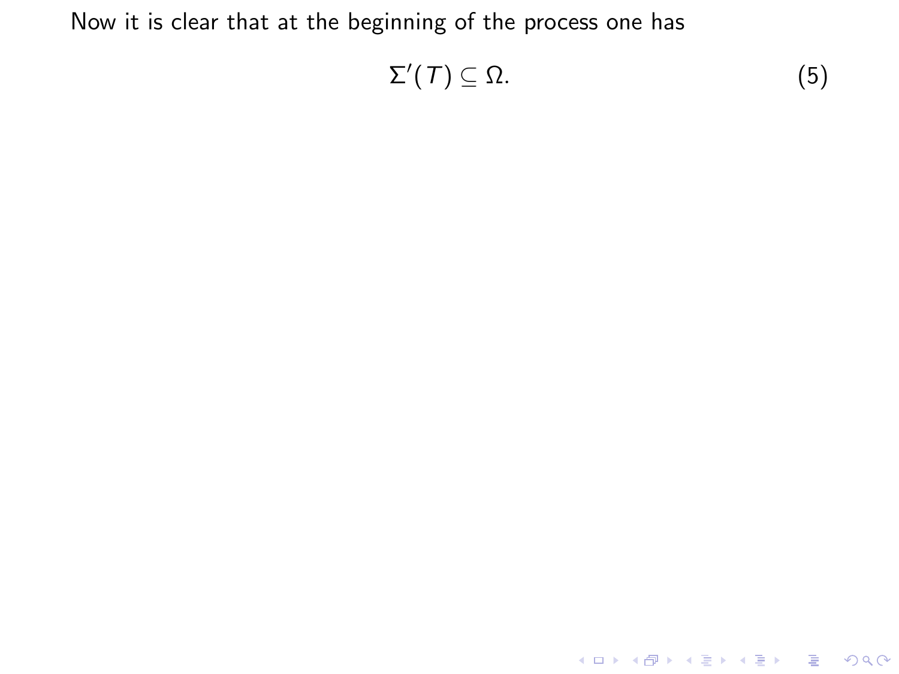Now it is clear that at the beginning of the process one has

$$\Sigma'(T) \subseteq \Omega. \tag{5}$$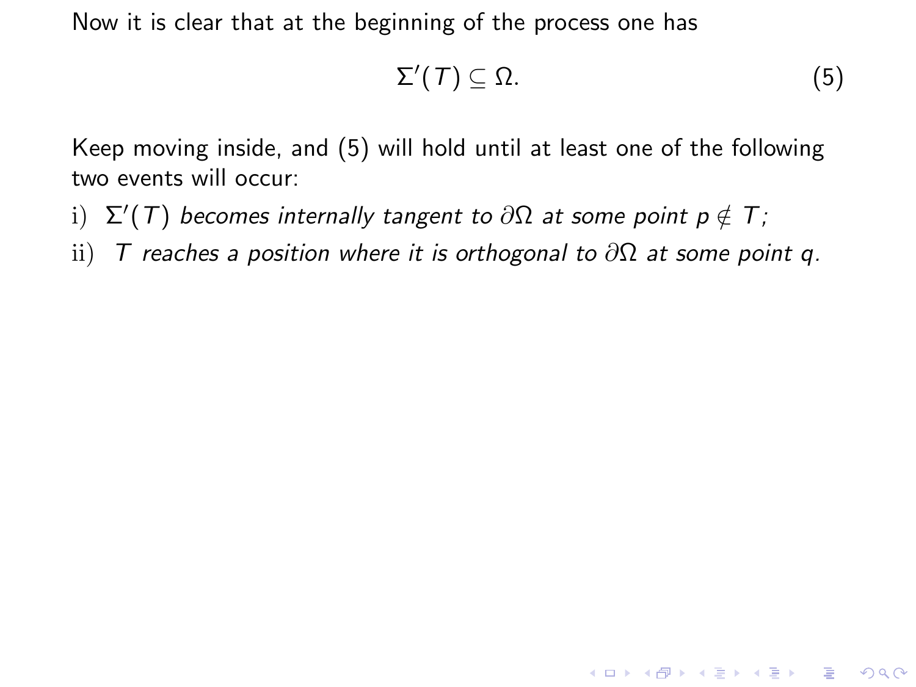Now it is clear that at the beginning of the process one has

$$\Sigma'(T) \subseteq \Omega. \tag{5}$$

Keep moving inside, and (5) will hold until at least one of the following two events will occur:

i) *$\Sigma'(T)$ becomes internally tangent to $\partial\Omega$ at some point $p \notin T$;*

ii) *$T$ reaches a position where it is orthogonal to $\partial\Omega$ at some point $q$.*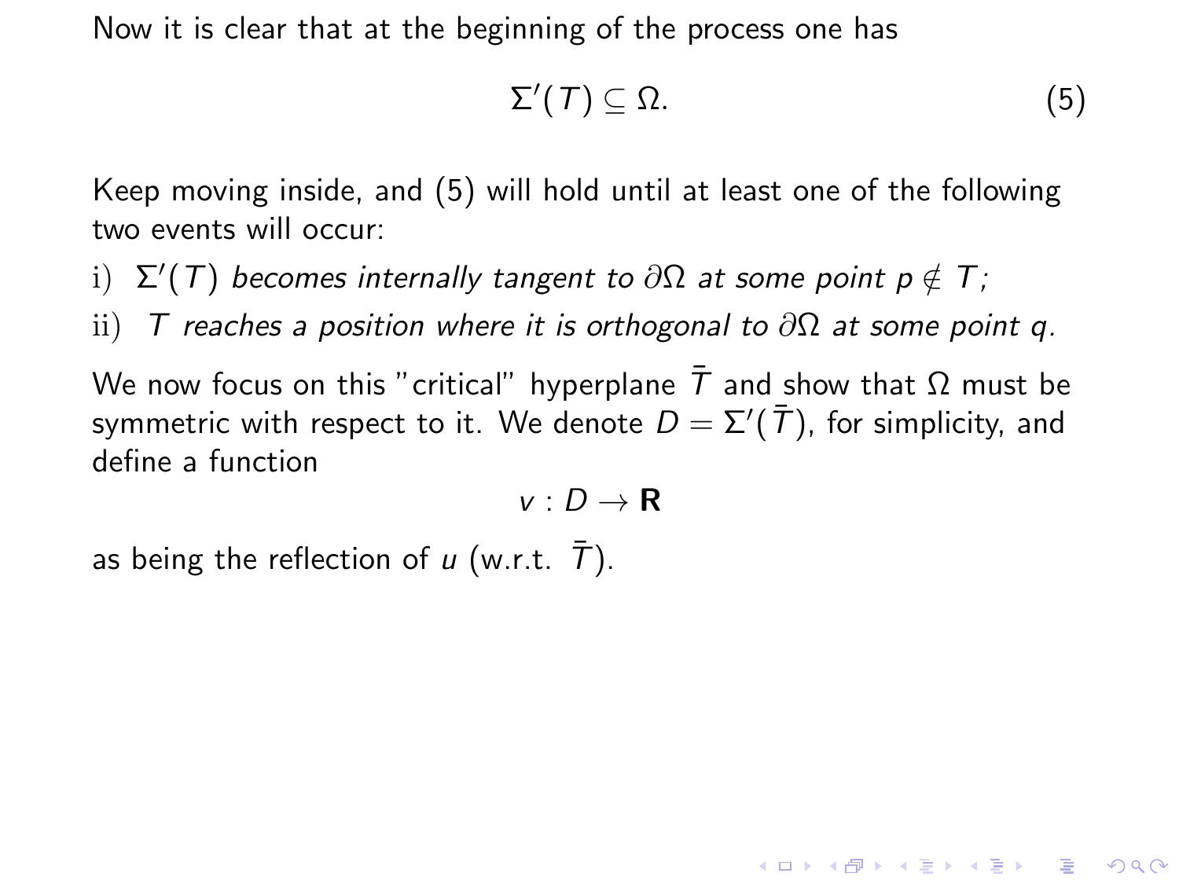Now it is clear that at the beginning of the process one has

$$\Sigma'(T) \subseteq \Omega. \tag{5}$$

Keep moving inside, and (5) will hold until at least one of the following two events will occur:

i) $\Sigma'(T)$ *becomes internally tangent to* $\partial\Omega$ *at some point* $p \notin T$*;*

ii) $T$ *reaches a position where it is orthogonal to* $\partial\Omega$ *at some point* $q$*.*

We now focus on this "critical" hyperplane $\bar{T}$ and show that $\Omega$ must be symmetric with respect to it. We denote $D = \Sigma'(\bar{T})$, for simplicity, and define a function

$$v : D \to \mathbf{R}$$

as being the reflection of $u$ (w.r.t. $\bar{T}$).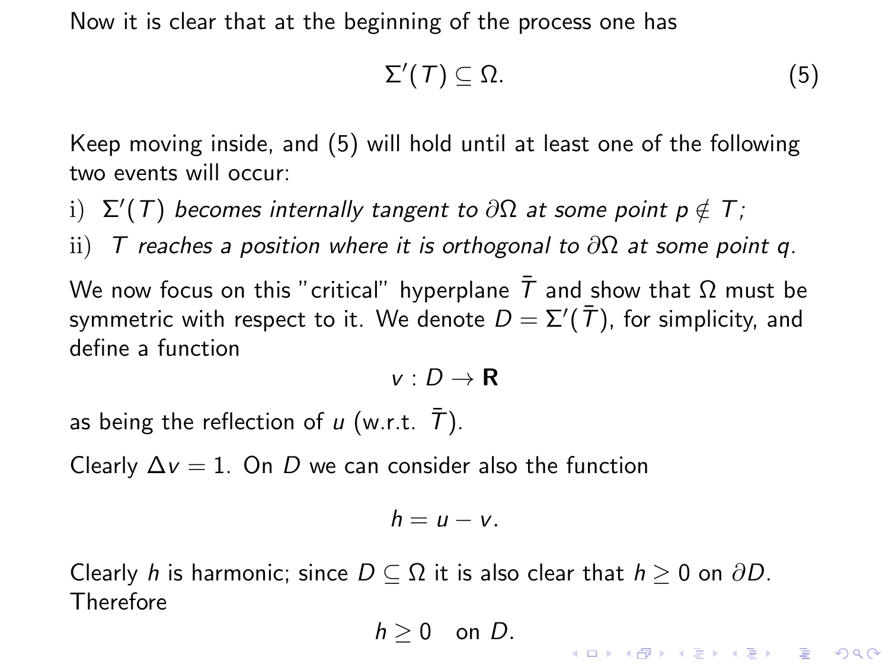Now it is clear that at the beginning of the process one has

$$\Sigma'(T) \subseteq \Omega. \tag{5}$$

Keep moving inside, and (5) will hold until at least one of the following two events will occur:

i) *$\Sigma'(T)$ becomes internally tangent to $\partial\Omega$ at some point $p \notin T$;*

ii) *$T$ reaches a position where it is orthogonal to $\partial\Omega$ at some point $q$.*

We now focus on this "critical" hyperplane $\bar{T}$ and show that $\Omega$ must be symmetric with respect to it. We denote $D = \Sigma'(\bar{T})$, for simplicity, and define a function

$$v : D \to \mathbf{R}$$

as being the reflection of $u$ (w.r.t. $\bar{T}$).

Clearly $\Delta v = 1$. On $D$ we can consider also the function

$$h = u - v.$$

Clearly $h$ is harmonic; since $D \subseteq \Omega$ it is also clear that $h \geq 0$ on $\partial D$. Therefore

$$h \geq 0 \quad \text{on } D.$$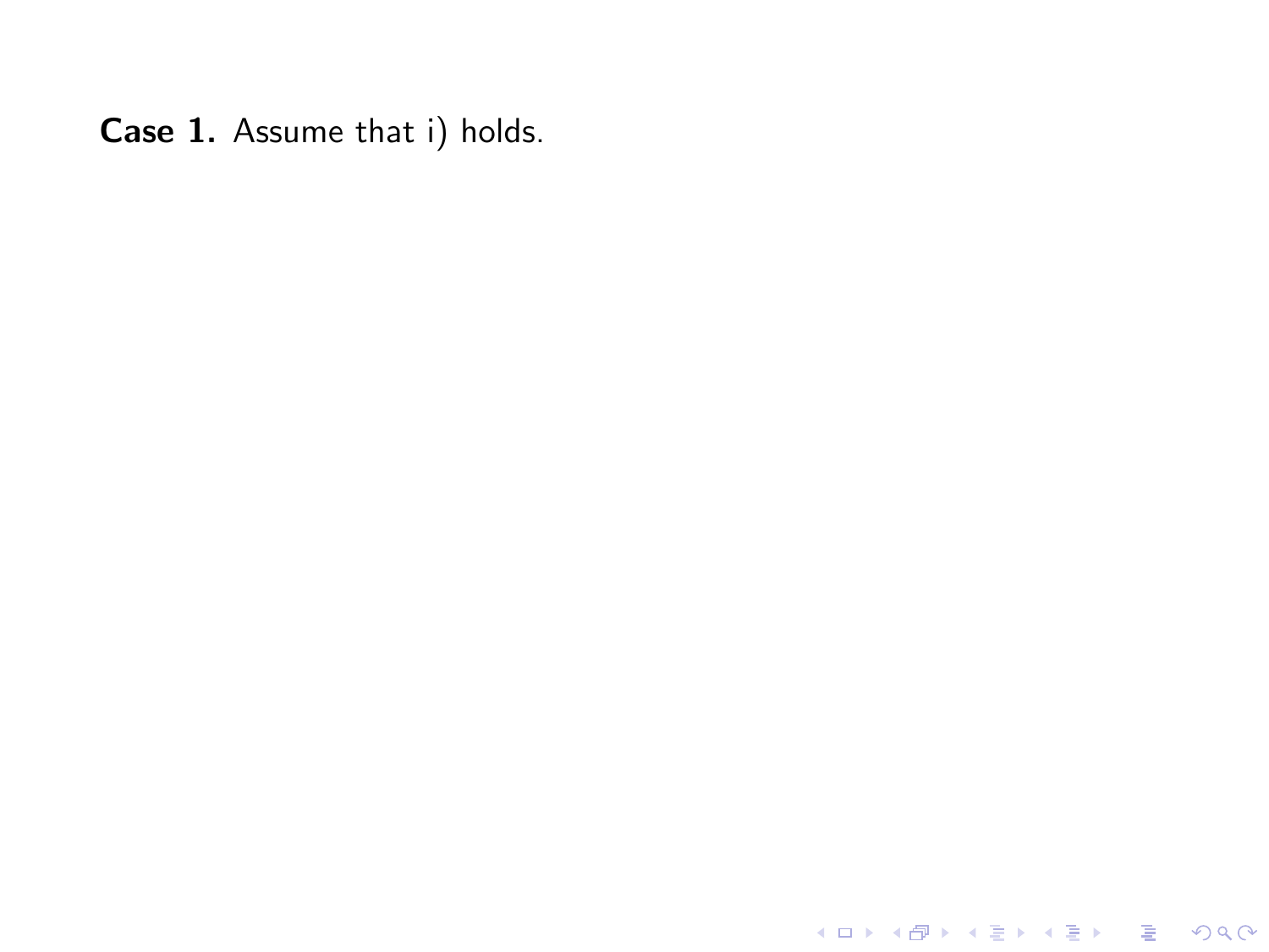**Case 1.** Assume that i) holds.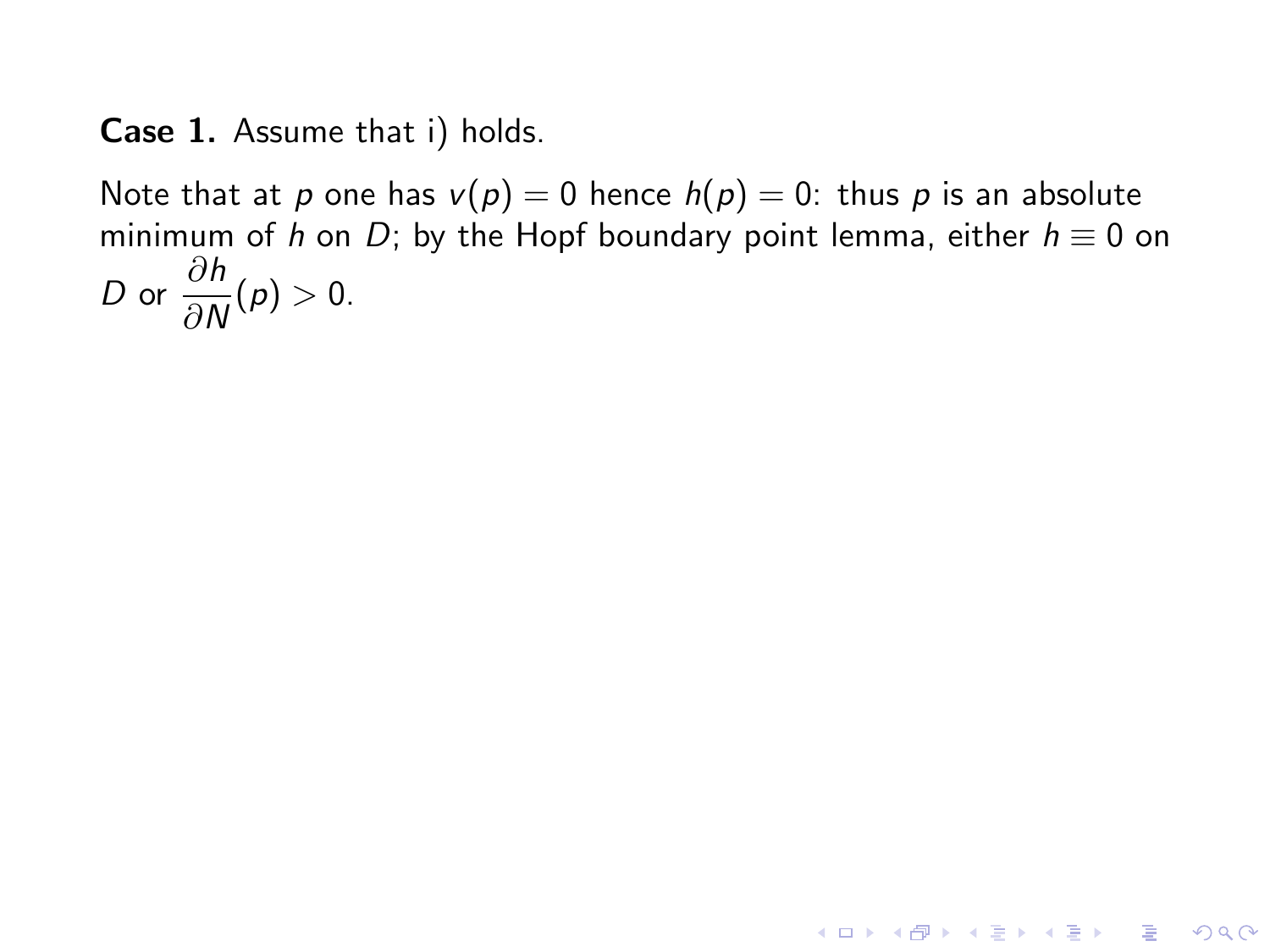**Case 1.** Assume that i) holds.

Note that at $p$ one has $v(p) = 0$ hence $h(p) = 0$: thus $p$ is an absolute minimum of $h$ on $D$; by the Hopf boundary point lemma, either $h \equiv 0$ on $D$ or $\dfrac{\partial h}{\partial N}(p) > 0$.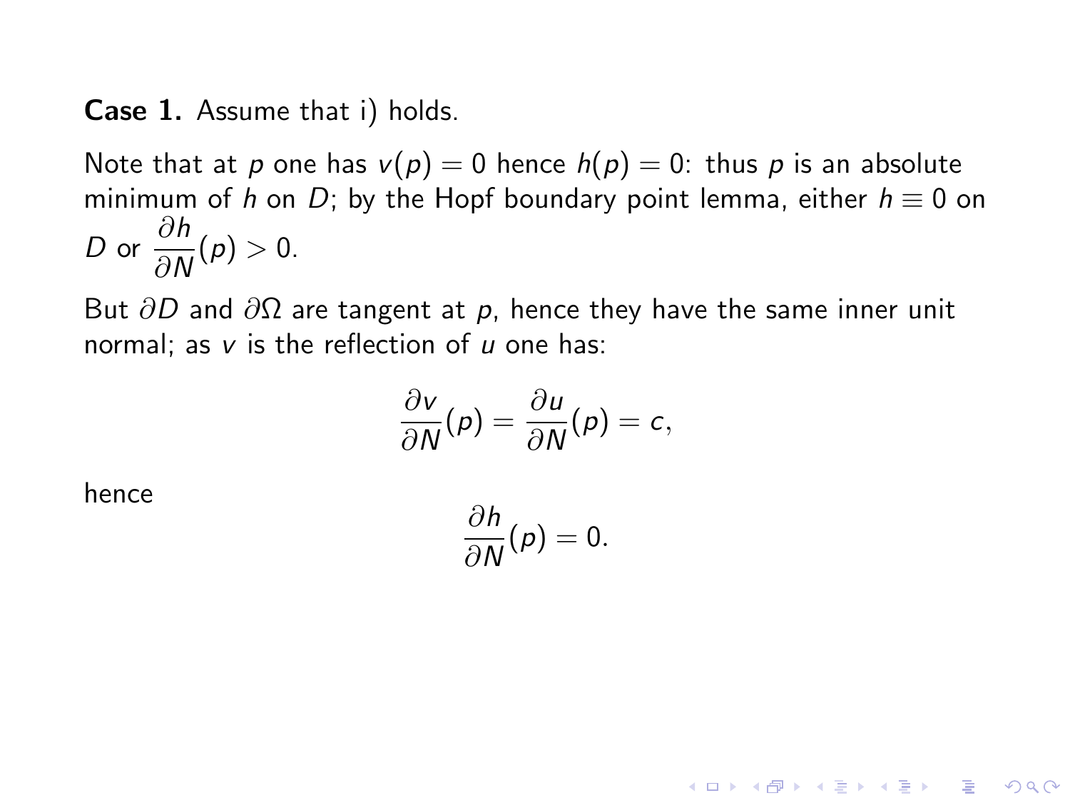**Case 1.** Assume that i) holds.

Note that at $p$ one has $v(p) = 0$ hence $h(p) = 0$: thus $p$ is an absolute minimum of $h$ on $D$; by the Hopf boundary point lemma, either $h \equiv 0$ on $D$ or $\dfrac{\partial h}{\partial N}(p) > 0$.

But $\partial D$ and $\partial \Omega$ are tangent at $p$, hence they have the same inner unit normal; as $v$ is the reflection of $u$ one has:

$$\frac{\partial v}{\partial N}(p) = \frac{\partial u}{\partial N}(p) = c,$$

hence

$$\frac{\partial h}{\partial N}(p) = 0.$$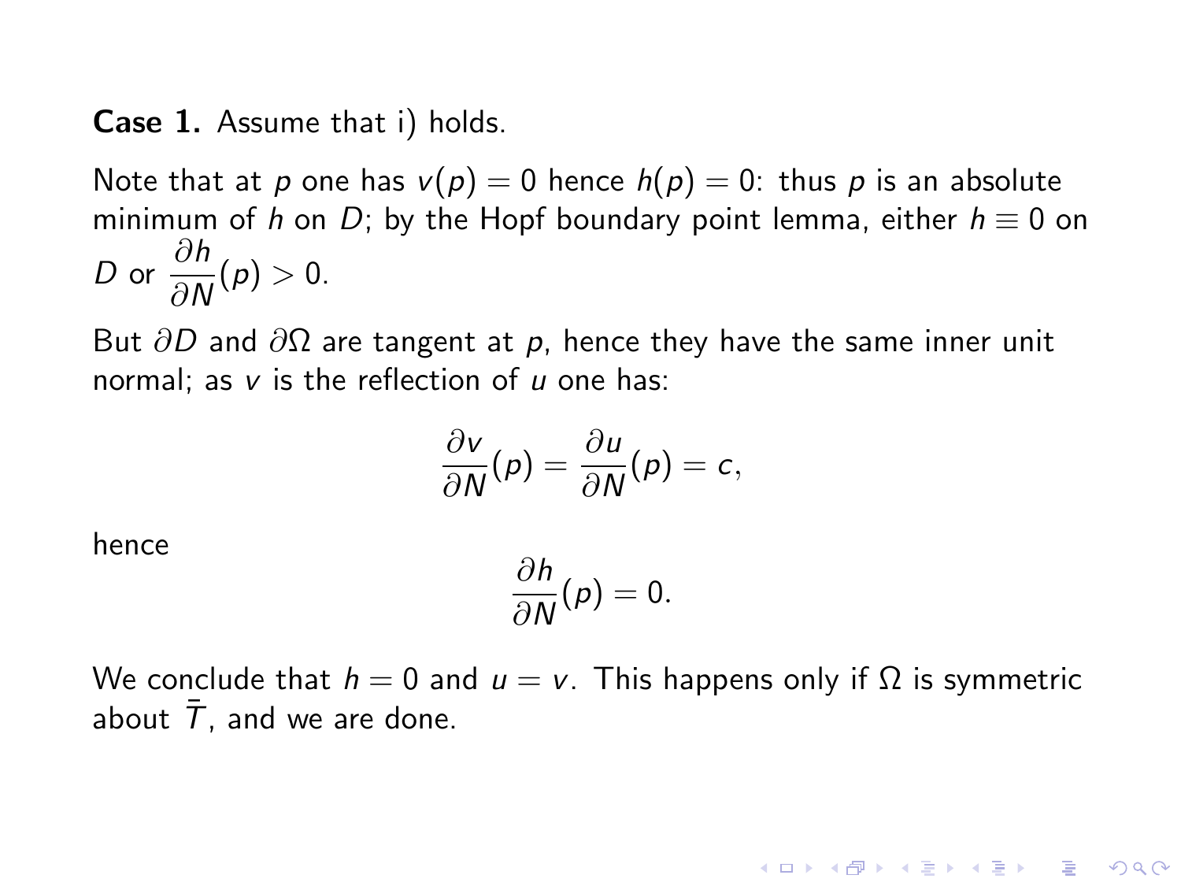**Case 1.** Assume that i) holds.

Note that at $p$ one has $v(p) = 0$ hence $h(p) = 0$: thus $p$ is an absolute minimum of $h$ on $D$; by the Hopf boundary point lemma, either $h \equiv 0$ on $D$ or $\dfrac{\partial h}{\partial N}(p) > 0$.

But $\partial D$ and $\partial \Omega$ are tangent at $p$, hence they have the same inner unit normal; as $v$ is the reflection of $u$ one has:

$$\frac{\partial v}{\partial N}(p) = \frac{\partial u}{\partial N}(p) = c,$$

hence

$$\frac{\partial h}{\partial N}(p) = 0.$$

We conclude that $h = 0$ and $u = v$. This happens only if $\Omega$ is symmetric about $\bar{T}$, and we are done.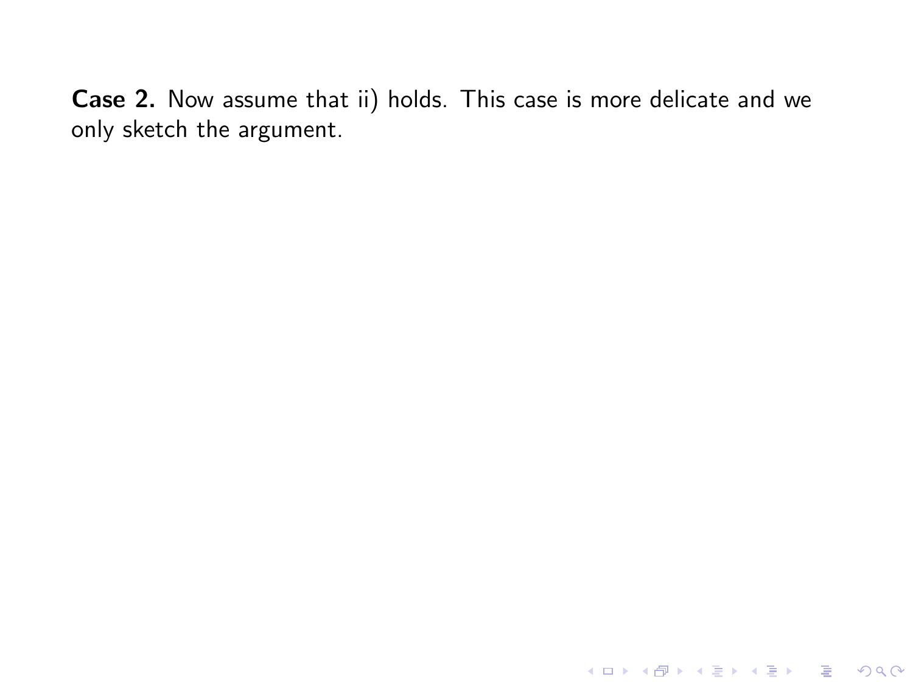**Case 2.** Now assume that ii) holds. This case is more delicate and we only sketch the argument.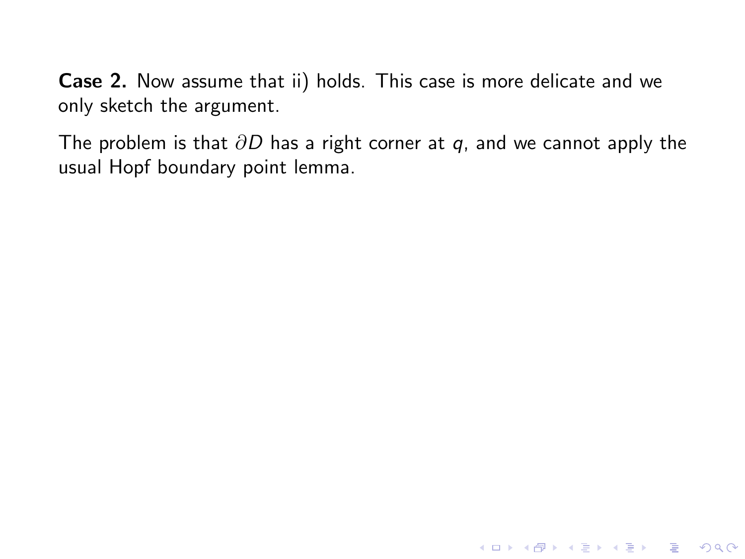**Case 2.** Now assume that ii) holds. This case is more delicate and we only sketch the argument.

The problem is that $\partial D$ has a right corner at $q$, and we cannot apply the usual Hopf boundary point lemma.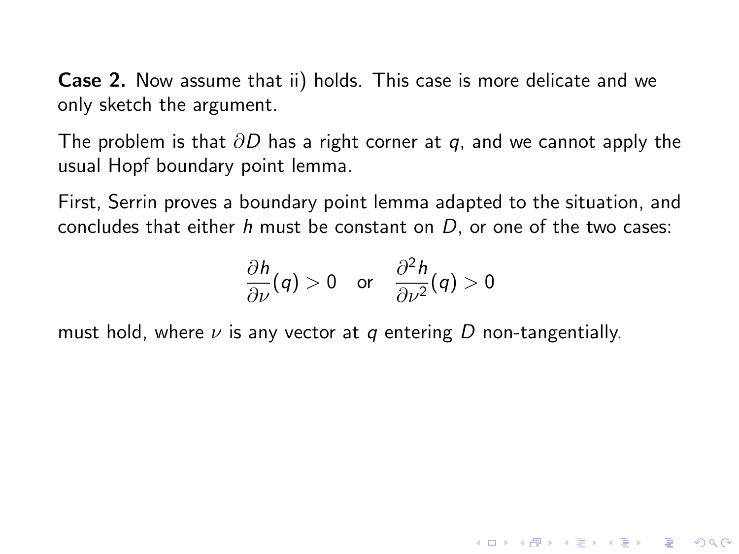**Case 2.** Now assume that ii) holds. This case is more delicate and we only sketch the argument.

The problem is that $\partial D$ has a right corner at $q$, and we cannot apply the usual Hopf boundary point lemma.

First, Serrin proves a boundary point lemma adapted to the situation, and concludes that either $h$ must be constant on $D$, or one of the two cases:

$$\frac{\partial h}{\partial \nu}(q) > 0 \quad \text{or} \quad \frac{\partial^2 h}{\partial \nu^2}(q) > 0$$

must hold, where $\nu$ is any vector at $q$ entering $D$ non-tangentially.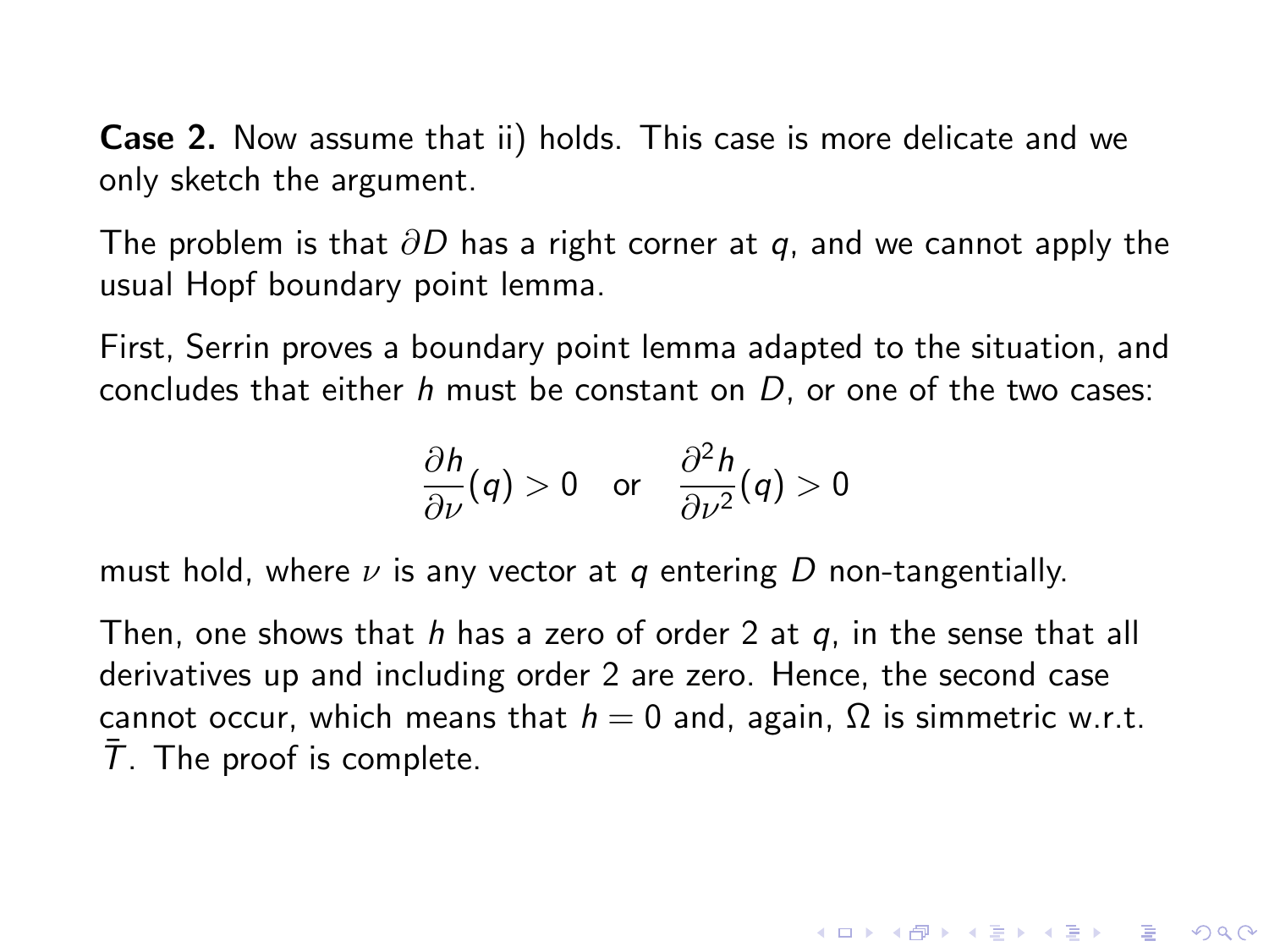**Case 2.** Now assume that ii) holds. This case is more delicate and we only sketch the argument.

The problem is that $\partial D$ has a right corner at $q$, and we cannot apply the usual Hopf boundary point lemma.

First, Serrin proves a boundary point lemma adapted to the situation, and concludes that either $h$ must be constant on $D$, or one of the two cases:

$$\frac{\partial h}{\partial \nu}(q) > 0 \quad \text{or} \quad \frac{\partial^2 h}{\partial \nu^2}(q) > 0$$

must hold, where $\nu$ is any vector at $q$ entering $D$ non-tangentially.

Then, one shows that $h$ has a zero of order 2 at $q$, in the sense that all derivatives up and including order 2 are zero. Hence, the second case cannot occur, which means that $h = 0$ and, again, $\Omega$ is simmetric w.r.t. $\bar{T}$. The proof is complete.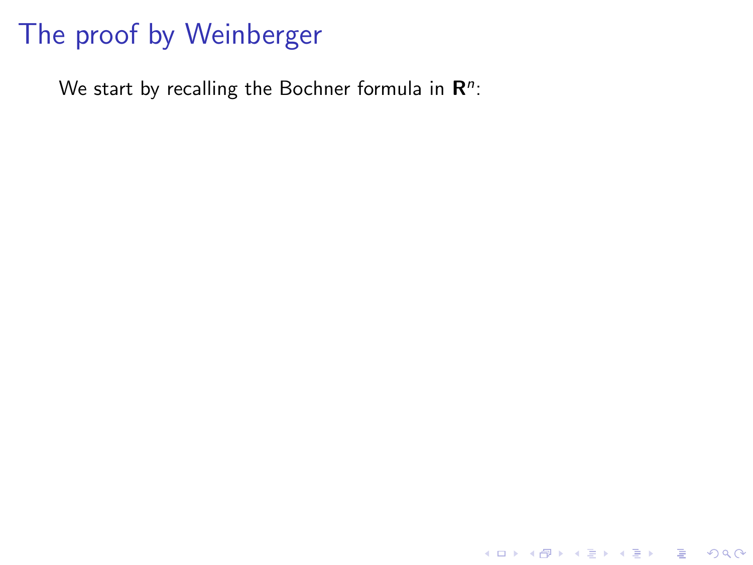# The proof by Weinberger

We start by recalling the Bochner formula in $\mathbf{R}^n$: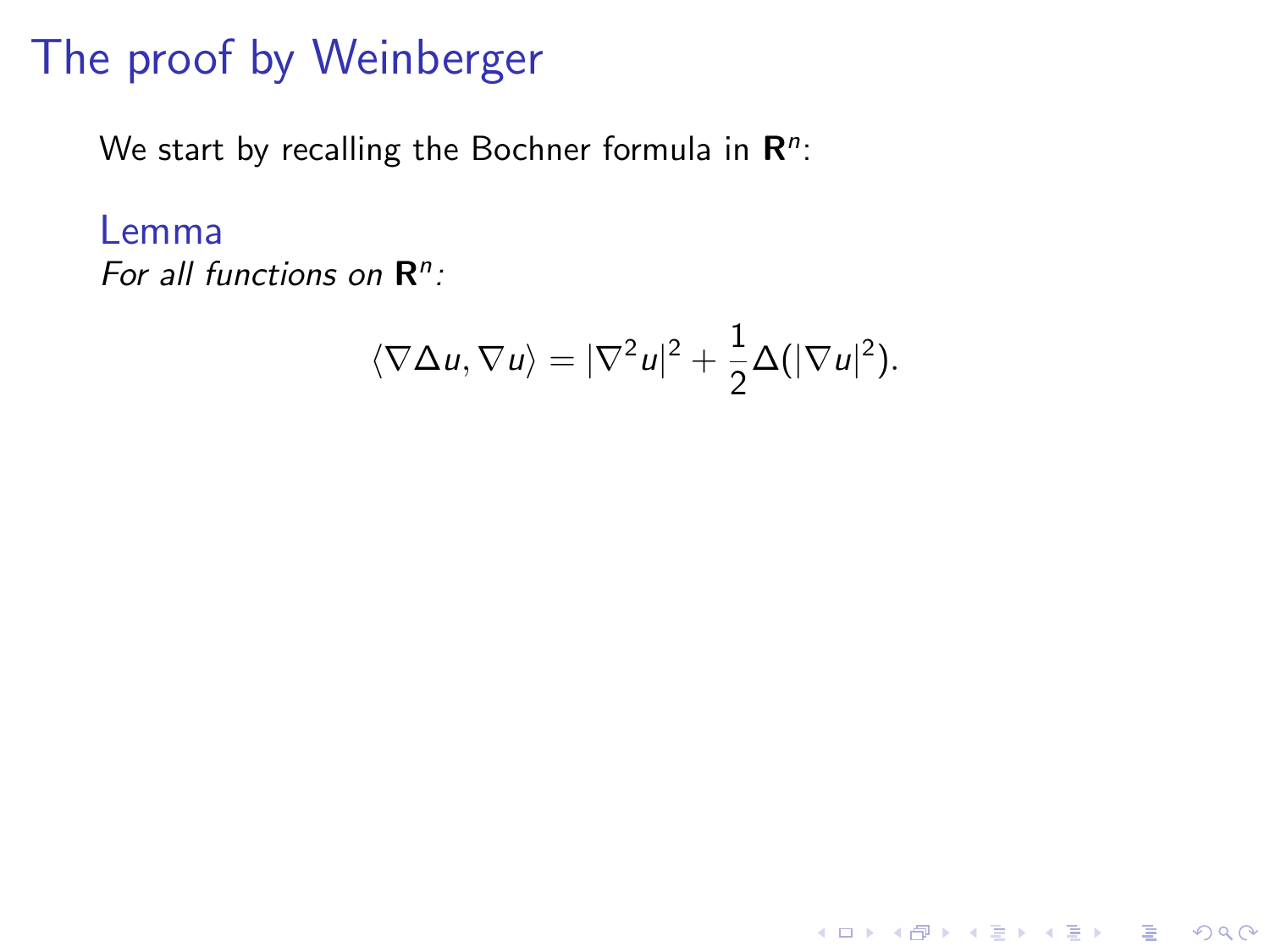# The proof by Weinberger

We start by recalling the Bochner formula in $\mathbf{R}^n$:

### Lemma

*For all functions on $\mathbf{R}^n$:*

$$\langle \nabla \Delta u, \nabla u \rangle = |\nabla^2 u|^2 + \frac{1}{2}\Delta(|\nabla u|^2).$$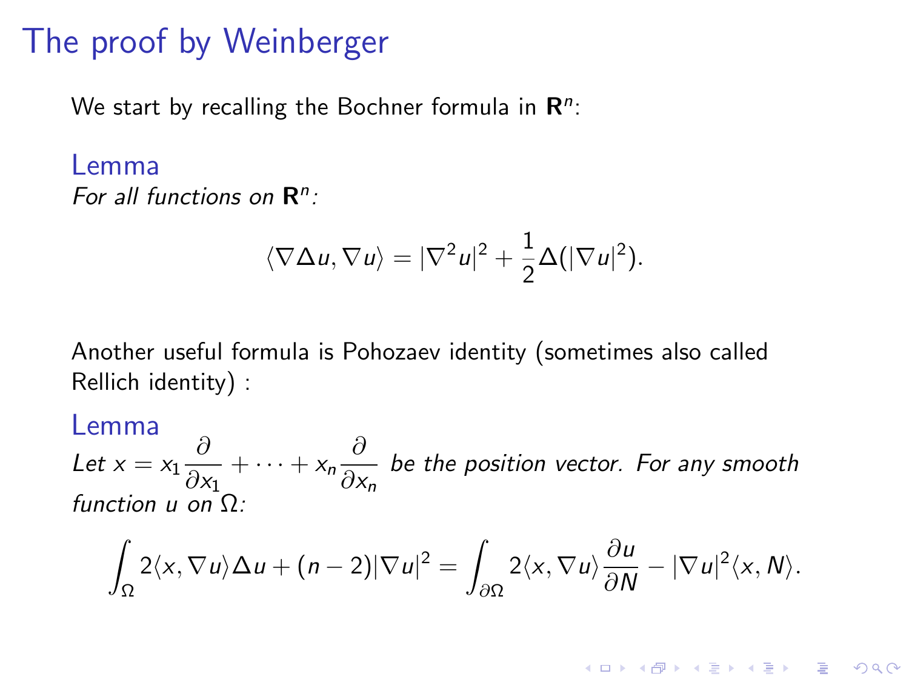# The proof by Weinberger

We start by recalling the Bochner formula in $\mathbf{R}^n$:

**Lemma**

*For all functions on $\mathbf{R}^n$:*

$$\langle \nabla \Delta u, \nabla u \rangle = |\nabla^2 u|^2 + \frac{1}{2}\Delta(|\nabla u|^2).$$

Another useful formula is Pohozaev identity (sometimes also called Rellich identity) :

**Lemma**

*Let $x = x_1 \frac{\partial}{\partial x_1} + \cdots + x_n \frac{\partial}{\partial x_n}$ be the position vector. For any smooth function $u$ on $\Omega$:*

$$\int_\Omega 2\langle x, \nabla u \rangle \Delta u + (n-2)|\nabla u|^2 = \int_{\partial\Omega} 2\langle x, \nabla u \rangle \frac{\partial u}{\partial N} - |\nabla u|^2 \langle x, N \rangle.$$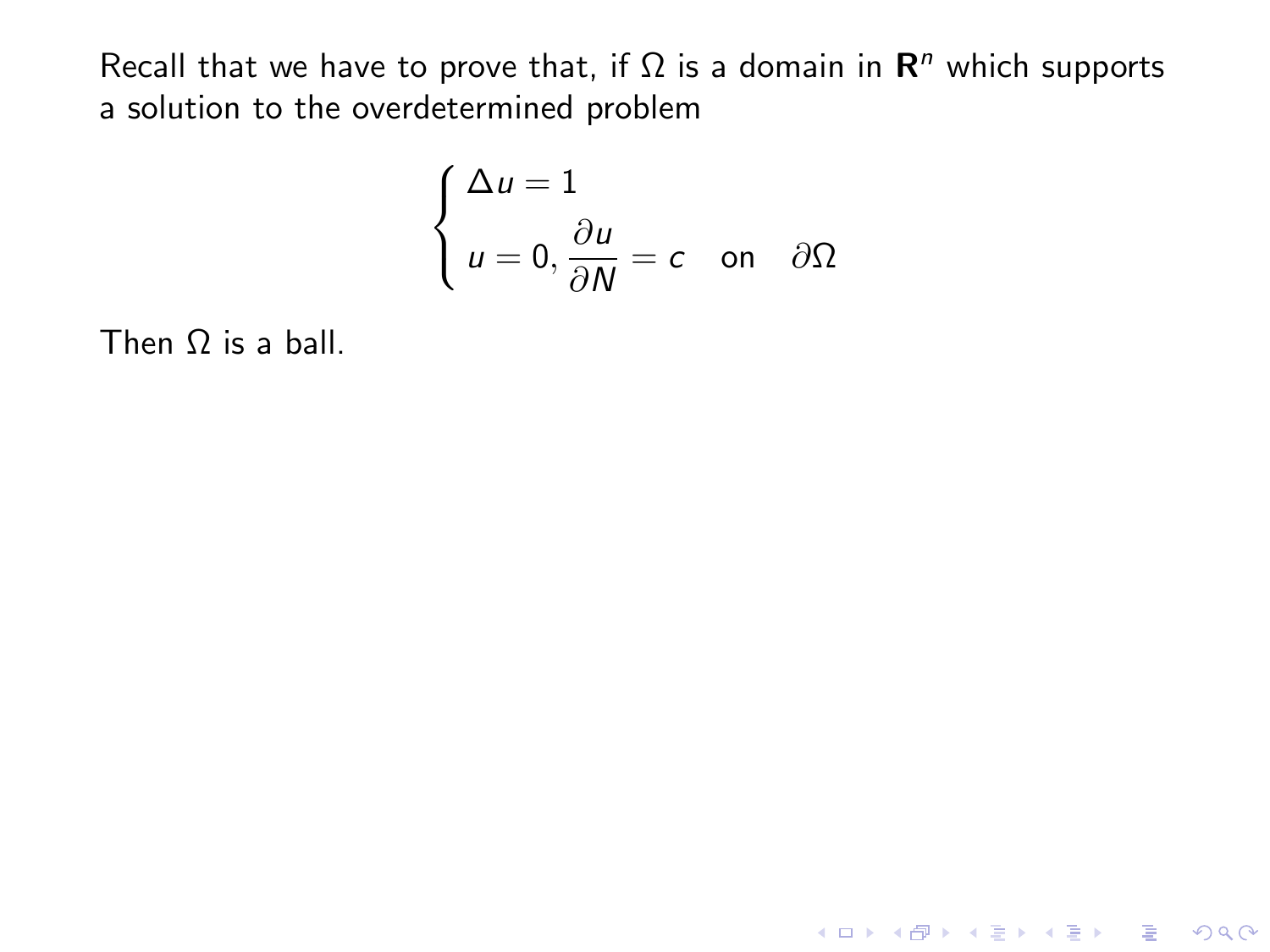Recall that we have to prove that, if $\Omega$ is a domain in $\mathbf{R}^n$ which supports a solution to the overdetermined problem

$$\begin{cases} \Delta u = 1 \\ u = 0, \dfrac{\partial u}{\partial N} = c \quad \text{on} \quad \partial\Omega \end{cases}$$

Then $\Omega$ is a ball.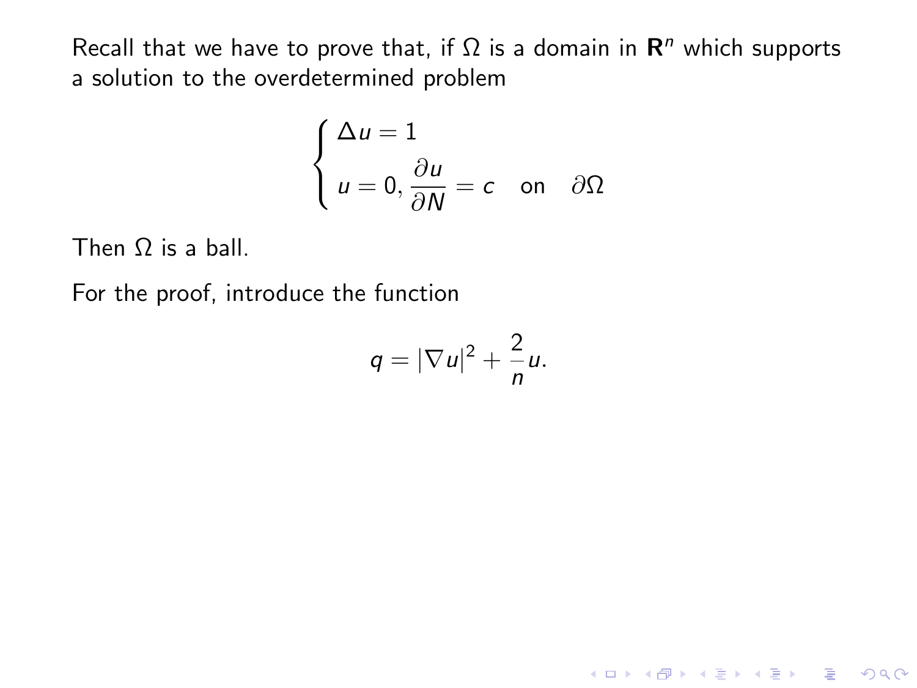Recall that we have to prove that, if $\Omega$ is a domain in $\mathbf{R}^n$ which supports a solution to the overdetermined problem

$$\begin{cases} \Delta u = 1 \\ u = 0, \dfrac{\partial u}{\partial N} = c \quad \text{on} \quad \partial\Omega \end{cases}$$

Then $\Omega$ is a ball.

For the proof, introduce the function

$$q = |\nabla u|^2 + \frac{2}{n} u.$$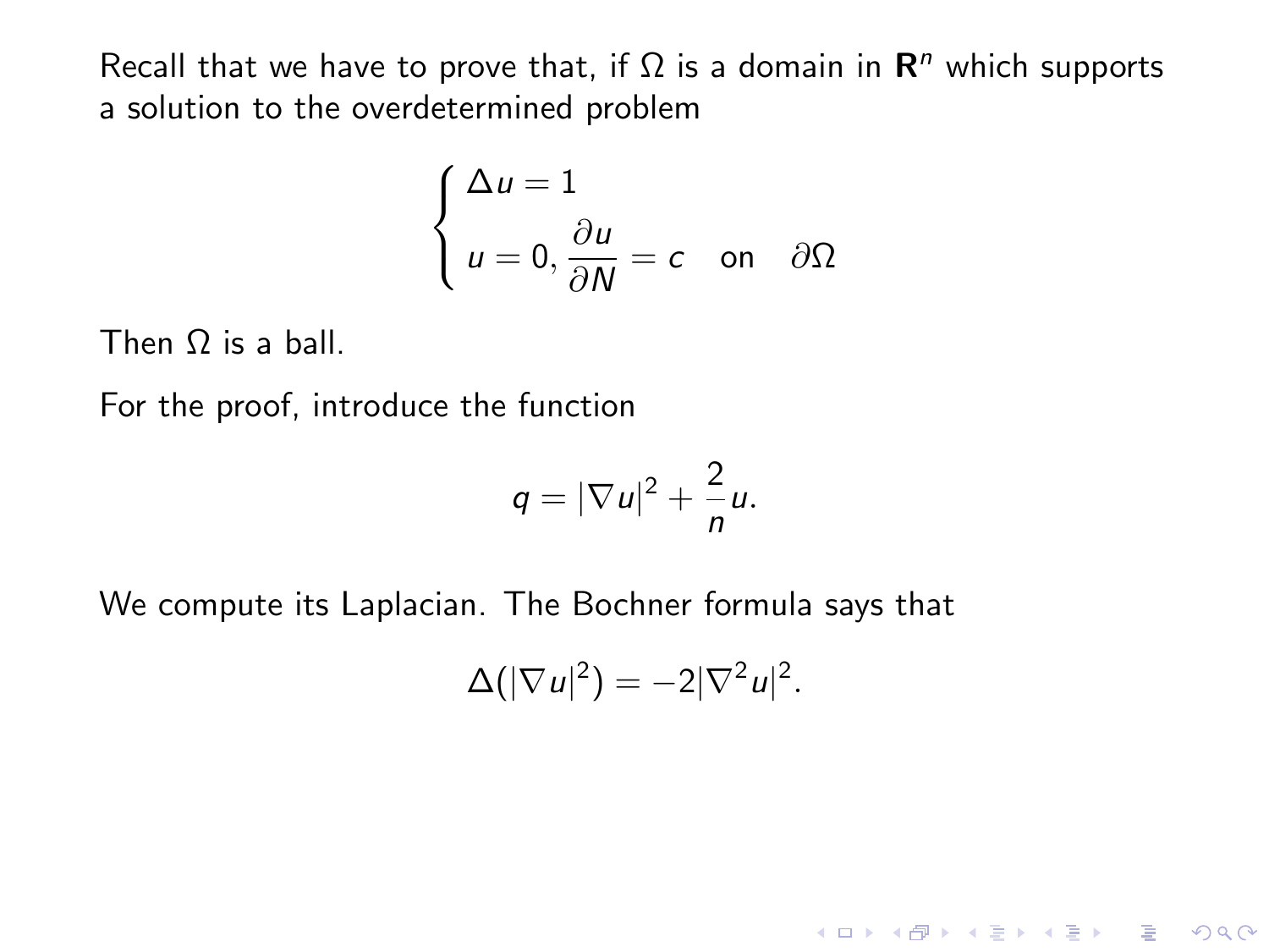Recall that we have to prove that, if $\Omega$ is a domain in $\mathbf{R}^n$ which supports a solution to the overdetermined problem

$$\begin{cases} \Delta u = 1 \\ u = 0, \dfrac{\partial u}{\partial N} = c \quad \text{on} \quad \partial\Omega \end{cases}$$

Then $\Omega$ is a ball.

For the proof, introduce the function

$$q = |\nabla u|^2 + \frac{2}{n}u.$$

We compute its Laplacian. The Bochner formula says that

$$\Delta(|\nabla u|^2) = -2|\nabla^2 u|^2.$$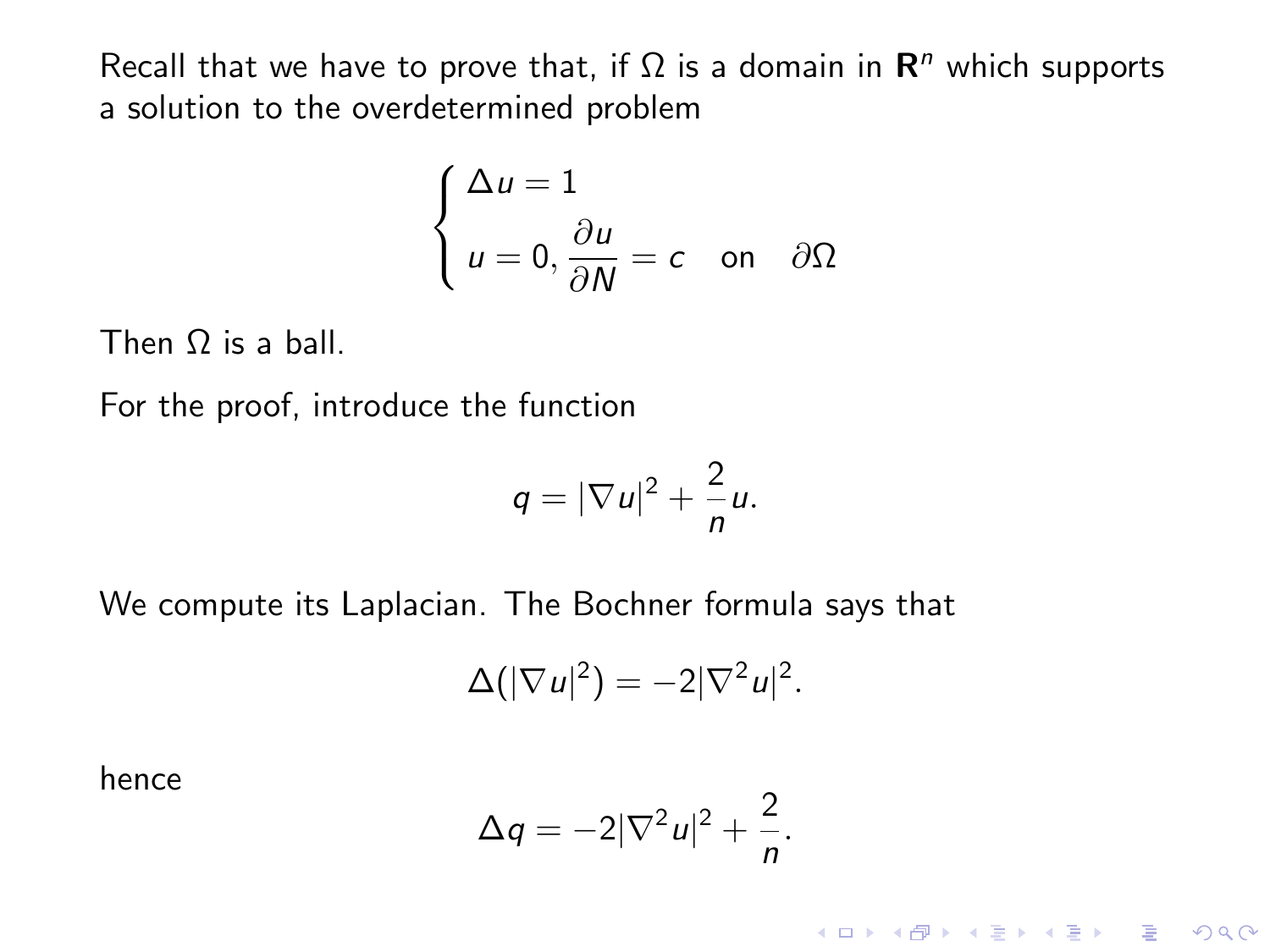Recall that we have to prove that, if $\Omega$ is a domain in $\mathbf{R}^n$ which supports a solution to the overdetermined problem

$$\begin{cases} \Delta u = 1 \\ u = 0, \dfrac{\partial u}{\partial N} = c \quad \text{on} \quad \partial\Omega \end{cases}$$

Then $\Omega$ is a ball.

For the proof, introduce the function

$$q = |\nabla u|^2 + \frac{2}{n} u.$$

We compute its Laplacian. The Bochner formula says that

$$\Delta(|\nabla u|^2) = -2|\nabla^2 u|^2.$$

hence

$$\Delta q = -2|\nabla^2 u|^2 + \frac{2}{n}.$$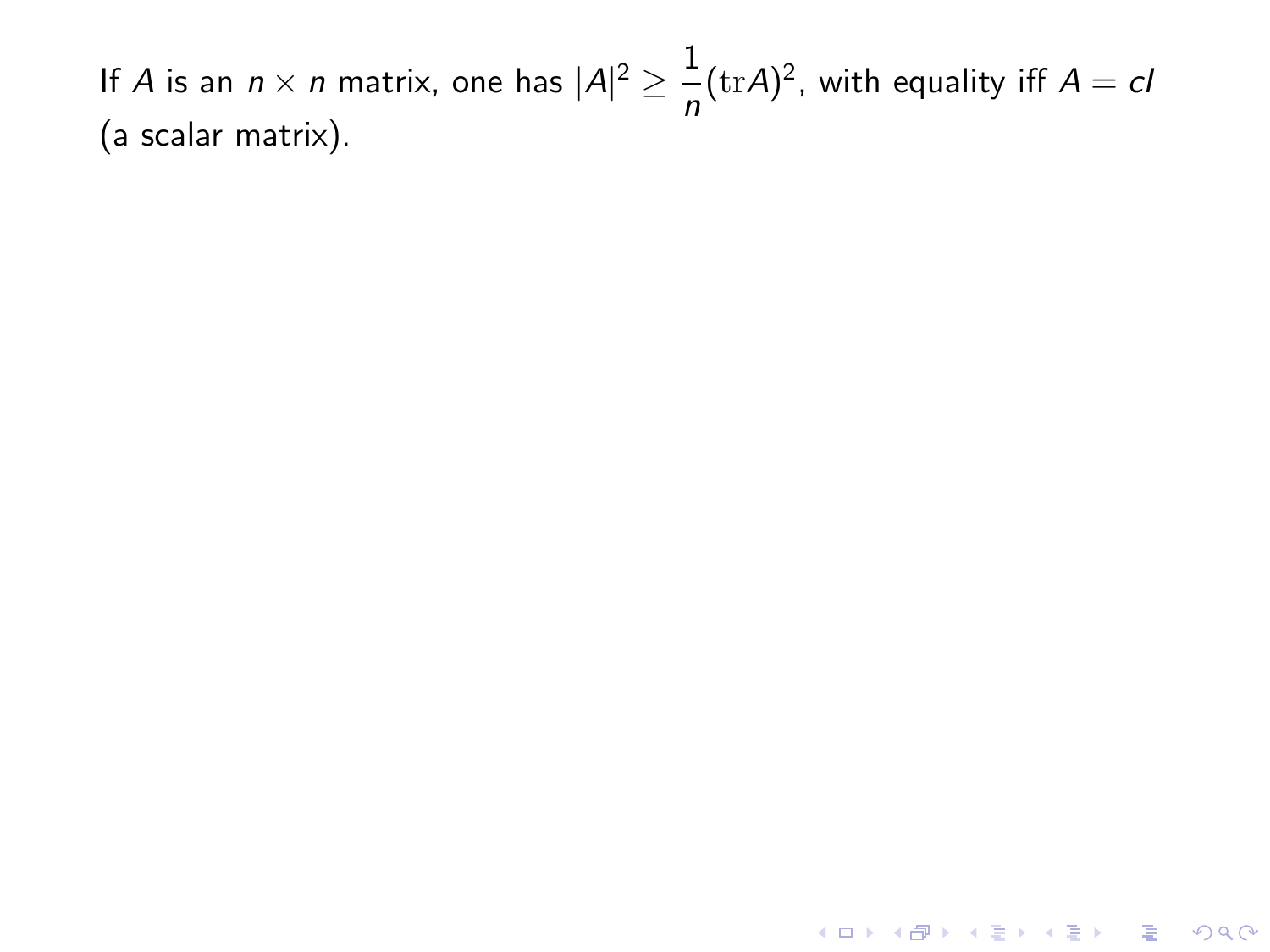If $A$ is an $n \times n$ matrix, one has $|A|^2 \geq \frac{1}{n}(\mathrm{tr} A)^2$, with equality iff $A = cI$ (a scalar matrix).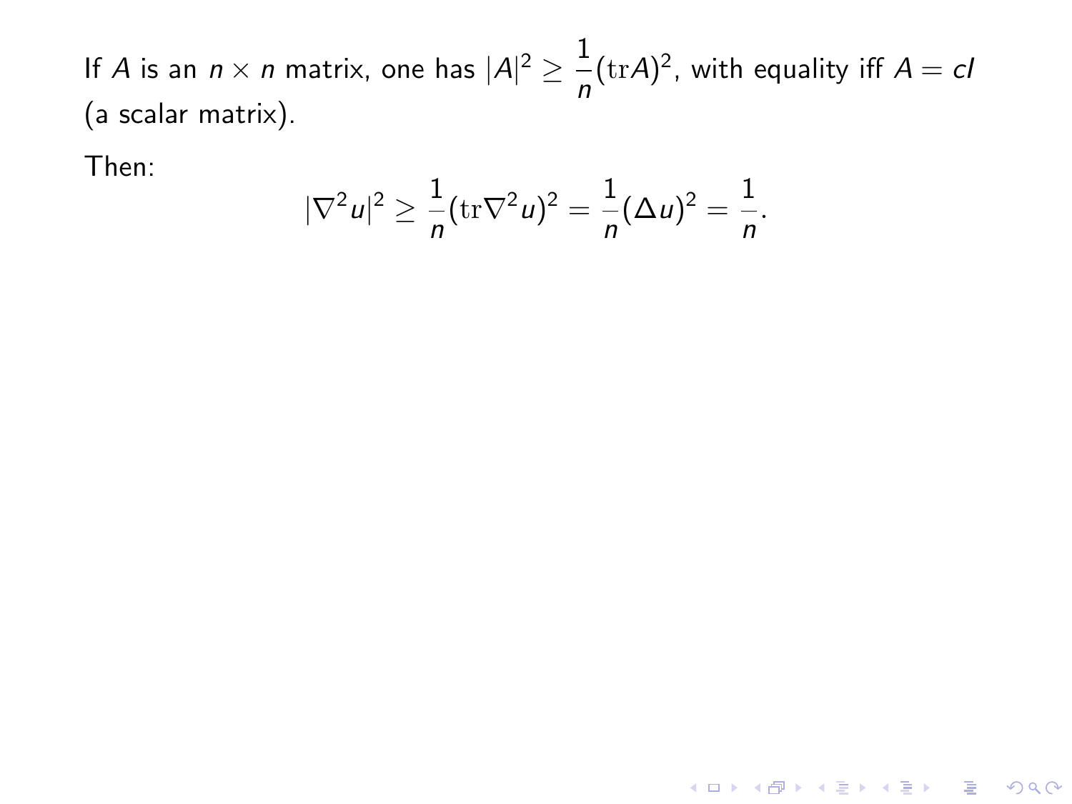If $A$ is an $n \times n$ matrix, one has $|A|^2 \geq \frac{1}{n}(\mathrm{tr} A)^2$, with equality iff $A = cI$ (a scalar matrix).

Then:

$$|\nabla^2 u|^2 \geq \frac{1}{n}(\mathrm{tr} \nabla^2 u)^2 = \frac{1}{n}(\Delta u)^2 = \frac{1}{n}.$$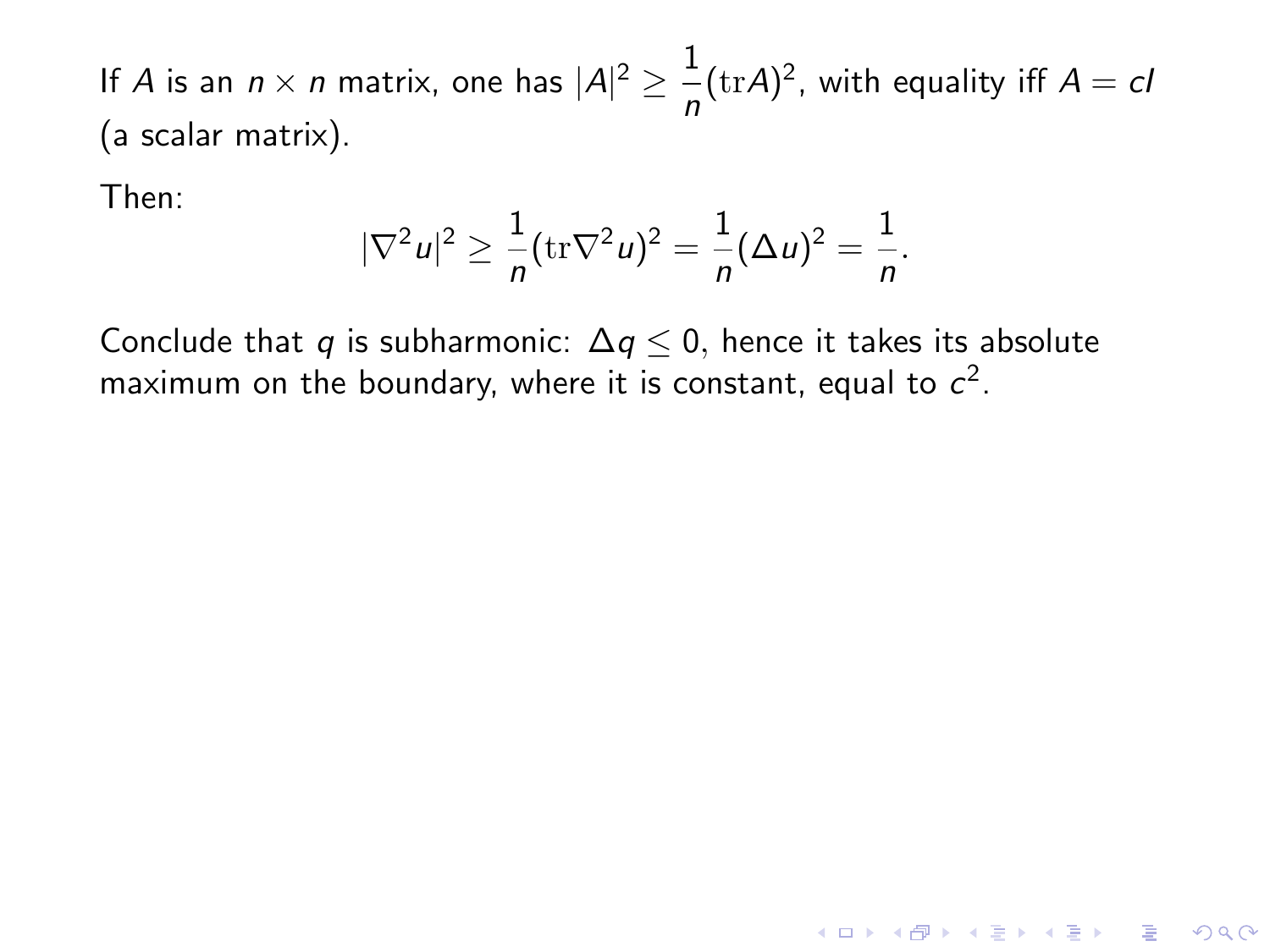If $A$ is an $n \times n$ matrix, one has $|A|^2 \geq \dfrac{1}{n}(\mathrm{tr}A)^2$, with equality iff $A = cI$ (a scalar matrix).

Then:

$$|\nabla^2 u|^2 \geq \frac{1}{n}(\mathrm{tr}\nabla^2 u)^2 = \frac{1}{n}(\Delta u)^2 = \frac{1}{n}.$$

Conclude that $q$ is subharmonic: $\Delta q \leq 0$, hence it takes its absolute maximum on the boundary, where it is constant, equal to $c^2$.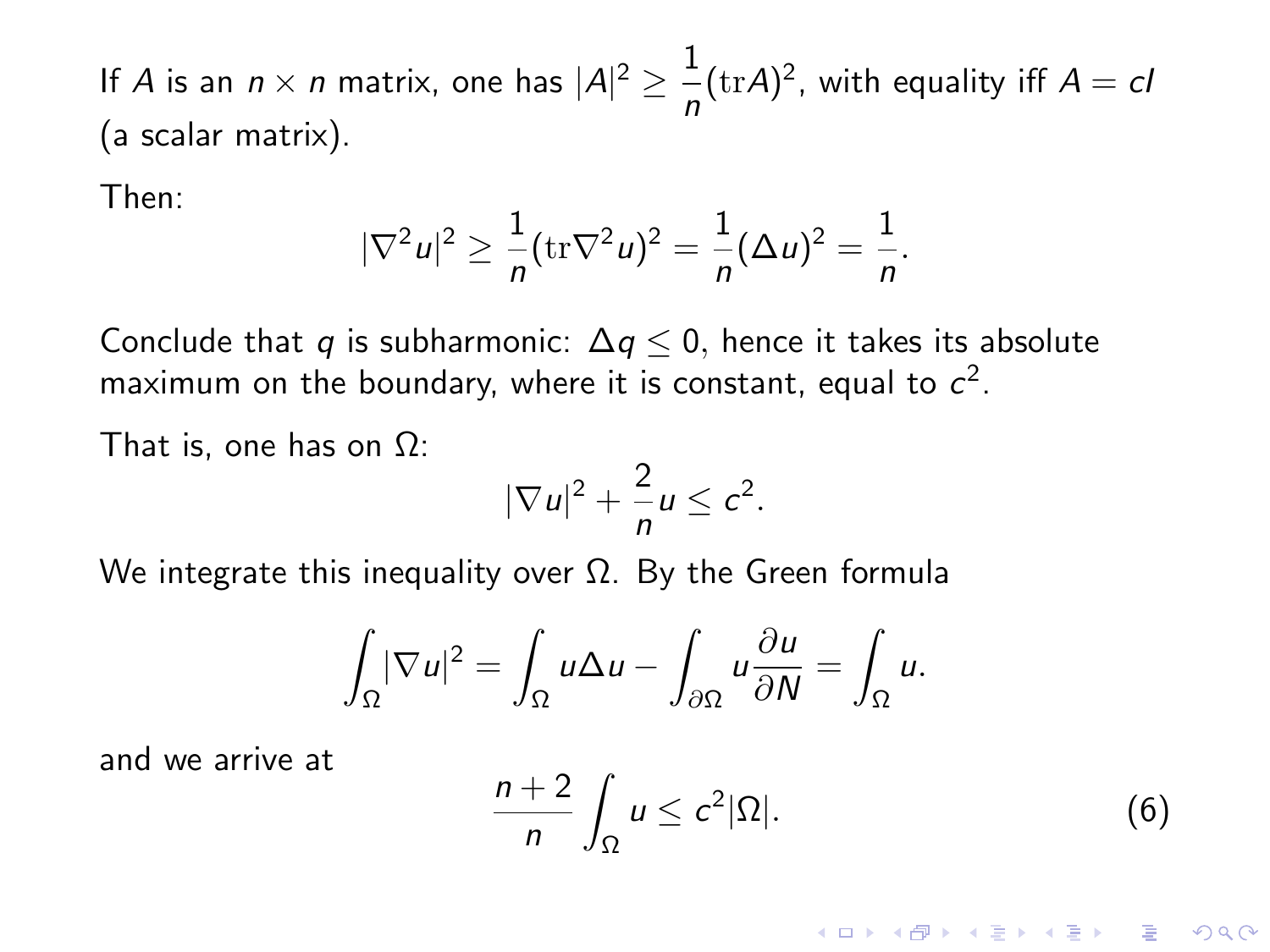If $A$ is an $n \times n$ matrix, one has $|A|^2 \geq \dfrac{1}{n}(\mathrm{tr} A)^2$, with equality iff $A = cI$ (a scalar matrix).

Then:

$$|\nabla^2 u|^2 \geq \frac{1}{n}(\mathrm{tr}\nabla^2 u)^2 = \frac{1}{n}(\Delta u)^2 = \frac{1}{n}.$$

Conclude that $q$ is subharmonic: $\Delta q \leq 0$, hence it takes its absolute maximum on the boundary, where it is constant, equal to $c^2$.

That is, one has on $\Omega$:

$$|\nabla u|^2 + \frac{2}{n} u \leq c^2.$$

We integrate this inequality over $\Omega$. By the Green formula

$$\int_\Omega |\nabla u|^2 = \int_\Omega u \Delta u - \int_{\partial\Omega} u \frac{\partial u}{\partial N} = \int_\Omega u.$$

and we arrive at

$$\frac{n+2}{n} \int_\Omega u \leq c^2 |\Omega|. \tag{6}$$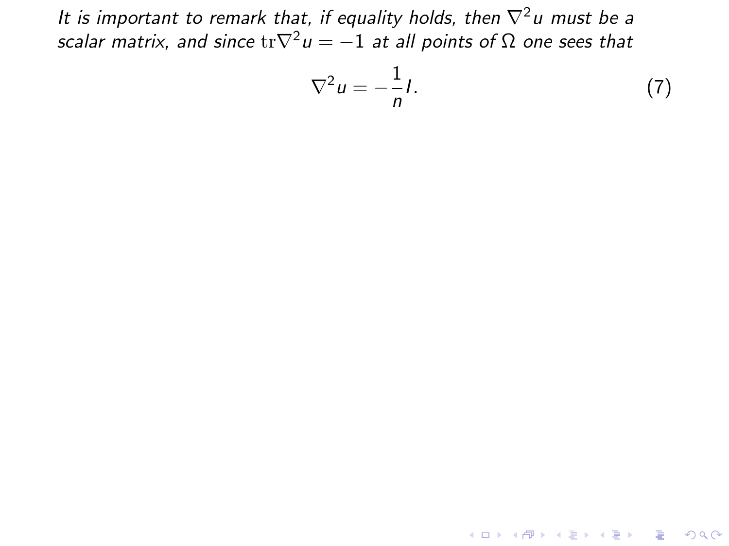*It is important to remark that, if equality holds, then $\nabla^2 u$ must be a scalar matrix, and since $\mathrm{tr}\nabla^2 u = -1$ at all points of $\Omega$ one sees that*

$$\nabla^2 u = -\frac{1}{n} I. \tag{7}$$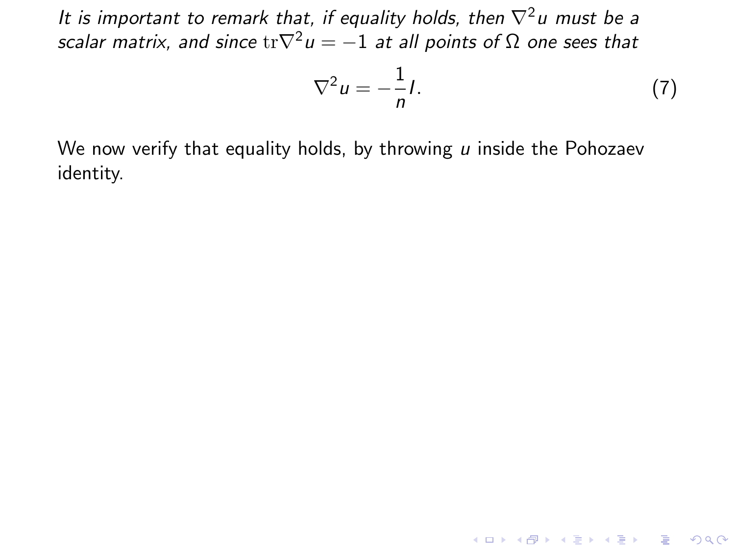*It is important to remark that, if equality holds, then $\nabla^2 u$ must be a scalar matrix, and since $\mathrm{tr}\nabla^2 u = -1$ at all points of $\Omega$ one sees that*

$$\nabla^2 u = -\frac{1}{n} I. \tag{7}$$

We now verify that equality holds, by throwing $u$ inside the Pohozaev identity.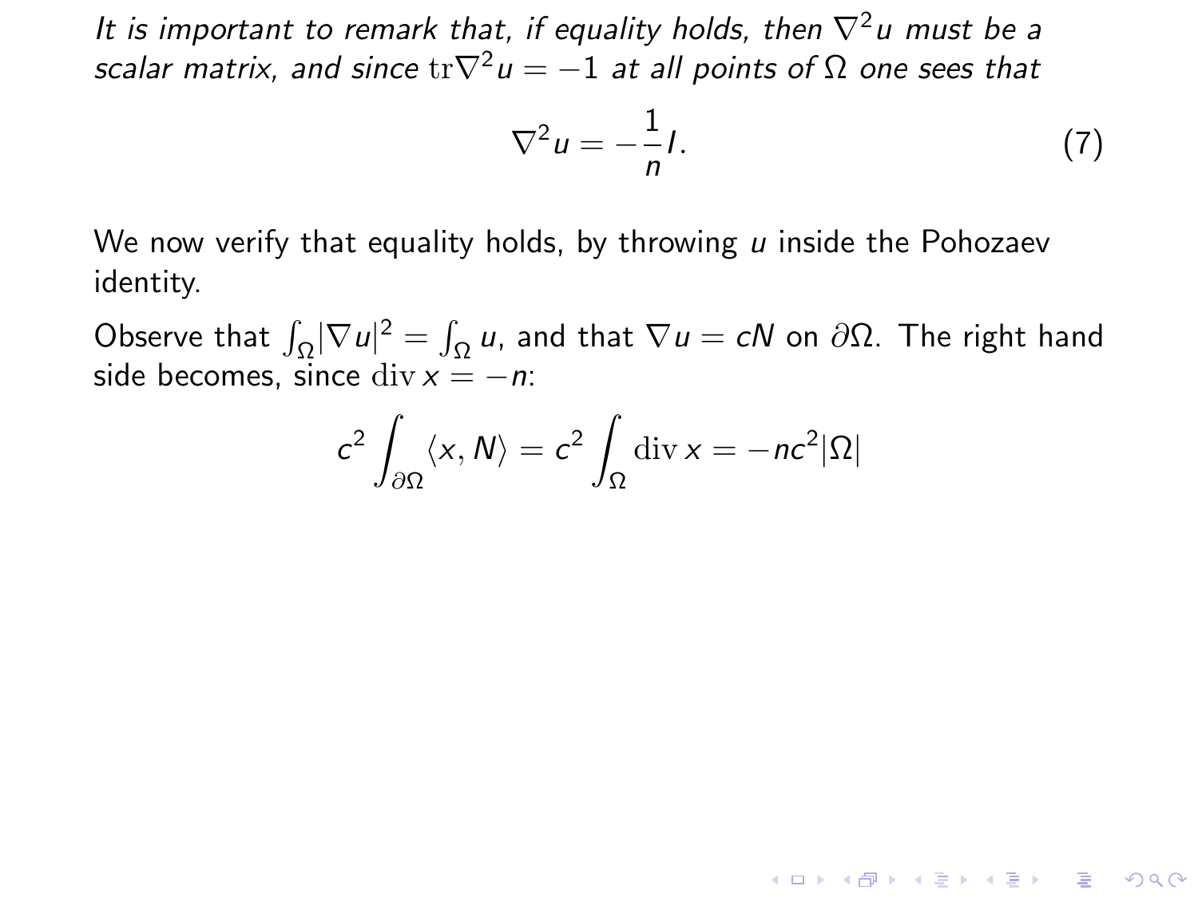*It is important to remark that, if equality holds, then $\nabla^2 u$ must be a scalar matrix, and since $\mathrm{tr}\nabla^2 u = -1$ at all points of $\Omega$ one sees that*

$$\nabla^2 u = -\frac{1}{n} I. \tag{7}$$

We now verify that equality holds, by throwing $u$ inside the Pohozaev identity.

Observe that $\int_\Omega |\nabla u|^2 = \int_\Omega u$, and that $\nabla u = cN$ on $\partial\Omega$. The right hand side becomes, since $\mathrm{div}\, x = -n$:

$$c^2 \int_{\partial\Omega} \langle x, N \rangle = c^2 \int_\Omega \mathrm{div}\, x = -nc^2 |\Omega|$$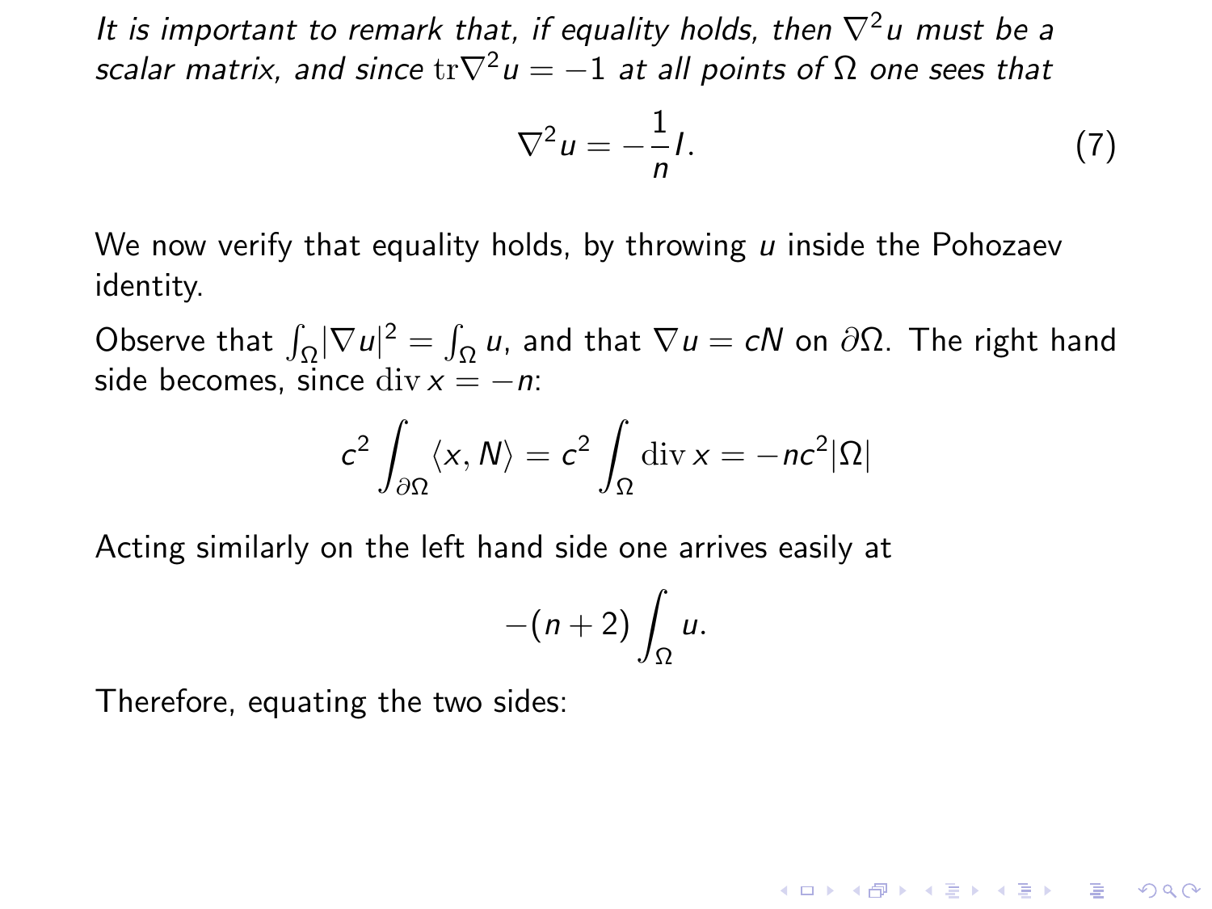*It is important to remark that, if equality holds, then $\nabla^2 u$ must be a scalar matrix, and since $\mathrm{tr}\nabla^2 u = -1$ at all points of $\Omega$ one sees that*

$$\nabla^2 u = -\frac{1}{n} I. \tag{7}$$

We now verify that equality holds, by throwing $u$ inside the Pohozaev identity.

Observe that $\int_\Omega |\nabla u|^2 = \int_\Omega u$, and that $\nabla u = cN$ on $\partial\Omega$. The right hand side becomes, since $\operatorname{div} x = -n$:

$$c^2 \int_{\partial\Omega} \langle x, N \rangle = c^2 \int_\Omega \operatorname{div} x = -nc^2 |\Omega|$$

Acting similarly on the left hand side one arrives easily at

$$-(n+2) \int_\Omega u.$$

Therefore, equating the two sides: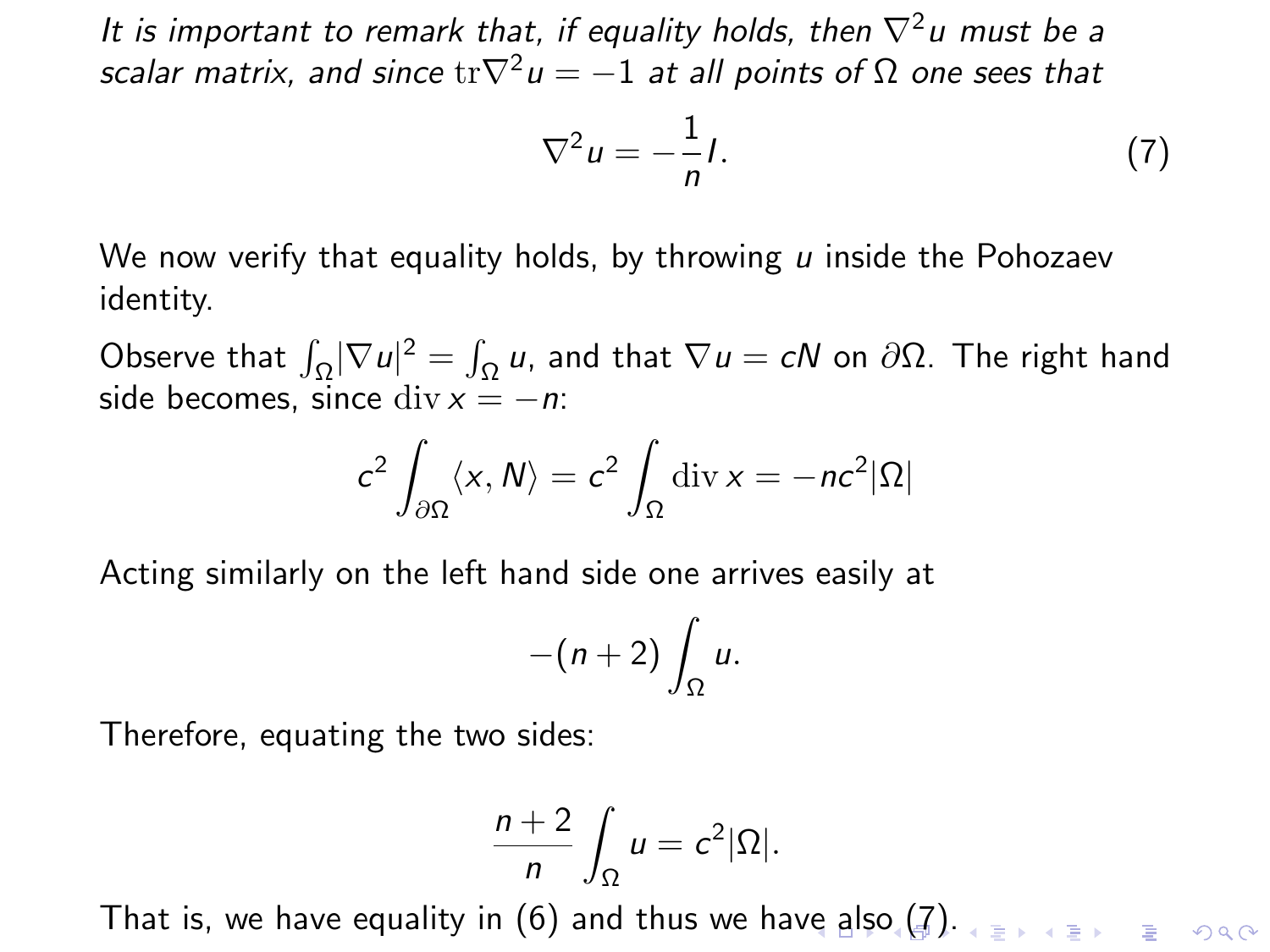*It is important to remark that, if equality holds, then $\nabla^2 u$ must be a scalar matrix, and since $\operatorname{tr}\nabla^2 u = -1$ at all points of $\Omega$ one sees that*

$$\nabla^2 u = -\frac{1}{n} I. \tag{7}$$

We now verify that equality holds, by throwing $u$ inside the Pohozaev identity.

Observe that $\int_\Omega |\nabla u|^2 = \int_\Omega u$, and that $\nabla u = cN$ on $\partial\Omega$. The right hand side becomes, since $\operatorname{div} x = -n$:

$$c^2 \int_{\partial\Omega} \langle x, N \rangle = c^2 \int_\Omega \operatorname{div} x = -nc^2 |\Omega|$$

Acting similarly on the left hand side one arrives easily at

$$-(n+2) \int_\Omega u.$$

Therefore, equating the two sides:

$$\frac{n+2}{n} \int_\Omega u = c^2 |\Omega|.$$

That is, we have equality in (6) and thus we have also (7).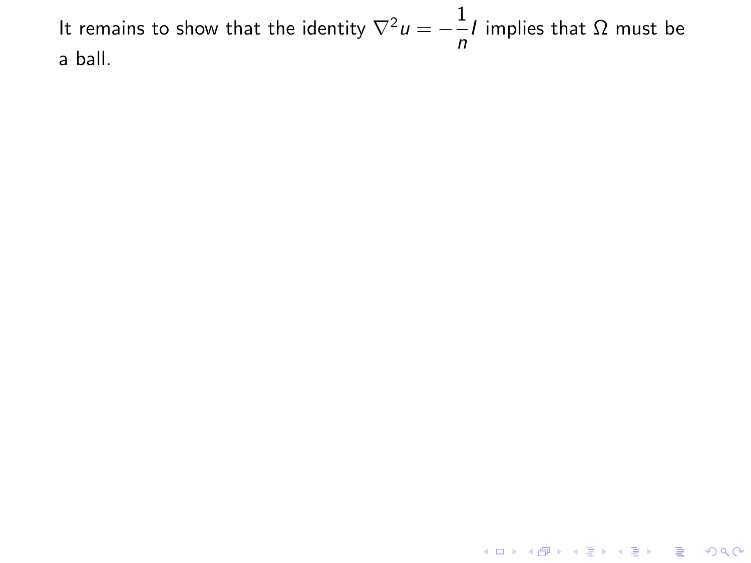It remains to show that the identity $\nabla^2 u = -\dfrac{1}{n} I$ implies that $\Omega$ must be a ball.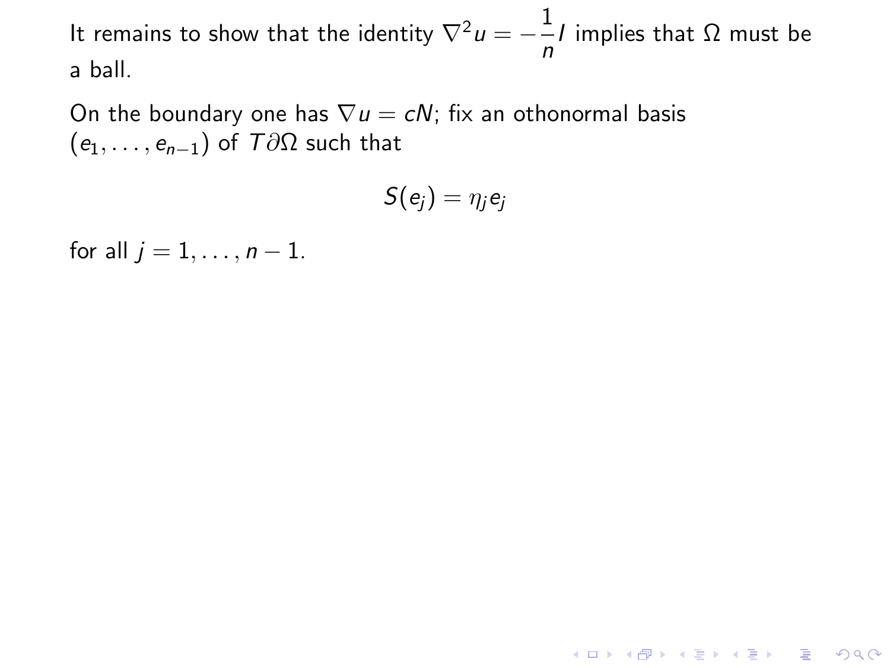It remains to show that the identity $\nabla^2 u = -\frac{1}{n} I$ implies that $\Omega$ must be a ball.

On the boundary one has $\nabla u = cN$; fix an othonormal basis $(e_1, \ldots, e_{n-1})$ of $T\partial\Omega$ such that

$$S(e_j) = \eta_j e_j$$

for all $j = 1, \ldots, n-1$.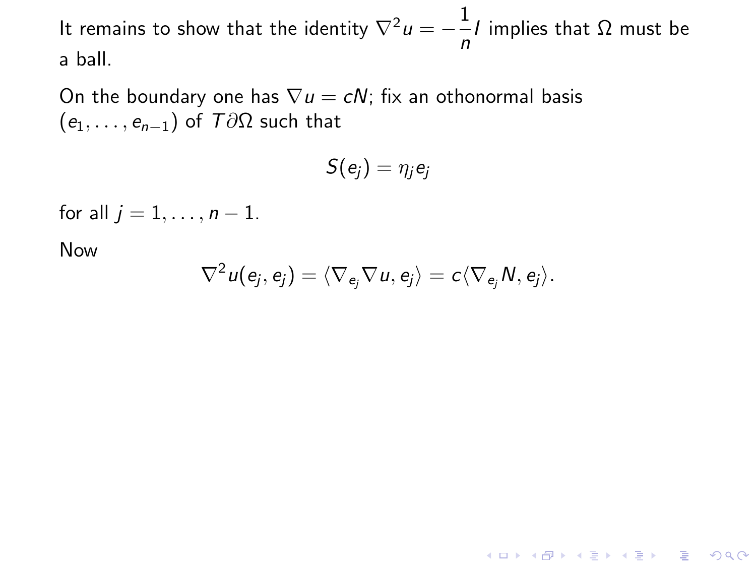It remains to show that the identity $\nabla^2 u = -\dfrac{1}{n} I$ implies that $\Omega$ must be a ball.

On the boundary one has $\nabla u = cN$; fix an othonormal basis $(e_1, \ldots, e_{n-1})$ of $T\partial\Omega$ such that

$$S(e_j) = \eta_j e_j$$

for all $j = 1, \ldots, n-1$.

Now

$$\nabla^2 u(e_j, e_j) = \langle \nabla_{e_j} \nabla u, e_j \rangle = c \langle \nabla_{e_j} N, e_j \rangle.$$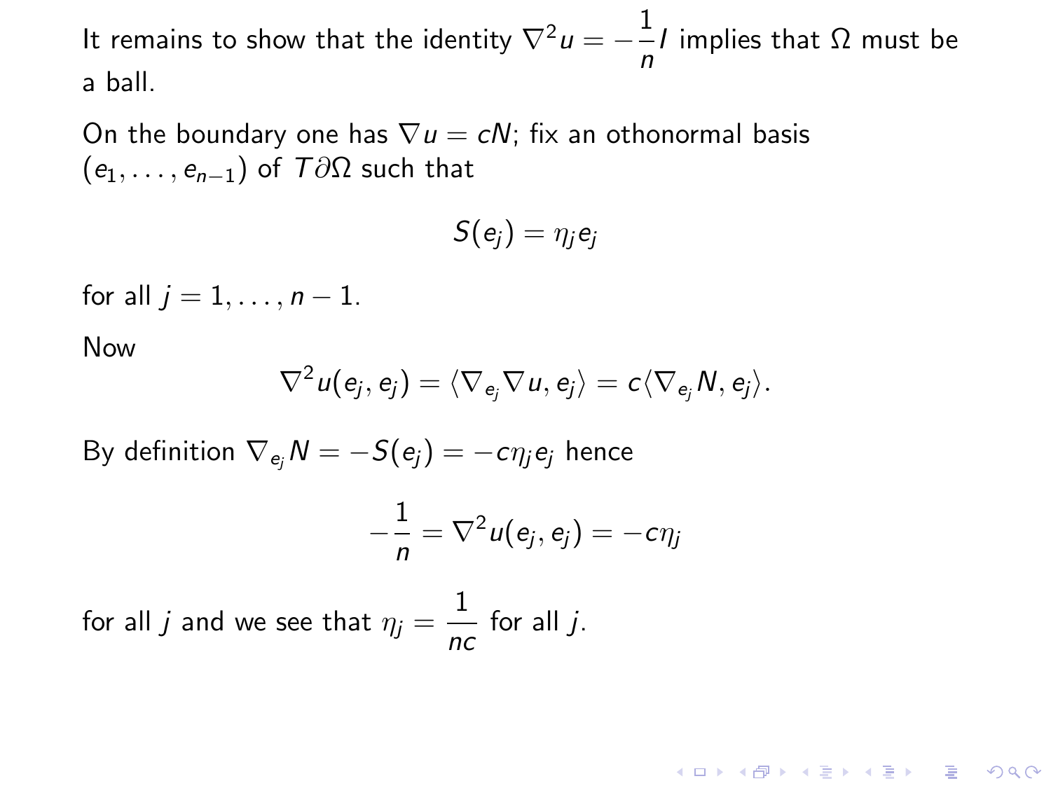It remains to show that the identity $\nabla^2 u = -\frac{1}{n} I$ implies that $\Omega$ must be a ball.

On the boundary one has $\nabla u = cN$; fix an othonormal basis $(e_1, \dots, e_{n-1})$ of $T\partial\Omega$ such that

$$S(e_j) = \eta_j e_j$$

for all $j = 1, \dots, n-1$.

Now

$$\nabla^2 u(e_j, e_j) = \langle \nabla_{e_j} \nabla u, e_j \rangle = c \langle \nabla_{e_j} N, e_j \rangle.$$

By definition $\nabla_{e_j} N = -S(e_j) = -c\eta_j e_j$ hence

$$-\frac{1}{n} = \nabla^2 u(e_j, e_j) = -c\eta_j$$

for all $j$ and we see that $\eta_j = \frac{1}{nc}$ for all $j$.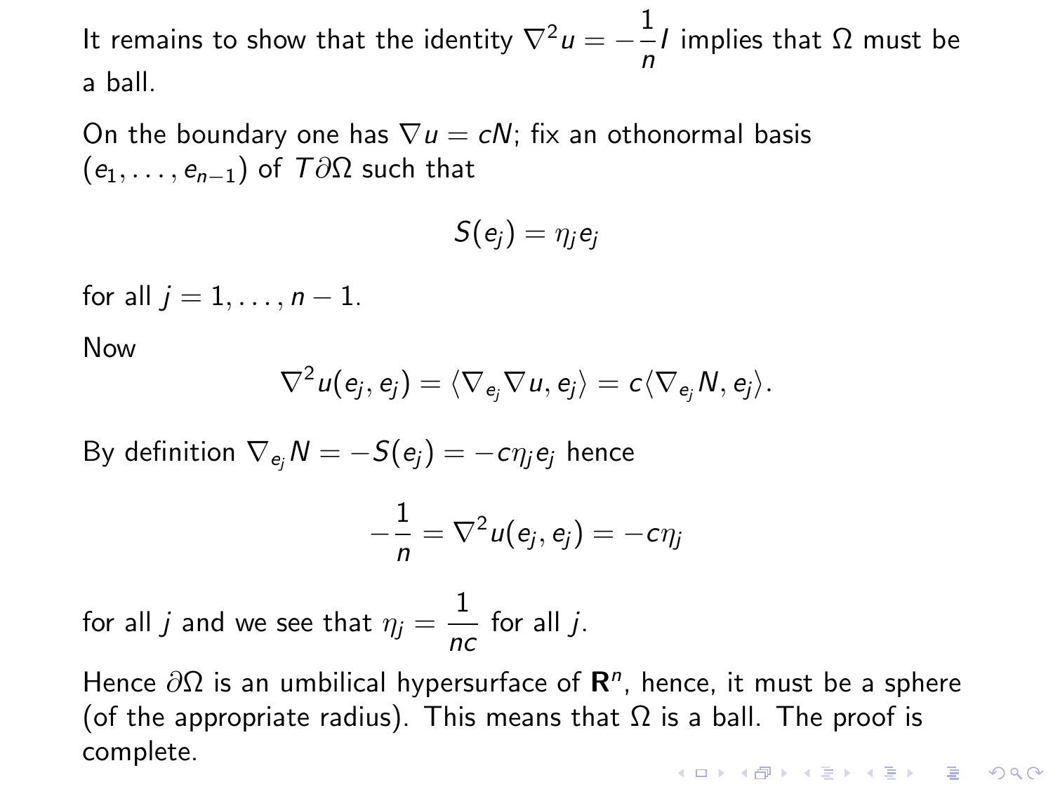It remains to show that the identity $\nabla^2 u = -\dfrac{1}{n} I$ implies that $\Omega$ must be a ball.

On the boundary one has $\nabla u = cN$; fix an othonormal basis $(e_1, \dots, e_{n-1})$ of $T\partial\Omega$ such that

$$S(e_j) = \eta_j e_j$$

for all $j = 1, \dots, n-1$.

Now

$$\nabla^2 u(e_j, e_j) = \langle \nabla_{e_j} \nabla u, e_j \rangle = c \langle \nabla_{e_j} N, e_j \rangle.$$

By definition $\nabla_{e_j} N = -S(e_j) = -c\eta_j e_j$ hence

$$-\frac{1}{n} = \nabla^2 u(e_j, e_j) = -c\eta_j$$

for all $j$ and we see that $\eta_j = \dfrac{1}{nc}$ for all $j$.

Hence $\partial\Omega$ is an umbilical hypersurface of $\mathbf{R}^n$, hence, it must be a sphere (of the appropriate radius). This means that $\Omega$ is a ball. The proof is complete.